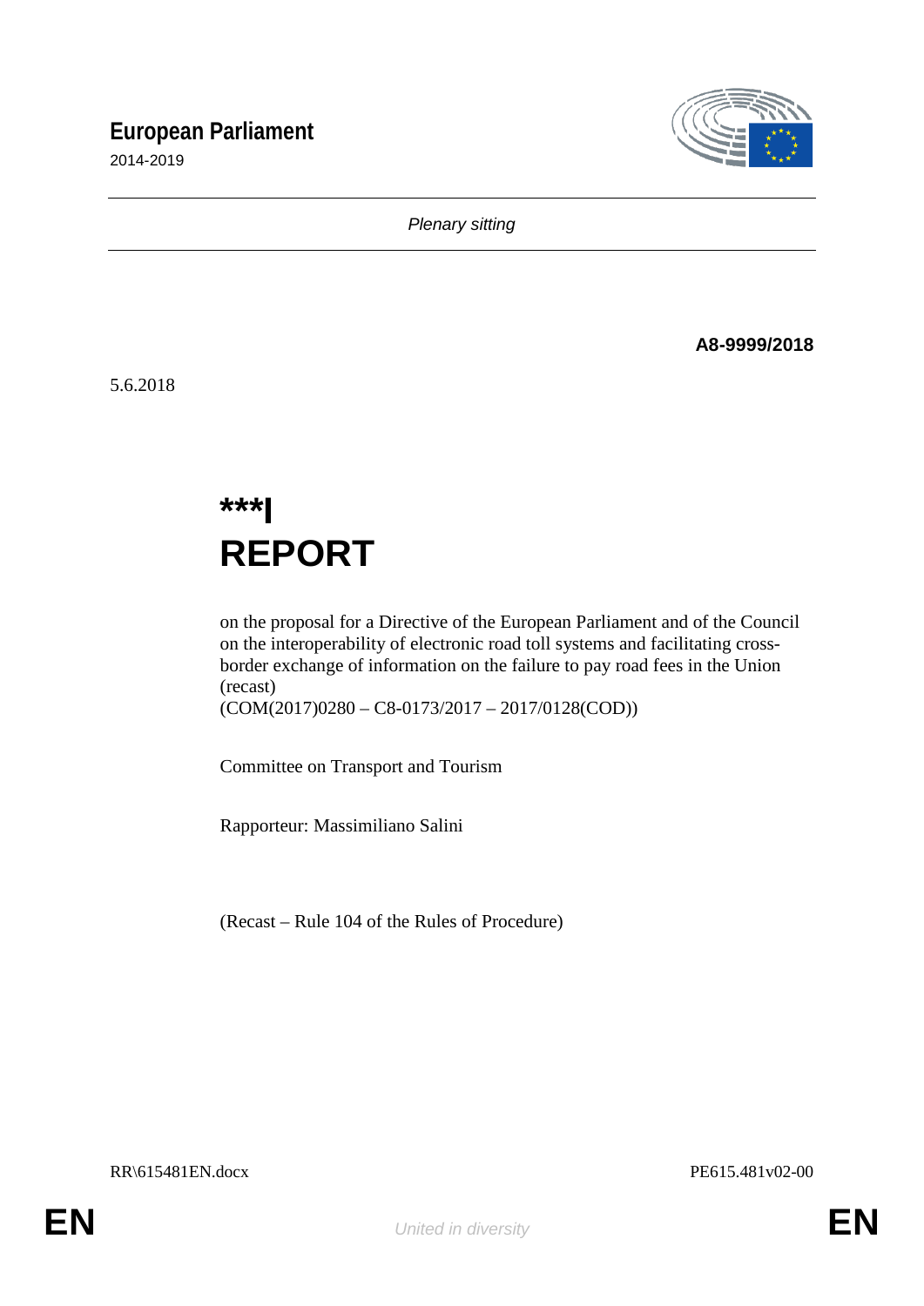# European Parliament

2014-2019

*Plenary sitting*

**A8-9999/2018**

5.6.2018

# ***I
# REPORT

on the proposal for a Directive of the European Parliament and of the Council on the interoperability of electronic road toll systems and facilitating cross-border exchange of information on the failure to pay road fees in the Union (recast)
(COM(2017)0280 – C8-0173/2017 – 2017/0128(COD))

Committee on Transport and Tourism

Rapporteur: Massimiliano Salini

(Recast – Rule 104 of the Rules of Procedure)

RR\615481EN.docx PE615.481v02-00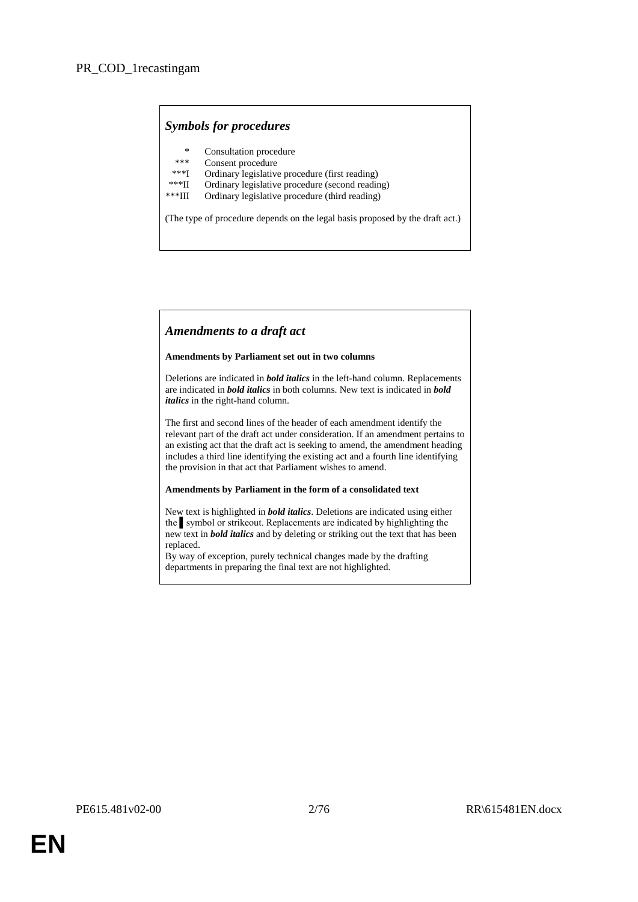PR_COD_1recastingam

### *Symbols for procedures*

| | |
|---|---|
| * | Consultation procedure |
| *** | Consent procedure |
| ***I | Ordinary legislative procedure (first reading) |
| ***II | Ordinary legislative procedure (second reading) |
| ***III | Ordinary legislative procedure (third reading) |

(The type of procedure depends on the legal basis proposed by the draft act.)

### *Amendments to a draft act*

**Amendments by Parliament set out in two columns**

Deletions are indicated in ***bold italics*** in the left-hand column. Replacements are indicated in ***bold italics*** in both columns. New text is indicated in ***bold italics*** in the right-hand column.

The first and second lines of the header of each amendment identify the relevant part of the draft act under consideration. If an amendment pertains to an existing act that the draft act is seeking to amend, the amendment heading includes a third line identifying the existing act and a fourth line identifying the provision in that act that Parliament wishes to amend.

**Amendments by Parliament in the form of a consolidated text**

New text is highlighted in ***bold italics***. Deletions are indicated using either the ▌symbol or strikeout. Replacements are indicated by highlighting the new text in ***bold italics*** and by deleting or striking out the text that has been replaced.

By way of exception, purely technical changes made by the drafting departments in preparing the final text are not highlighted.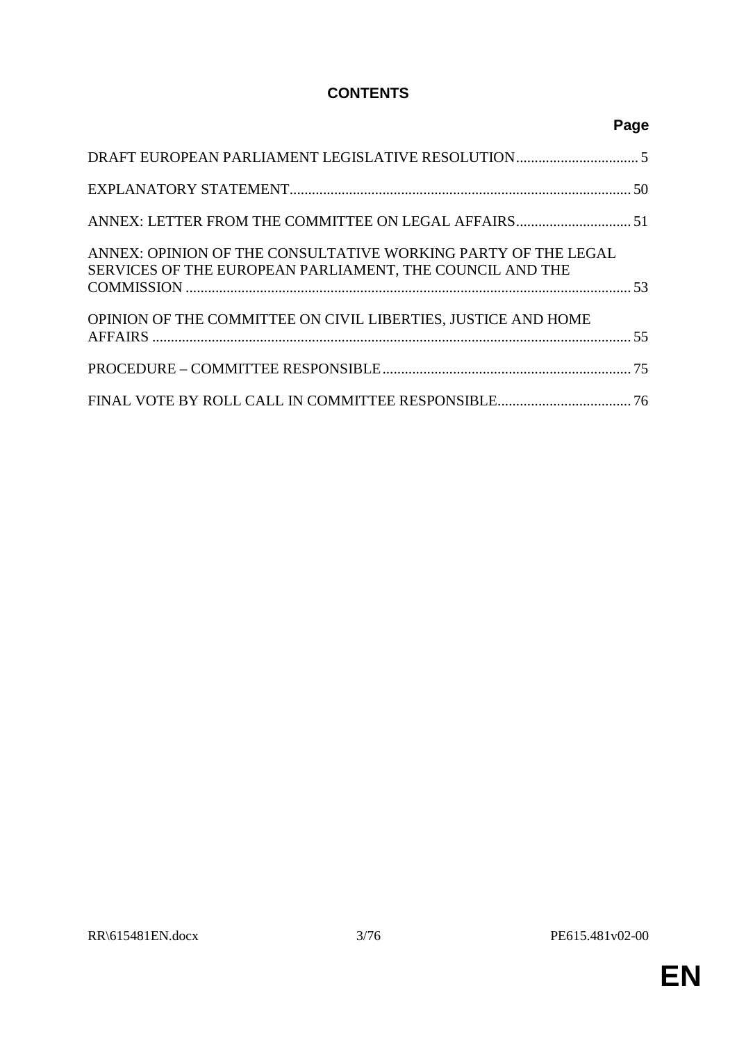# CONTENTS

| | Page |
|---|---|
| DRAFT EUROPEAN PARLIAMENT LEGISLATIVE RESOLUTION | 5 |
| EXPLANATORY STATEMENT | 50 |
| ANNEX: LETTER FROM THE COMMITTEE ON LEGAL AFFAIRS | 51 |
| ANNEX: OPINION OF THE CONSULTATIVE WORKING PARTY OF THE LEGAL SERVICES OF THE EUROPEAN PARLIAMENT, THE COUNCIL AND THE COMMISSION | 53 |
| OPINION OF THE COMMITTEE ON CIVIL LIBERTIES, JUSTICE AND HOME AFFAIRS | 55 |
| PROCEDURE – COMMITTEE RESPONSIBLE | 75 |
| FINAL VOTE BY ROLL CALL IN COMMITTEE RESPONSIBLE | 76 |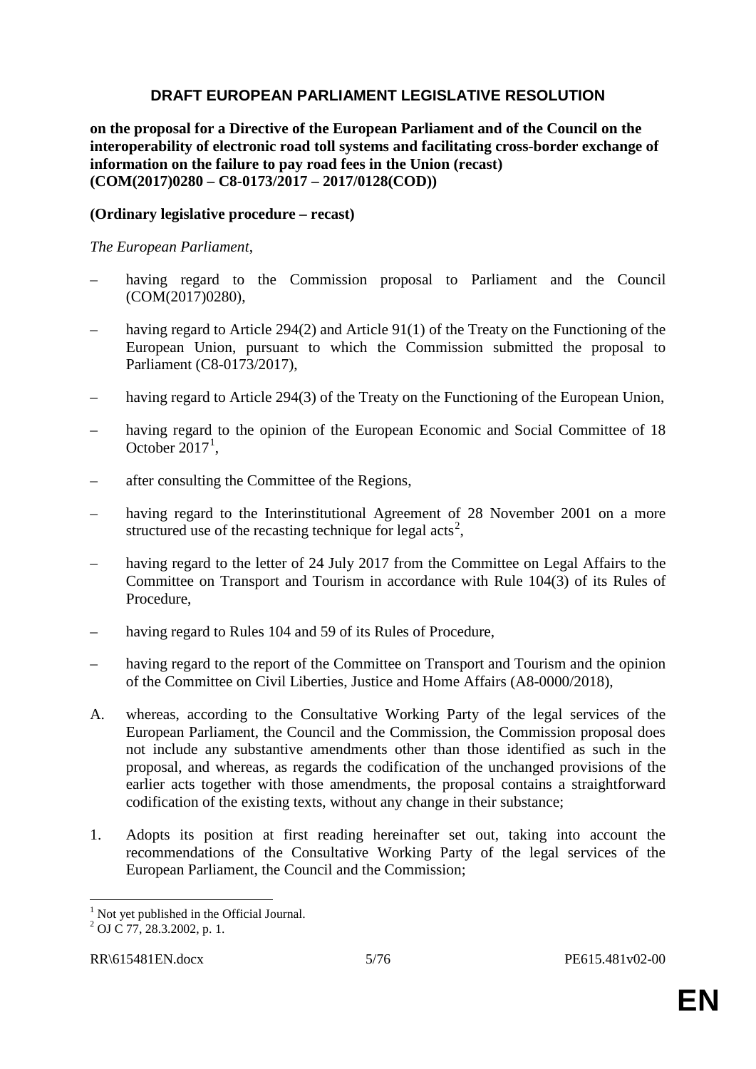# DRAFT EUROPEAN PARLIAMENT LEGISLATIVE RESOLUTION

**on the proposal for a Directive of the European Parliament and of the Council on the interoperability of electronic road toll systems and facilitating cross-border exchange of information on the failure to pay road fees in the Union (recast) (COM(2017)0280 – C8-0173/2017 – 2017/0128(COD))**

**(Ordinary legislative procedure – recast)**

*The European Parliament*,

– having regard to the Commission proposal to Parliament and the Council (COM(2017)0280),

– having regard to Article 294(2) and Article 91(1) of the Treaty on the Functioning of the European Union, pursuant to which the Commission submitted the proposal to Parliament (C8-0173/2017),

– having regard to Article 294(3) of the Treaty on the Functioning of the European Union,

– having regard to the opinion of the European Economic and Social Committee of 18 October 2017[1],

– after consulting the Committee of the Regions,

– having regard to the Interinstitutional Agreement of 28 November 2001 on a more structured use of the recasting technique for legal acts[2],

– having regard to the letter of 24 July 2017 from the Committee on Legal Affairs to the Committee on Transport and Tourism in accordance with Rule 104(3) of its Rules of Procedure,

– having regard to Rules 104 and 59 of its Rules of Procedure,

– having regard to the report of the Committee on Transport and Tourism and the opinion of the Committee on Civil Liberties, Justice and Home Affairs (A8-0000/2018),

A. whereas, according to the Consultative Working Party of the legal services of the European Parliament, the Council and the Commission, the Commission proposal does not include any substantive amendments other than those identified as such in the proposal, and whereas, as regards the codification of the unchanged provisions of the earlier acts together with those amendments, the proposal contains a straightforward codification of the existing texts, without any change in their substance;

1. Adopts its position at first reading hereinafter set out, taking into account the recommendations of the Consultative Working Party of the legal services of the European Parliament, the Council and the Commission;

---

[1] Not yet published in the Official Journal.

[2] OJ C 77, 28.3.2002, p. 1.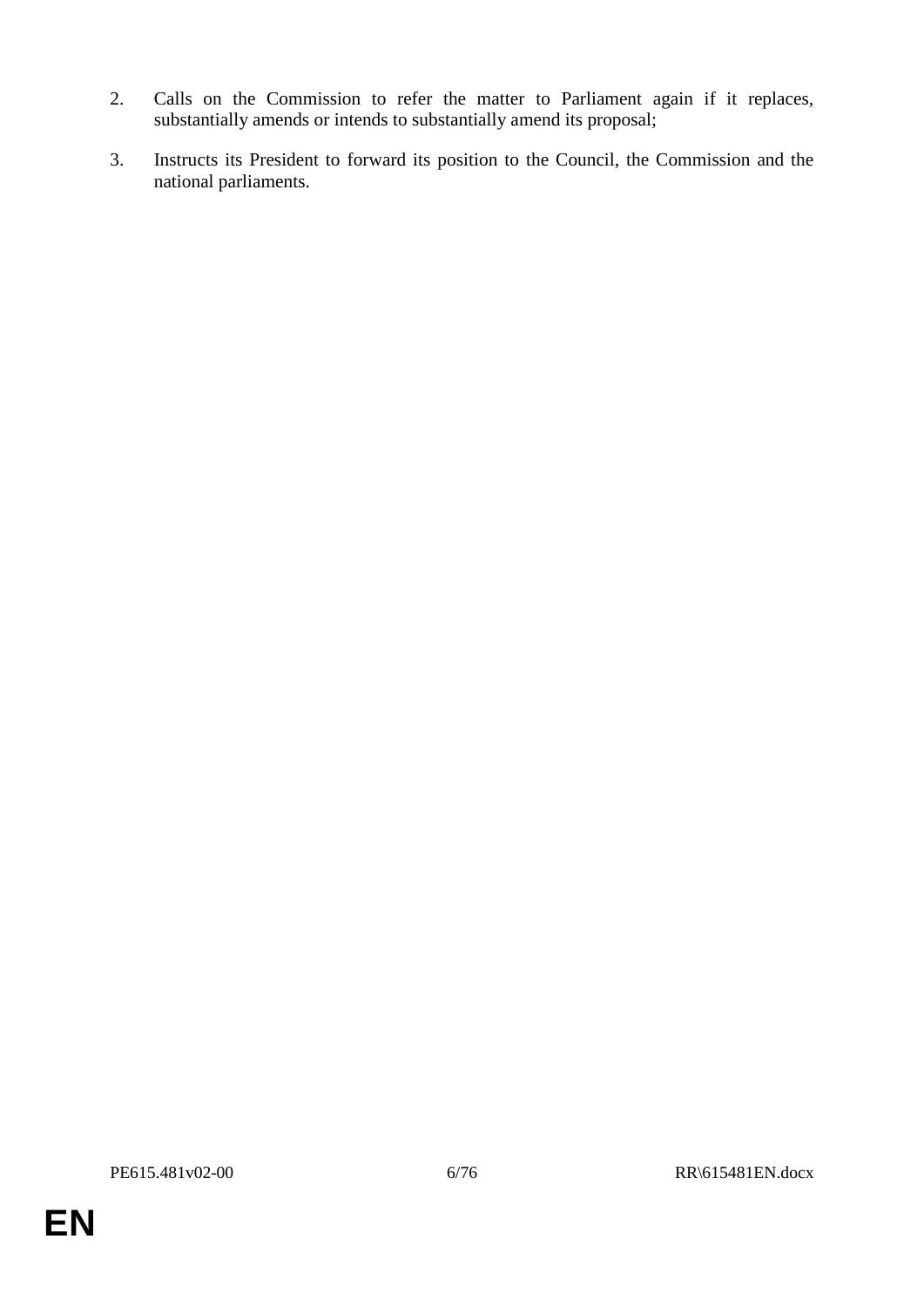2. Calls on the Commission to refer the matter to Parliament again if it replaces, substantially amends or intends to substantially amend its proposal;

3. Instructs its President to forward its position to the Council, the Commission and the national parliaments.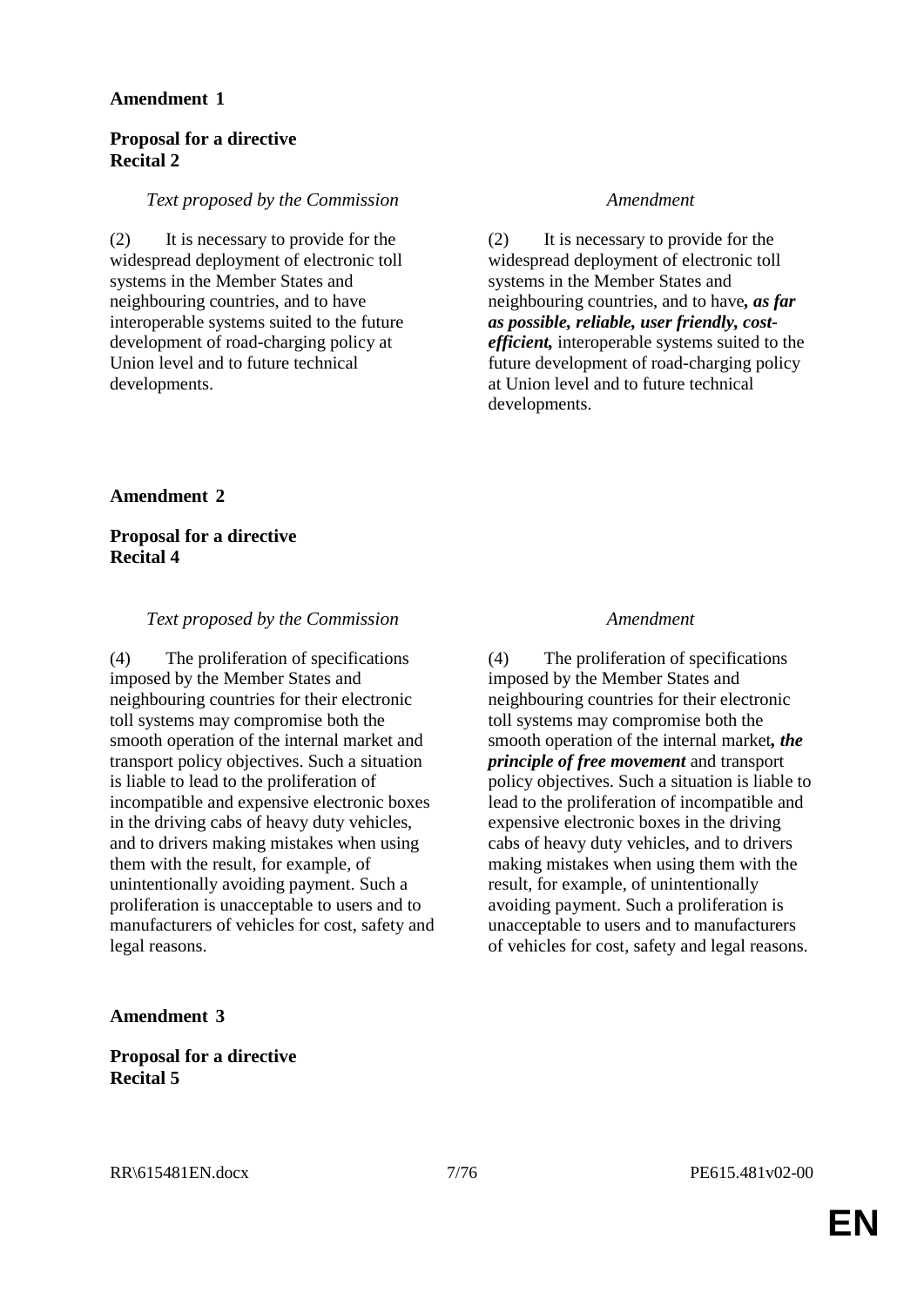**Amendment 1**

**Proposal for a directive**
**Recital 2**

| *Text proposed by the Commission* | *Amendment* |
|---|---|
| (2) It is necessary to provide for the widespread deployment of electronic toll systems in the Member States and neighbouring countries, and to have interoperable systems suited to the future development of road-charging policy at Union level and to future technical developments. | (2) It is necessary to provide for the widespread deployment of electronic toll systems in the Member States and neighbouring countries, and to have***, as far as possible, reliable, user friendly, cost-efficient,*** interoperable systems suited to the future development of road-charging policy at Union level and to future technical developments. |

**Amendment 2**

**Proposal for a directive**
**Recital 4**

| *Text proposed by the Commission* | *Amendment* |
|---|---|
| (4) The proliferation of specifications imposed by the Member States and neighbouring countries for their electronic toll systems may compromise both the smooth operation of the internal market and transport policy objectives. Such a situation is liable to lead to the proliferation of incompatible and expensive electronic boxes in the driving cabs of heavy duty vehicles, and to drivers making mistakes when using them with the result, for example, of unintentionally avoiding payment. Such a proliferation is unacceptable to users and to manufacturers of vehicles for cost, safety and legal reasons. | (4) The proliferation of specifications imposed by the Member States and neighbouring countries for their electronic toll systems may compromise both the smooth operation of the internal market***, the principle of free movement*** and transport policy objectives. Such a situation is liable to lead to the proliferation of incompatible and expensive electronic boxes in the driving cabs of heavy duty vehicles, and to drivers making mistakes when using them with the result, for example, of unintentionally avoiding payment. Such a proliferation is unacceptable to users and to manufacturers of vehicles for cost, safety and legal reasons. |

**Amendment 3**

**Proposal for a directive**
**Recital 5**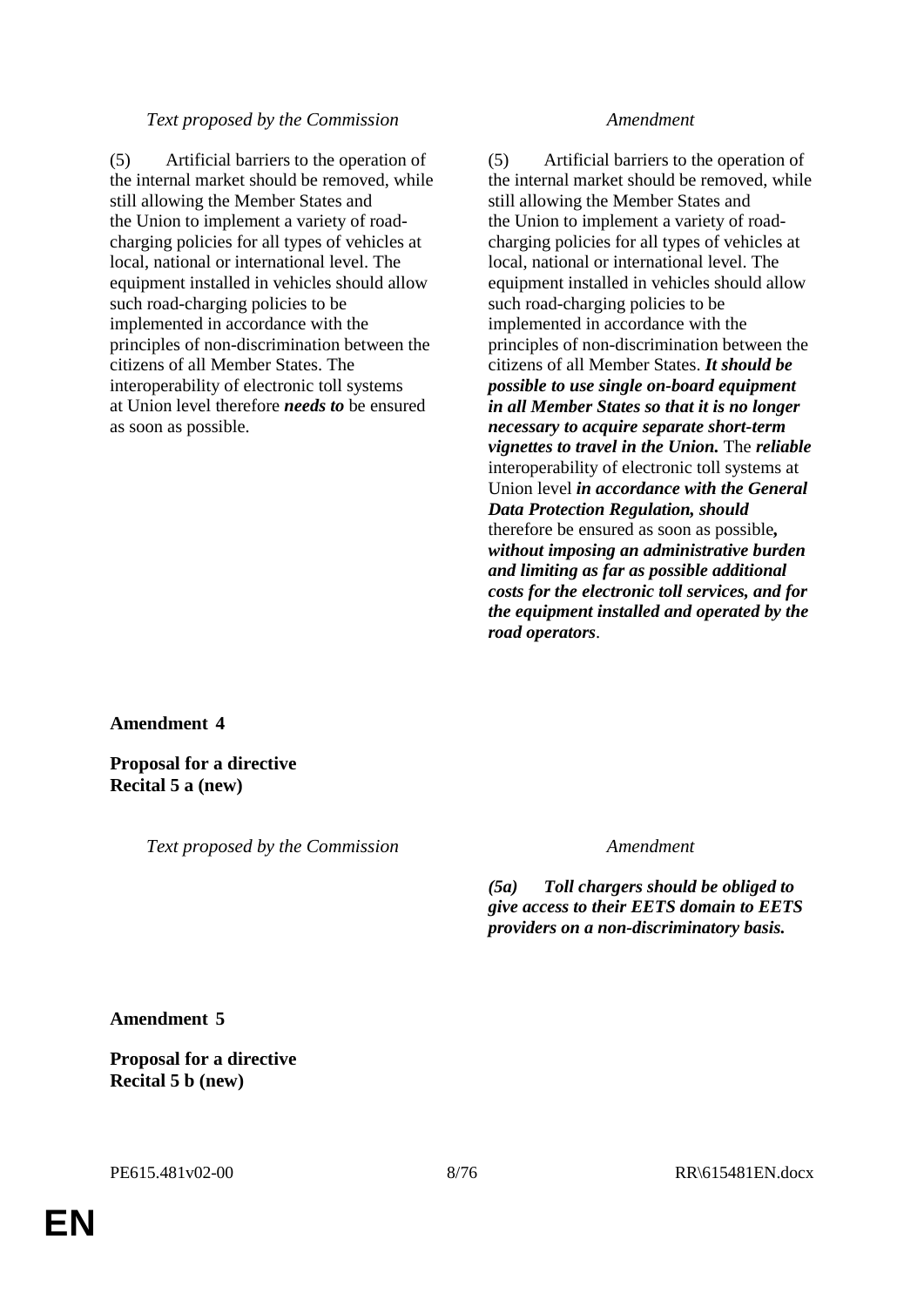| Text proposed by the Commission | Amendment |
|---|---|
| (5) Artificial barriers to the operation of the internal market should be removed, while still allowing the Member States and the Union to implement a variety of road-charging policies for all types of vehicles at local, national or international level. The equipment installed in vehicles should allow such road-charging policies to be implemented in accordance with the principles of non-discrimination between the citizens of all Member States. The interoperability of electronic toll systems at Union level therefore ***needs to*** be ensured as soon as possible. | (5) Artificial barriers to the operation of the internal market should be removed, while still allowing the Member States and the Union to implement a variety of road-charging policies for all types of vehicles at local, national or international level. The equipment installed in vehicles should allow such road-charging policies to be implemented in accordance with the principles of non-discrimination between the citizens of all Member States. ***It should be possible to use single on-board equipment in all Member States so that it is no longer necessary to acquire separate short-term vignettes to travel in the Union.*** The ***reliable*** interoperability of electronic toll systems at Union level ***in accordance with the General Data Protection Regulation, should*** therefore be ensured as soon as possible***, without imposing an administrative burden and limiting as far as possible additional costs for the electronic toll services, and for the equipment installed and operated by the road operators***. |

**Amendment 4**

**Proposal for a directive**
**Recital 5 a (new)**

| Text proposed by the Commission | Amendment |
|---|---|
| | ***(5a) Toll chargers should be obliged to give access to their EETS domain to EETS providers on a non-discriminatory basis.*** |

**Amendment 5**

**Proposal for a directive**
**Recital 5 b (new)**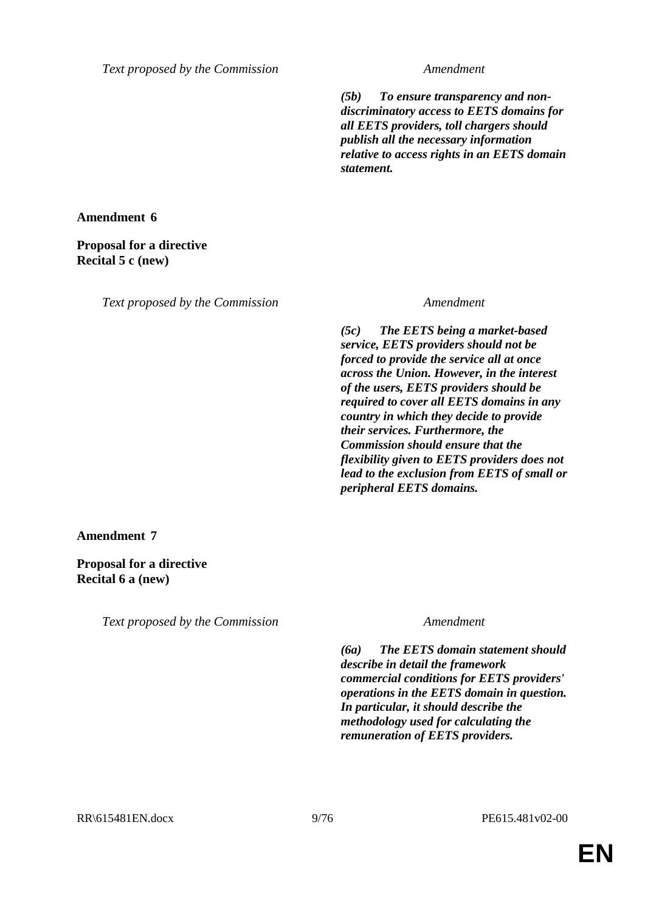| Text proposed by the Commission | Amendment |
|---|---|
| | ***(5b) To ensure transparency and non-discriminatory access to EETS domains for all EETS providers, toll chargers should publish all the necessary information relative to access rights in an EETS domain statement.*** |

**Amendment 6**

**Proposal for a directive**
**Recital 5 c (new)**

| Text proposed by the Commission | Amendment |
|---|---|
| | ***(5c) The EETS being a market-based service, EETS providers should not be forced to provide the service all at once across the Union. However, in the interest of the users, EETS providers should be required to cover all EETS domains in any country in which they decide to provide their services. Furthermore, the Commission should ensure that the flexibility given to EETS providers does not lead to the exclusion from EETS of small or peripheral EETS domains.*** |

**Amendment 7**

**Proposal for a directive**
**Recital 6 a (new)**

| Text proposed by the Commission | Amendment |
|---|---|
| | ***(6a) The EETS domain statement should describe in detail the framework commercial conditions for EETS providers' operations in the EETS domain in question. In particular, it should describe the methodology used for calculating the remuneration of EETS providers.*** |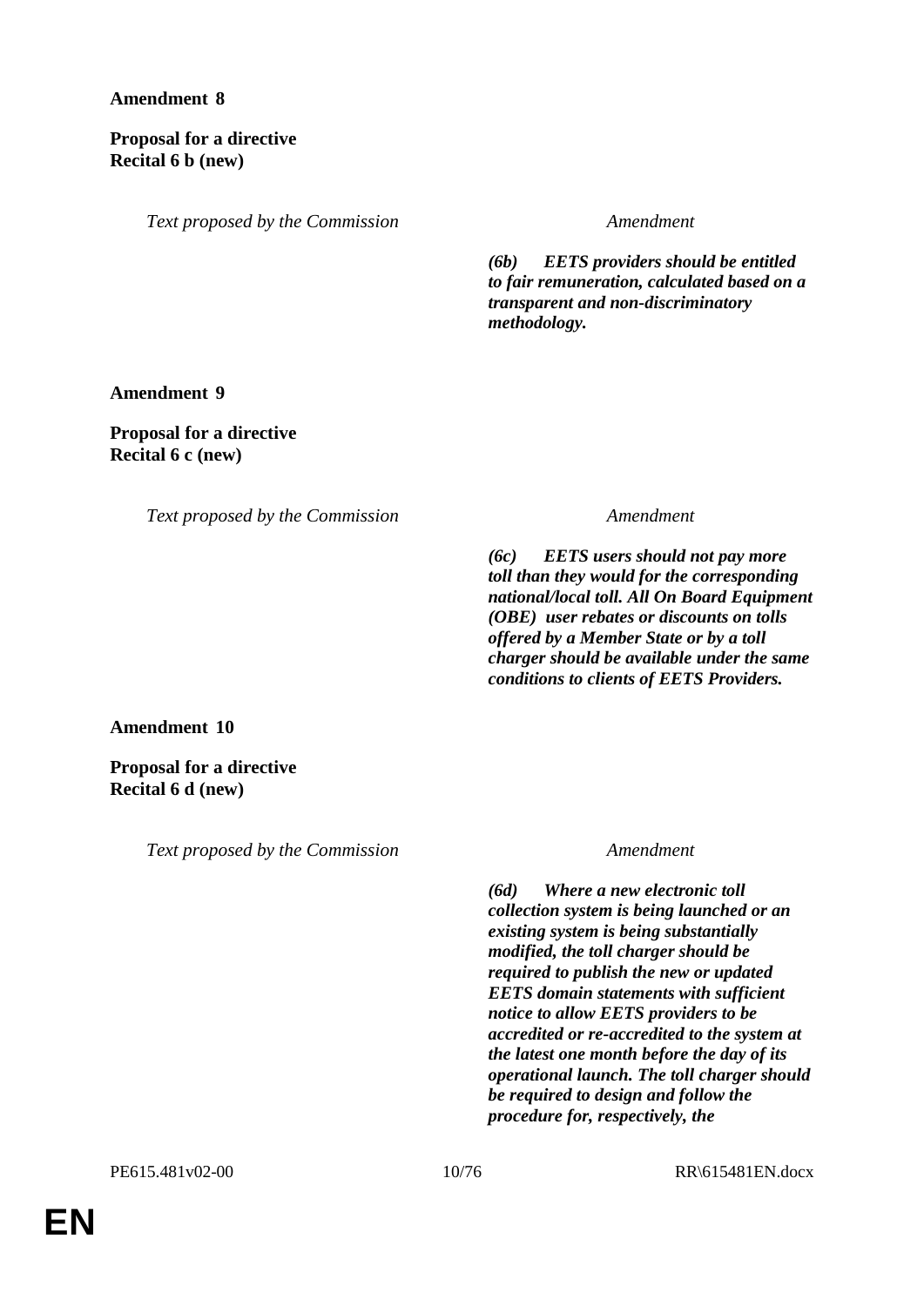**Amendment 8**

**Proposal for a directive**
**Recital 6 b (new)**

| *Text proposed by the Commission* | *Amendment* |
|---|---|
| | ***(6b) EETS providers should be entitled to fair remuneration, calculated based on a transparent and non-discriminatory methodology.*** |

**Amendment 9**

**Proposal for a directive**
**Recital 6 c (new)**

| *Text proposed by the Commission* | *Amendment* |
|---|---|
| | ***(6c) EETS users should not pay more toll than they would for the corresponding national/local toll. All On Board Equipment (OBE) user rebates or discounts on tolls offered by a Member State or by a toll charger should be available under the same conditions to clients of EETS Providers.*** |

**Amendment 10**

**Proposal for a directive**
**Recital 6 d (new)**

| *Text proposed by the Commission* | *Amendment* |
|---|---|
| | ***(6d) Where a new electronic toll collection system is being launched or an existing system is being substantially modified, the toll charger should be required to publish the new or updated EETS domain statements with sufficient notice to allow EETS providers to be accredited or re-accredited to the system at the latest one month before the day of its operational launch. The toll charger should be required to design and follow the procedure for, respectively, the*** |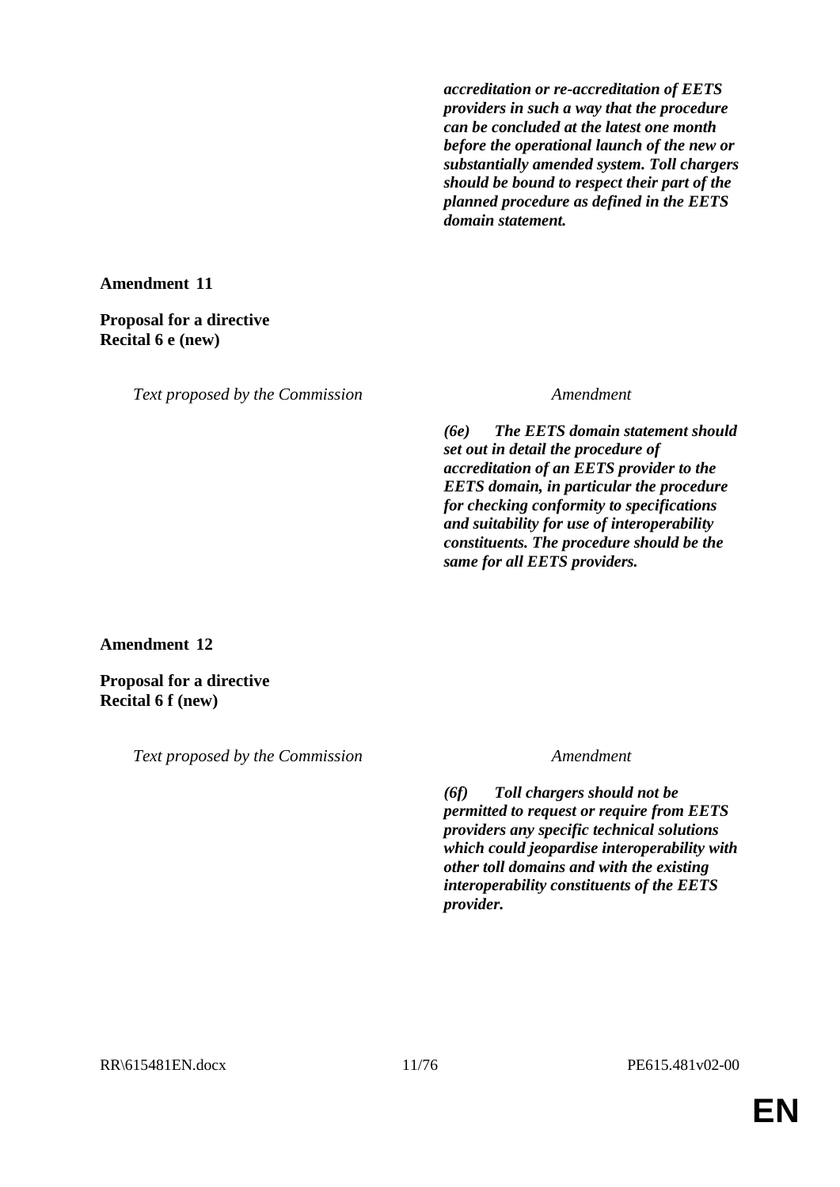| Text proposed by the Commission | Amendment |
|---|---|
| | ***accreditation or re-accreditation of EETS providers in such a way that the procedure can be concluded at the latest one month before the operational launch of the new or substantially amended system. Toll chargers should be bound to respect their part of the planned procedure as defined in the EETS domain statement.*** |

**Amendment 11**

**Proposal for a directive**
**Recital 6 e (new)**

| *Text proposed by the Commission* | *Amendment* |
|---|---|
| | ***(6e) The EETS domain statement should set out in detail the procedure of accreditation of an EETS provider to the EETS domain, in particular the procedure for checking conformity to specifications and suitability for use of interoperability constituents. The procedure should be the same for all EETS providers.*** |

**Amendment 12**

**Proposal for a directive**
**Recital 6 f (new)**

| *Text proposed by the Commission* | *Amendment* |
|---|---|
| | ***(6f) Toll chargers should not be permitted to request or require from EETS providers any specific technical solutions which could jeopardise interoperability with other toll domains and with the existing interoperability constituents of the EETS provider.*** |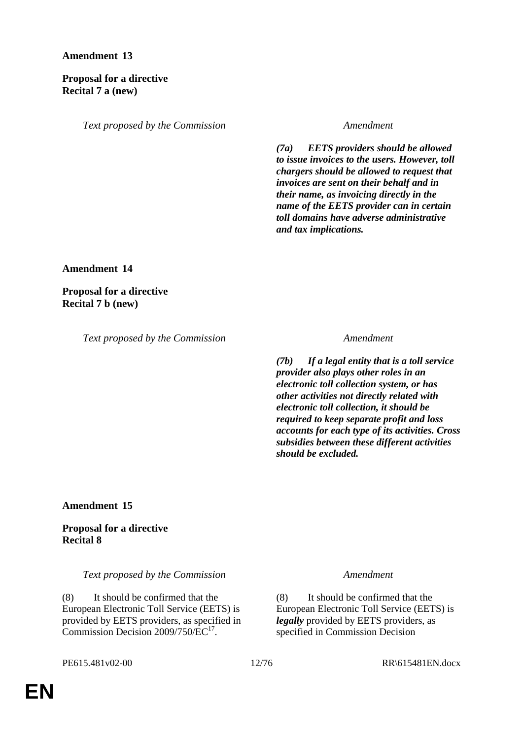**Amendment 13**

**Proposal for a directive**
**Recital 7 a (new)**

| *Text proposed by the Commission* | *Amendment* |
|---|---|
| | ***(7a) EETS providers should be allowed to issue invoices to the users. However, toll chargers should be allowed to request that invoices are sent on their behalf and in their name, as invoicing directly in the name of the EETS provider can in certain toll domains have adverse administrative and tax implications.*** |

**Amendment 14**

**Proposal for a directive**
**Recital 7 b (new)**

| *Text proposed by the Commission* | *Amendment* |
|---|---|
| | ***(7b) If a legal entity that is a toll service provider also plays other roles in an electronic toll collection system, or has other activities not directly related with electronic toll collection, it should be required to keep separate profit and loss accounts for each type of its activities. Cross subsidies between these different activities should be excluded.*** |

**Amendment 15**

**Proposal for a directive**
**Recital 8**

| *Text proposed by the Commission* | *Amendment* |
|---|---|
| (8) It should be confirmed that the European Electronic Toll Service (EETS) is provided by EETS providers, as specified in Commission Decision 2009/750/EC[17]. | (8) It should be confirmed that the European Electronic Toll Service (EETS) is ***legally*** provided by EETS providers, as specified in Commission Decision |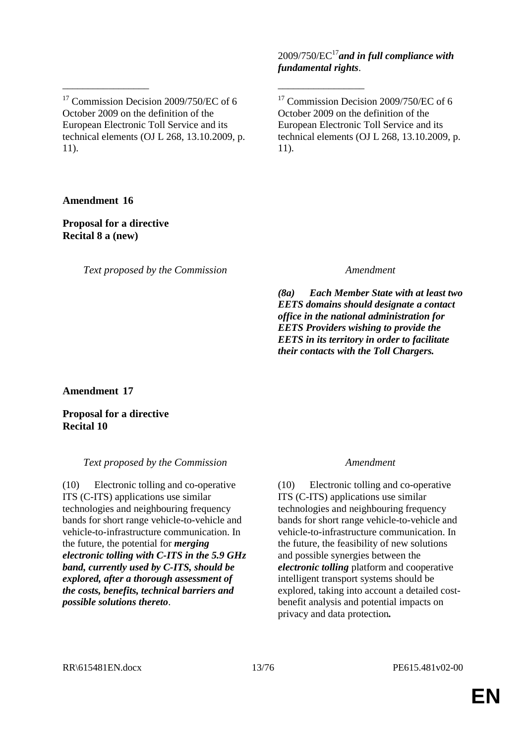| | 2009/750/EC[17] ***and in full compliance with fundamental rights***. |
|---|---|

_________________

[17] Commission Decision 2009/750/EC of 6 October 2009 on the definition of the European Electronic Toll Service and its technical elements (OJ L 268, 13.10.2009, p. 11).

_________________

[17] Commission Decision 2009/750/EC of 6 October 2009 on the definition of the European Electronic Toll Service and its technical elements (OJ L 268, 13.10.2009, p. 11).

**Amendment 16**

**Proposal for a directive**
**Recital 8 a (new)**

| *Text proposed by the Commission* | *Amendment* |
|---|---|
| | ***(8a) Each Member State with at least two EETS domains should designate a contact office in the national administration for EETS Providers wishing to provide the EETS in its territory in order to facilitate their contacts with the Toll Chargers.*** |

**Amendment 17**

**Proposal for a directive**
**Recital 10**

| *Text proposed by the Commission* | *Amendment* |
|---|---|
| (10) Electronic tolling and co-operative ITS (C-ITS) applications use similar technologies and neighbouring frequency bands for short range vehicle-to-vehicle and vehicle-to-infrastructure communication. In the future, the potential for ***merging electronic tolling with C-ITS in the 5.9 GHz band, currently used by C-ITS, should be explored, after a thorough assessment of the costs, benefits, technical barriers and possible solutions thereto***. | (10) Electronic tolling and co-operative ITS (C-ITS) applications use similar technologies and neighbouring frequency bands for short range vehicle-to-vehicle and vehicle-to-infrastructure communication. In the future, the feasibility of new solutions and possible synergies between the ***electronic tolling*** platform and cooperative intelligent transport systems should be explored, taking into account a detailed cost-benefit analysis and potential impacts on privacy and data protection***.*** |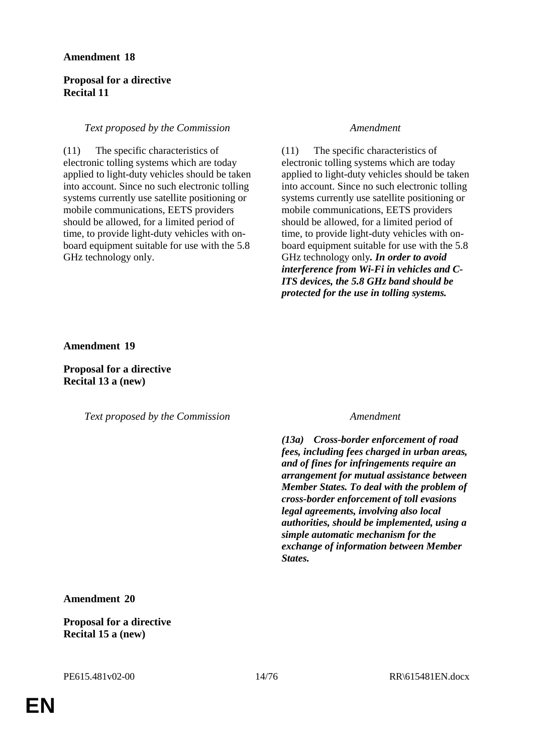**Amendment 18**

**Proposal for a directive**
**Recital 11**

| *Text proposed by the Commission* | *Amendment* |
|---|---|
| (11) The specific characteristics of electronic tolling systems which are today applied to light-duty vehicles should be taken into account. Since no such electronic tolling systems currently use satellite positioning or mobile communications, EETS providers should be allowed, for a limited period of time, to provide light-duty vehicles with on-board equipment suitable for use with the 5.8 GHz technology only. | (11) The specific characteristics of electronic tolling systems which are today applied to light-duty vehicles should be taken into account. Since no such electronic tolling systems currently use satellite positioning or mobile communications, EETS providers should be allowed, for a limited period of time, to provide light-duty vehicles with on-board equipment suitable for use with the 5.8 GHz technology only***. In order to avoid interference from Wi-Fi in vehicles and C-ITS devices, the 5.8 GHz band should be protected for the use in tolling systems.*** |

**Amendment 19**

**Proposal for a directive**
**Recital 13 a (new)**

| *Text proposed by the Commission* | *Amendment* |
|---|---|
| | ***(13a) Cross-border enforcement of road fees, including fees charged in urban areas, and of fines for infringements require an arrangement for mutual assistance between Member States. To deal with the problem of cross-border enforcement of toll evasions legal agreements, involving also local authorities, should be implemented, using a simple automatic mechanism for the exchange of information between Member States.*** |

**Amendment 20**

**Proposal for a directive**
**Recital 15 a (new)**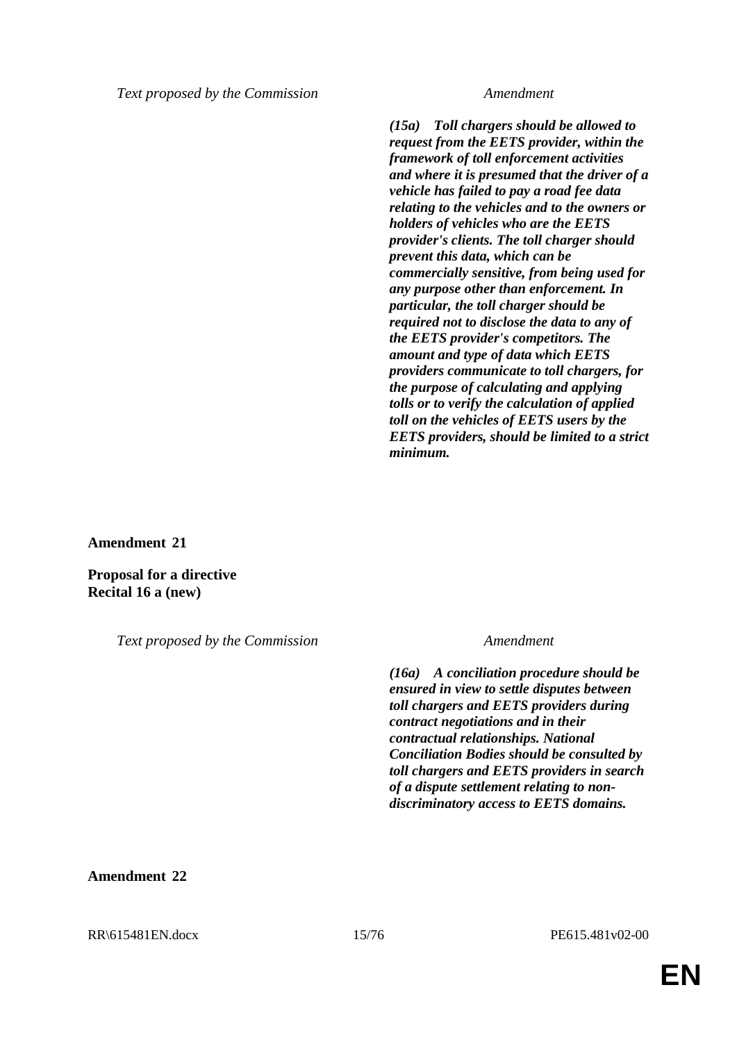| Text proposed by the Commission | Amendment |
|---|---|
| | ***(15a) Toll chargers should be allowed to request from the EETS provider, within the framework of toll enforcement activities and where it is presumed that the driver of a vehicle has failed to pay a road fee data relating to the vehicles and to the owners or holders of vehicles who are the EETS provider's clients. The toll charger should prevent this data, which can be commercially sensitive, from being used for any purpose other than enforcement. In particular, the toll charger should be required not to disclose the data to any of the EETS provider's competitors. The amount and type of data which EETS providers communicate to toll chargers, for the purpose of calculating and applying tolls or to verify the calculation of applied toll on the vehicles of EETS users by the EETS providers, should be limited to a strict minimum.*** |

**Amendment 21**

**Proposal for a directive**
**Recital 16 a (new)**

| Text proposed by the Commission | Amendment |
|---|---|
| | ***(16a) A conciliation procedure should be ensured in view to settle disputes between toll chargers and EETS providers during contract negotiations and in their contractual relationships. National Conciliation Bodies should be consulted by toll chargers and EETS providers in search of a dispute settlement relating to non-discriminatory access to EETS domains.*** |

**Amendment 22**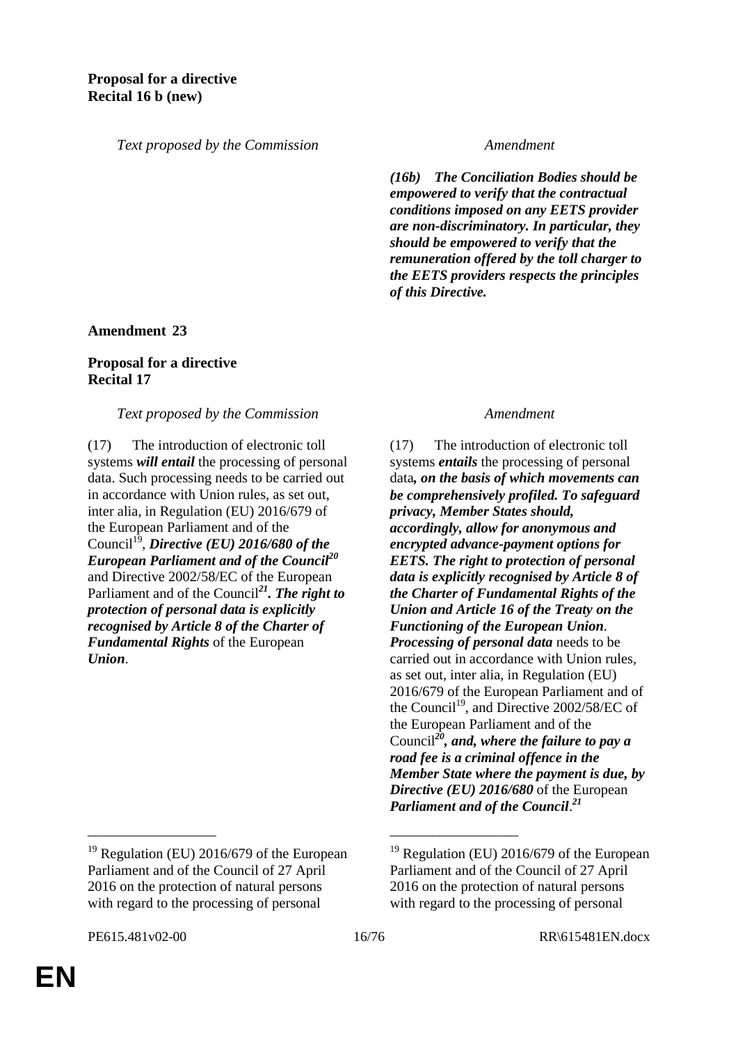**Proposal for a directive**
**Recital 16 b (new)**

| *Text proposed by the Commission* | *Amendment* |
|---|---|
| | ***(16b) The Conciliation Bodies should be empowered to verify that the contractual conditions imposed on any EETS provider are non-discriminatory. In particular, they should be empowered to verify that the remuneration offered by the toll charger to the EETS providers respects the principles of this Directive.*** |

**Amendment 23**

**Proposal for a directive**
**Recital 17**

| *Text proposed by the Commission* | *Amendment* |
|---|---|
| (17) The introduction of electronic toll systems ***will entail*** the processing of personal data. Such processing needs to be carried out in accordance with Union rules, as set out, inter alia, in Regulation (EU) 2016/679 of the European Parliament and of the Council[19], ***Directive (EU) 2016/680 of the European Parliament and of the Council[20]*** and Directive 2002/58/EC of the European Parliament and of the Council[***21***]***. The right to protection of personal data is explicitly recognised by Article 8 of the Charter of Fundamental Rights*** of the European ***Union***. | (17) The introduction of electronic toll systems ***entails*** the processing of personal data***, on the basis of which movements can be comprehensively profiled. To safeguard privacy, Member States should, accordingly, allow for anonymous and encrypted advance-payment options for EETS. The right to protection of personal data is explicitly recognised by Article 8 of the Charter of Fundamental Rights of the Union and Article 16 of the Treaty on the Functioning of the European Union***. ***Processing of personal data*** needs to be carried out in accordance with Union rules, as set out, inter alia, in Regulation (EU) 2016/679 of the European Parliament and of the Council[19], and Directive 2002/58/EC of the European Parliament and of the Council[***20***]***, and, where the failure to pay a road fee is a criminal offence in the Member State where the payment is due, by Directive (EU) 2016/680*** of the European ***Parliament and of the Council***.[***21***] |

_________________

[19] Regulation (EU) 2016/679 of the European Parliament and of the Council of 27 April 2016 on the protection of natural persons with regard to the processing of personal

_________________

[19] Regulation (EU) 2016/679 of the European Parliament and of the Council of 27 April 2016 on the protection of natural persons with regard to the processing of personal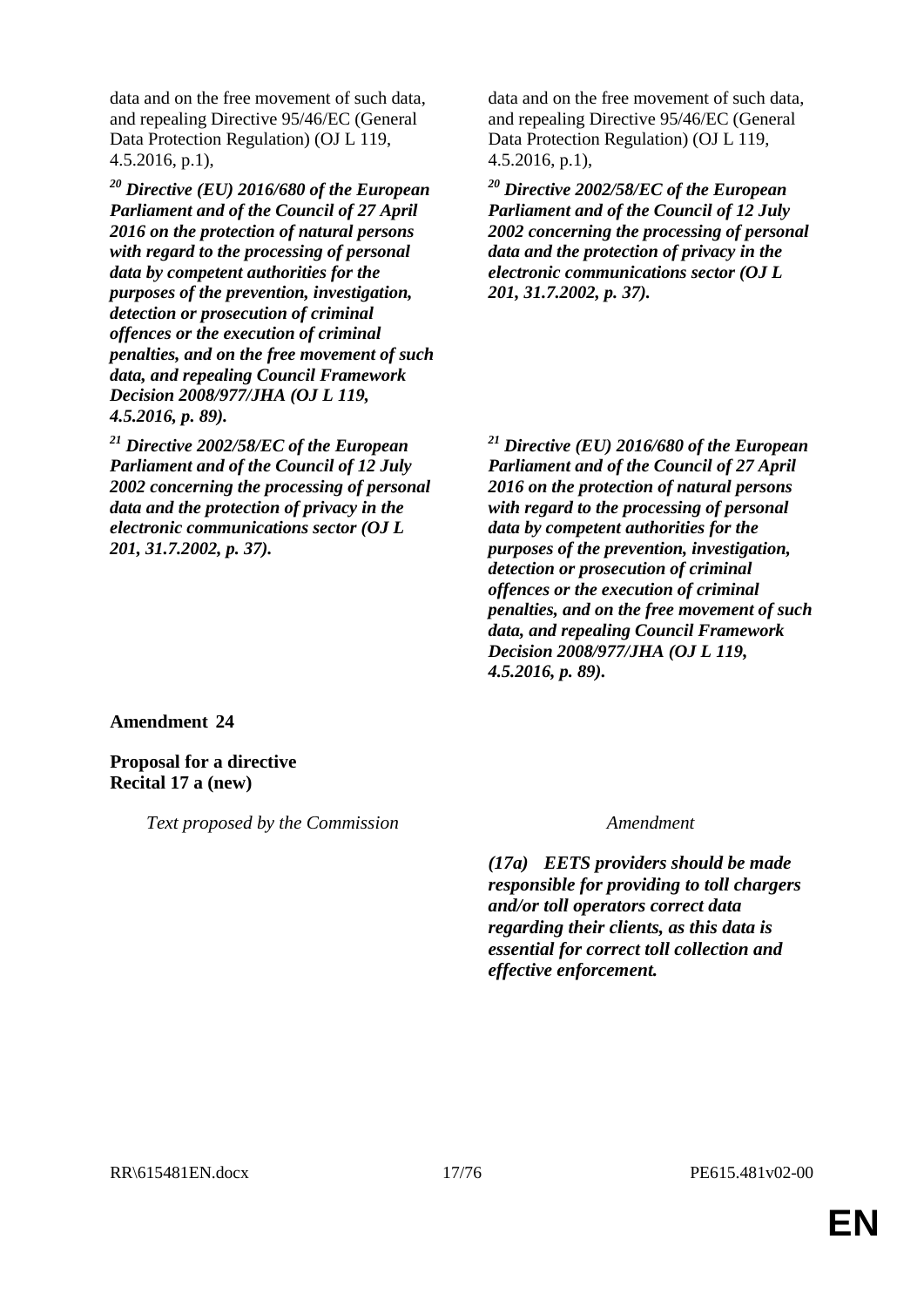| Text proposed by the Commission | Amendment |
|---|---|
| data and on the free movement of such data, and repealing Directive 95/46/EC (General Data Protection Regulation) (OJ L 119, 4.5.2016, p.1), | data and on the free movement of such data, and repealing Directive 95/46/EC (General Data Protection Regulation) (OJ L 119, 4.5.2016, p.1), |
| [20] ***Directive (EU) 2016/680 of the European Parliament and of the Council of 27 April 2016 on the protection of natural persons with regard to the processing of personal data by competent authorities for the purposes of the prevention, investigation, detection or prosecution of criminal offences or the execution of criminal penalties, and on the free movement of such data, and repealing Council Framework Decision 2008/977/JHA (OJ L 119, 4.5.2016, p. 89).*** | [20] ***Directive 2002/58/EC of the European Parliament and of the Council of 12 July 2002 concerning the processing of personal data and the protection of privacy in the electronic communications sector (OJ L 201, 31.7.2002, p. 37).*** |
| [21] ***Directive 2002/58/EC of the European Parliament and of the Council of 12 July 2002 concerning the processing of personal data and the protection of privacy in the electronic communications sector (OJ L 201, 31.7.2002, p. 37).*** | [21] ***Directive (EU) 2016/680 of the European Parliament and of the Council of 27 April 2016 on the protection of natural persons with regard to the processing of personal data by competent authorities for the purposes of the prevention, investigation, detection or prosecution of criminal offences or the execution of criminal penalties, and on the free movement of such data, and repealing Council Framework Decision 2008/977/JHA (OJ L 119, 4.5.2016, p. 89).*** |

**Amendment 24**

**Proposal for a directive**
**Recital 17 a (new)**

| *Text proposed by the Commission* | *Amendment* |
|---|---|
| | ***(17a) EETS providers should be made responsible for providing to toll chargers and/or toll operators correct data regarding their clients, as this data is essential for correct toll collection and effective enforcement.*** |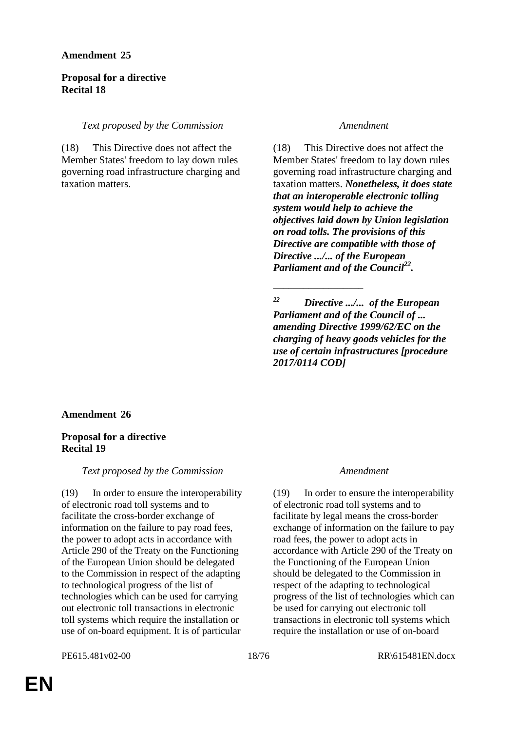**Amendment 25**

**Proposal for a directive**
**Recital 18**

| *Text proposed by the Commission* | *Amendment* |
| --- | --- |
| (18) This Directive does not affect the Member States' freedom to lay down rules governing road infrastructure charging and taxation matters. | (18) This Directive does not affect the Member States' freedom to lay down rules governing road infrastructure charging and taxation matters. ***Nonetheless, it does state that an interoperable electronic tolling system would help to achieve the objectives laid down by Union legislation on road tolls. The provisions of this Directive are compatible with those of Directive .../... of the European Parliament and of the Council[22].*** |
| | _________________ |
| | [22] ***Directive .../... of the European Parliament and of the Council of ... amending Directive 1999/62/EC on the charging of heavy goods vehicles for the use of certain infrastructures [procedure 2017/0114 COD]*** |

**Amendment 26**

**Proposal for a directive**
**Recital 19**

| *Text proposed by the Commission* | *Amendment* |
| --- | --- |
| (19) In order to ensure the interoperability of electronic road toll systems and to facilitate the cross-border exchange of information on the failure to pay road fees, the power to adopt acts in accordance with Article 290 of the Treaty on the Functioning of the European Union should be delegated to the Commission in respect of the adapting to technological progress of the list of technologies which can be used for carrying out electronic toll transactions in electronic toll systems which require the installation or use of on-board equipment. It is of particular | (19) In order to ensure the interoperability of electronic road toll systems and to facilitate by legal means the cross-border exchange of information on the failure to pay road fees, the power to adopt acts in accordance with Article 290 of the Treaty on the Functioning of the European Union should be delegated to the Commission in respect of the adapting to technological progress of the list of technologies which can be used for carrying out electronic toll transactions in electronic toll systems which require the installation or use of on-board |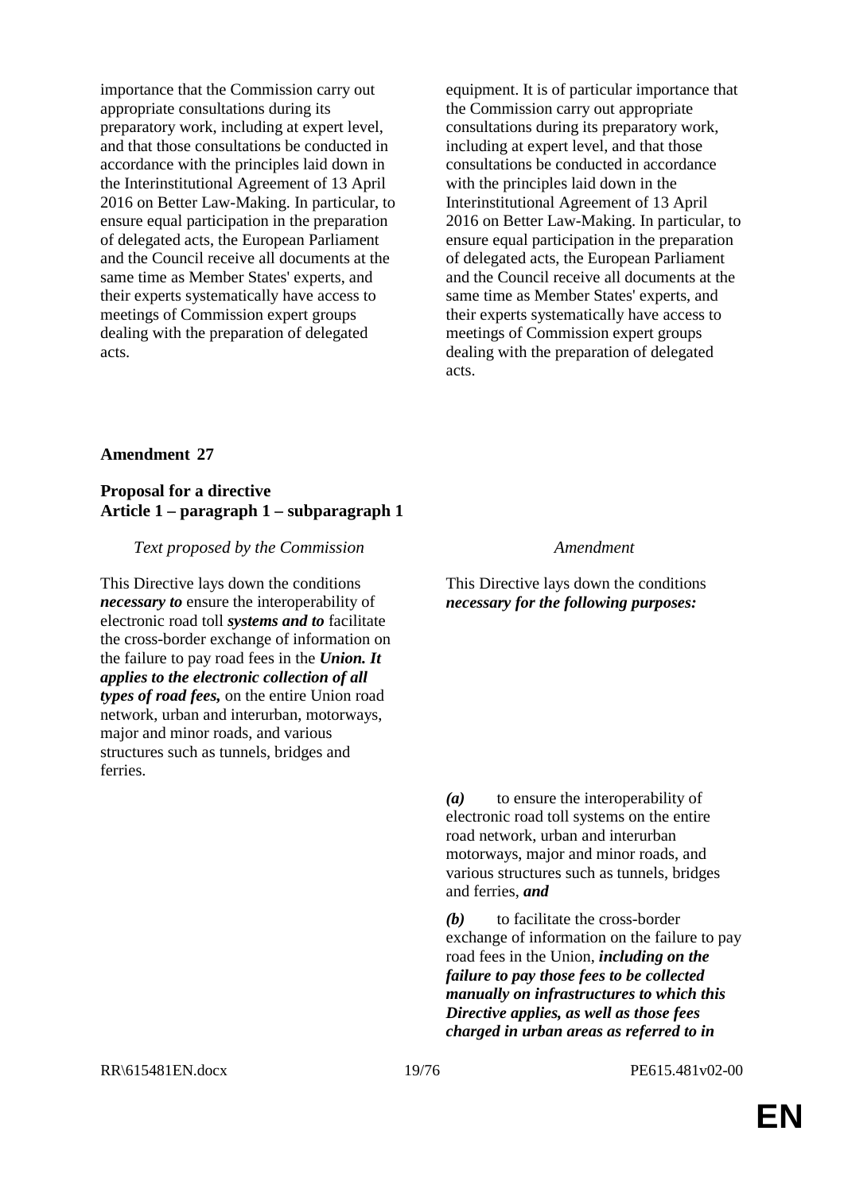| | |
|---|---|
| importance that the Commission carry out appropriate consultations during its preparatory work, including at expert level, and that those consultations be conducted in accordance with the principles laid down in the Interinstitutional Agreement of 13 April 2016 on Better Law-Making. In particular, to ensure equal participation in the preparation of delegated acts, the European Parliament and the Council receive all documents at the same time as Member States' experts, and their experts systematically have access to meetings of Commission expert groups dealing with the preparation of delegated acts. | equipment. It is of particular importance that the Commission carry out appropriate consultations during its preparatory work, including at expert level, and that those consultations be conducted in accordance with the principles laid down in the Interinstitutional Agreement of 13 April 2016 on Better Law-Making. In particular, to ensure equal participation in the preparation of delegated acts, the European Parliament and the Council receive all documents at the same time as Member States' experts, and their experts systematically have access to meetings of Commission expert groups dealing with the preparation of delegated acts. |

**Amendment 27**

**Proposal for a directive**
**Article 1 – paragraph 1 – subparagraph 1**

| *Text proposed by the Commission* | *Amendment* |
|---|---|
| This Directive lays down the conditions ***necessary to*** ensure the interoperability of electronic road toll ***systems and to*** facilitate the cross-border exchange of information on the failure to pay road fees in the ***Union. It applies to the electronic collection of all types of road fees,*** on the entire Union road network, urban and interurban, motorways, major and minor roads, and various structures such as tunnels, bridges and ferries. | This Directive lays down the conditions ***necessary for the following purposes:*** |
| | ***(a)*** to ensure the interoperability of electronic road toll systems on the entire road network, urban and interurban motorways, major and minor roads, and various structures such as tunnels, bridges and ferries, ***and*** |
| | ***(b)*** to facilitate the cross-border exchange of information on the failure to pay road fees in the Union, ***including on the failure to pay those fees to be collected manually on infrastructures to which this Directive applies, as well as those fees charged in urban areas as referred to in*** |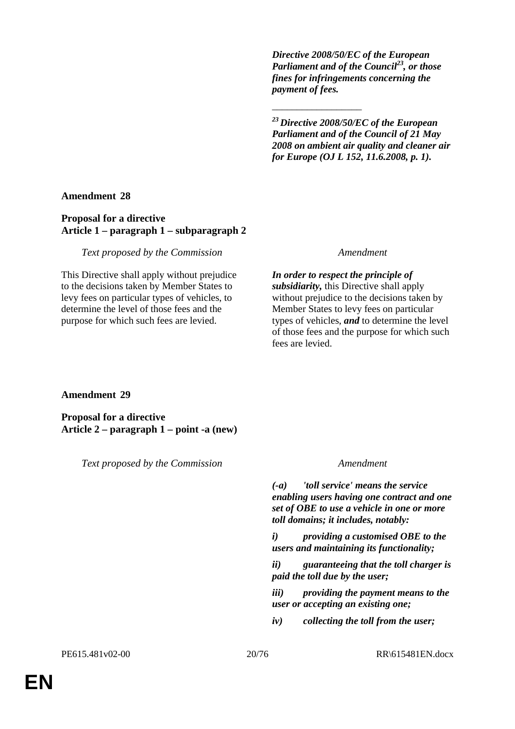| | |
|---|---|
| | ***Directive 2008/50/EC of the European Parliament and of the Council[23], or those fines for infringements concerning the payment of fees.*** |
| | __________________ |
| | ***[23] Directive 2008/50/EC of the European Parliament and of the Council of 21 May 2008 on ambient air quality and cleaner air for Europe (OJ L 152, 11.6.2008, p. 1).*** |

**Amendment 28**

**Proposal for a directive**
**Article 1 – paragraph 1 – subparagraph 2**

| *Text proposed by the Commission* | *Amendment* |
|---|---|
| This Directive shall apply without prejudice to the decisions taken by Member States to levy fees on particular types of vehicles, to determine the level of those fees and the purpose for which such fees are levied. | ***In order to respect the principle of subsidiarity,*** this Directive shall apply without prejudice to the decisions taken by Member States to levy fees on particular types of vehicles, ***and*** to determine the level of those fees and the purpose for which such fees are levied. |

**Amendment 29**

**Proposal for a directive**
**Article 2 – paragraph 1 – point -a (new)**

| *Text proposed by the Commission* | *Amendment* |
|---|---|
| | ***(-a) 'toll service' means the service enabling users having one contract and one set of OBE to use a vehicle in one or more toll domains; it includes, notably:*** |
| | ***i) providing a customised OBE to the users and maintaining its functionality;*** |
| | ***ii) guaranteeing that the toll charger is paid the toll due by the user;*** |
| | ***iii) providing the payment means to the user or accepting an existing one;*** |
| | ***iv) collecting the toll from the user;*** |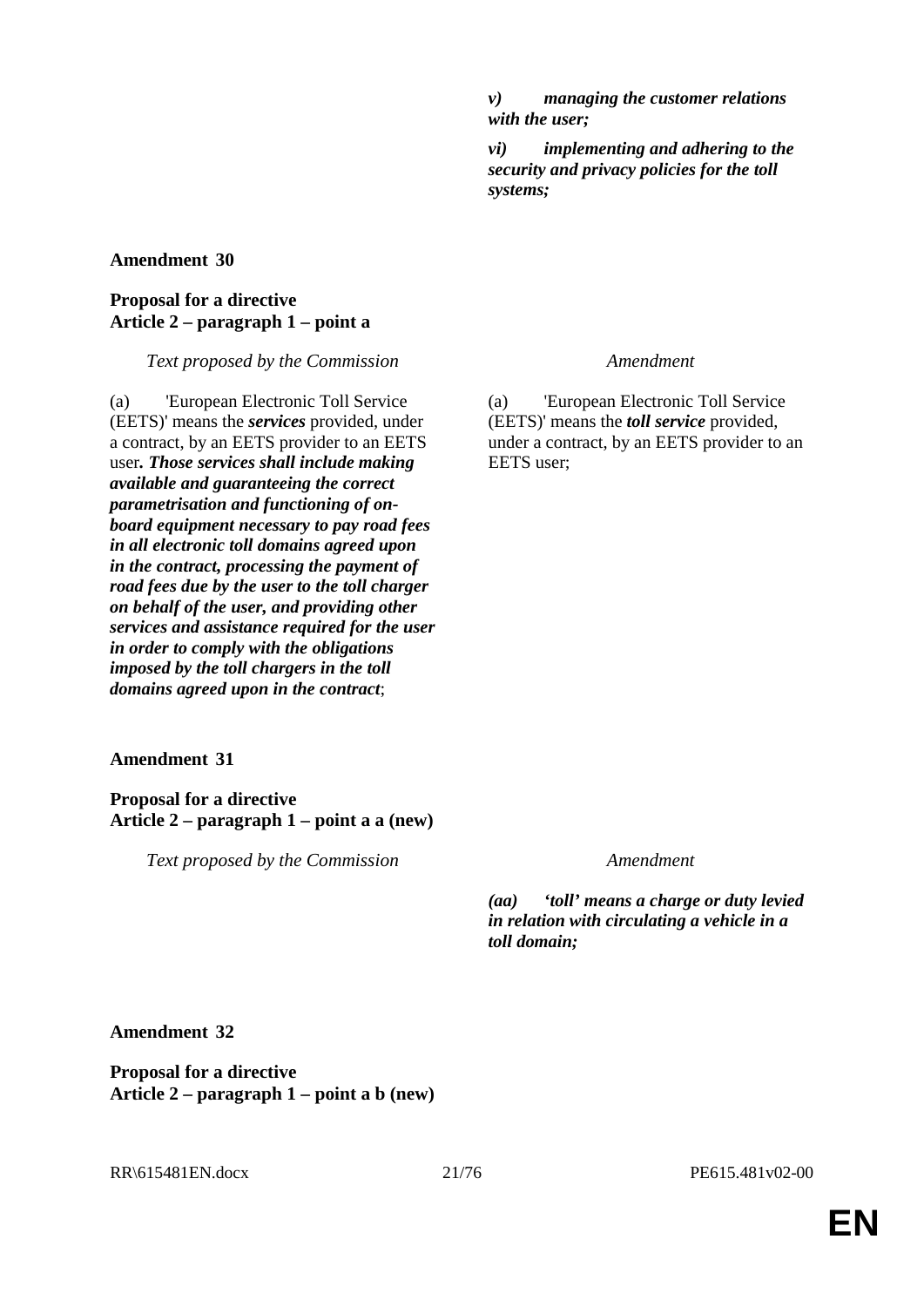| | |
|---|---|
| | ***v) managing the customer relations with the user;*** |
| | ***vi) implementing and adhering to the security and privacy policies for the toll systems;*** |

**Amendment 30**

**Proposal for a directive**
**Article 2 – paragraph 1 – point a**

| *Text proposed by the Commission* | *Amendment* |
|---|---|
| (a) 'European Electronic Toll Service (EETS)' means the ***services*** provided, under a contract, by an EETS provider to an EETS user***. Those services shall include making available and guaranteeing the correct parametrisation and functioning of on-board equipment necessary to pay road fees in all electronic toll domains agreed upon in the contract, processing the payment of road fees due by the user to the toll charger on behalf of the user, and providing other services and assistance required for the user in order to comply with the obligations imposed by the toll chargers in the toll domains agreed upon in the contract***; | (a) 'European Electronic Toll Service (EETS)' means the ***toll service*** provided, under a contract, by an EETS provider to an EETS user; |

**Amendment 31**

**Proposal for a directive**
**Article 2 – paragraph 1 – point a a (new)**

| *Text proposed by the Commission* | *Amendment* |
|---|---|
| | ***(aa) 'toll' means a charge or duty levied in relation with circulating a vehicle in a toll domain;*** |

**Amendment 32**

**Proposal for a directive**
**Article 2 – paragraph 1 – point a b (new)**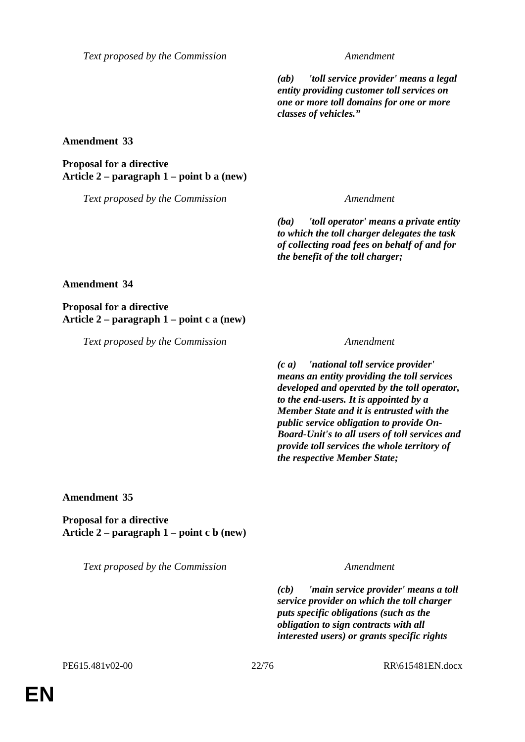| Text proposed by the Commission | Amendment |
|---|---|
| | ***(ab) 'toll service provider' means a legal entity providing customer toll services on one or more toll domains for one or more classes of vehicles."*** |

**Amendment 33**

**Proposal for a directive**
**Article 2 – paragraph 1 – point b a (new)**

| Text proposed by the Commission | Amendment |
|---|---|
| | ***(ba) 'toll operator' means a private entity to which the toll charger delegates the task of collecting road fees on behalf of and for the benefit of the toll charger;*** |

**Amendment 34**

**Proposal for a directive**
**Article 2 – paragraph 1 – point c a (new)**

| Text proposed by the Commission | Amendment |
|---|---|
| | ***(c a) 'national toll service provider' means an entity providing the toll services developed and operated by the toll operator, to the end-users. It is appointed by a Member State and it is entrusted with the public service obligation to provide On-Board-Unit's to all users of toll services and provide toll services the whole territory of the respective Member State;*** |

**Amendment 35**

**Proposal for a directive**
**Article 2 – paragraph 1 – point c b (new)**

| Text proposed by the Commission | Amendment |
|---|---|
| | ***(cb) 'main service provider' means a toll service provider on which the toll charger puts specific obligations (such as the obligation to sign contracts with all interested users) or grants specific rights*** |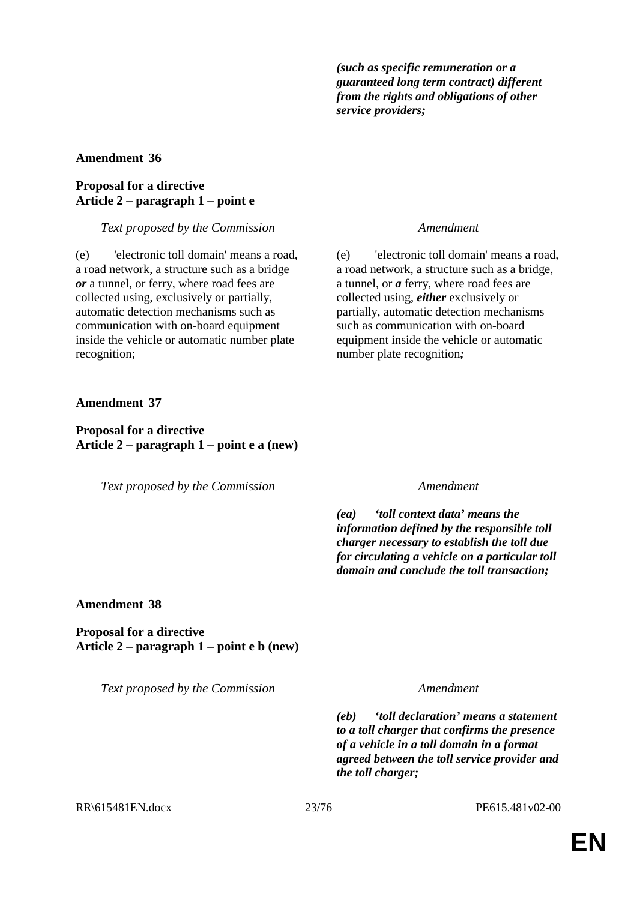| | |
|---|---|
| | ***(such as specific remuneration or a guaranteed long term contract) different from the rights and obligations of other service providers;*** |

**Amendment 36**

**Proposal for a directive**
**Article 2 – paragraph 1 – point e**

| *Text proposed by the Commission* | *Amendment* |
|---|---|
| (e) 'electronic toll domain' means a road, a road network, a structure such as a bridge ***or*** a tunnel, or ferry, where road fees are collected using, exclusively or partially, automatic detection mechanisms such as communication with on-board equipment inside the vehicle or automatic number plate recognition; | (e) 'electronic toll domain' means a road, a road network, a structure such as a bridge, a tunnel, or ***a*** ferry, where road fees are collected using, ***either*** exclusively or partially, automatic detection mechanisms such as communication with on-board equipment inside the vehicle or automatic number plate recognition***;*** |

**Amendment 37**

**Proposal for a directive**
**Article 2 – paragraph 1 – point e a (new)**

| *Text proposed by the Commission* | *Amendment* |
|---|---|
| | ***(ea) 'toll context data' means the information defined by the responsible toll charger necessary to establish the toll due for circulating a vehicle on a particular toll domain and conclude the toll transaction;*** |

**Amendment 38**

**Proposal for a directive**
**Article 2 – paragraph 1 – point e b (new)**

| *Text proposed by the Commission* | *Amendment* |
|---|---|
| | ***(eb) 'toll declaration' means a statement to a toll charger that confirms the presence of a vehicle in a toll domain in a format agreed between the toll service provider and the toll charger;*** |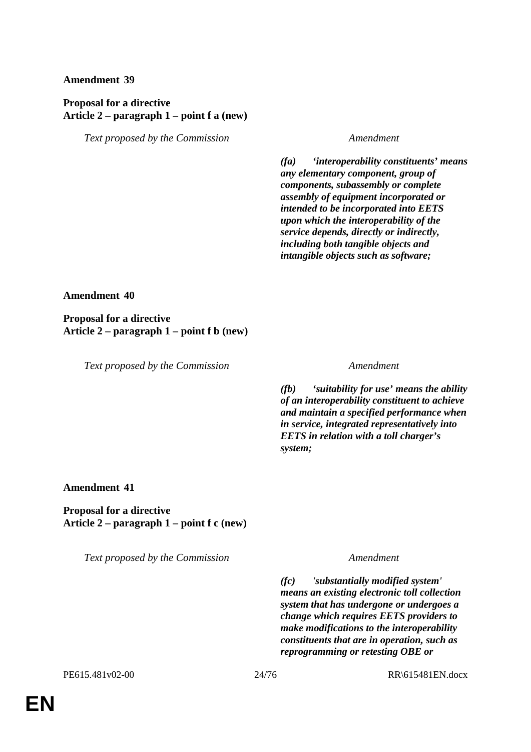**Amendment 39**

**Proposal for a directive**
**Article 2 – paragraph 1 – point f a (new)**

| *Text proposed by the Commission* | *Amendment* |
|---|---|
| | ***(fa) 'interoperability constituents' means any elementary component, group of components, subassembly or complete assembly of equipment incorporated or intended to be incorporated into EETS upon which the interoperability of the service depends, directly or indirectly, including both tangible objects and intangible objects such as software;*** |

**Amendment 40**

**Proposal for a directive**
**Article 2 – paragraph 1 – point f b (new)**

| *Text proposed by the Commission* | *Amendment* |
|---|---|
| | ***(fb) 'suitability for use' means the ability of an interoperability constituent to achieve and maintain a specified performance when in service, integrated representatively into EETS in relation with a toll charger's system;*** |

**Amendment 41**

**Proposal for a directive**
**Article 2 – paragraph 1 – point f c (new)**

| *Text proposed by the Commission* | *Amendment* |
|---|---|
| | ***(fc) 'substantially modified system' means an existing electronic toll collection system that has undergone or undergoes a change which requires EETS providers to make modifications to the interoperability constituents that are in operation, such as reprogramming or retesting OBE or*** |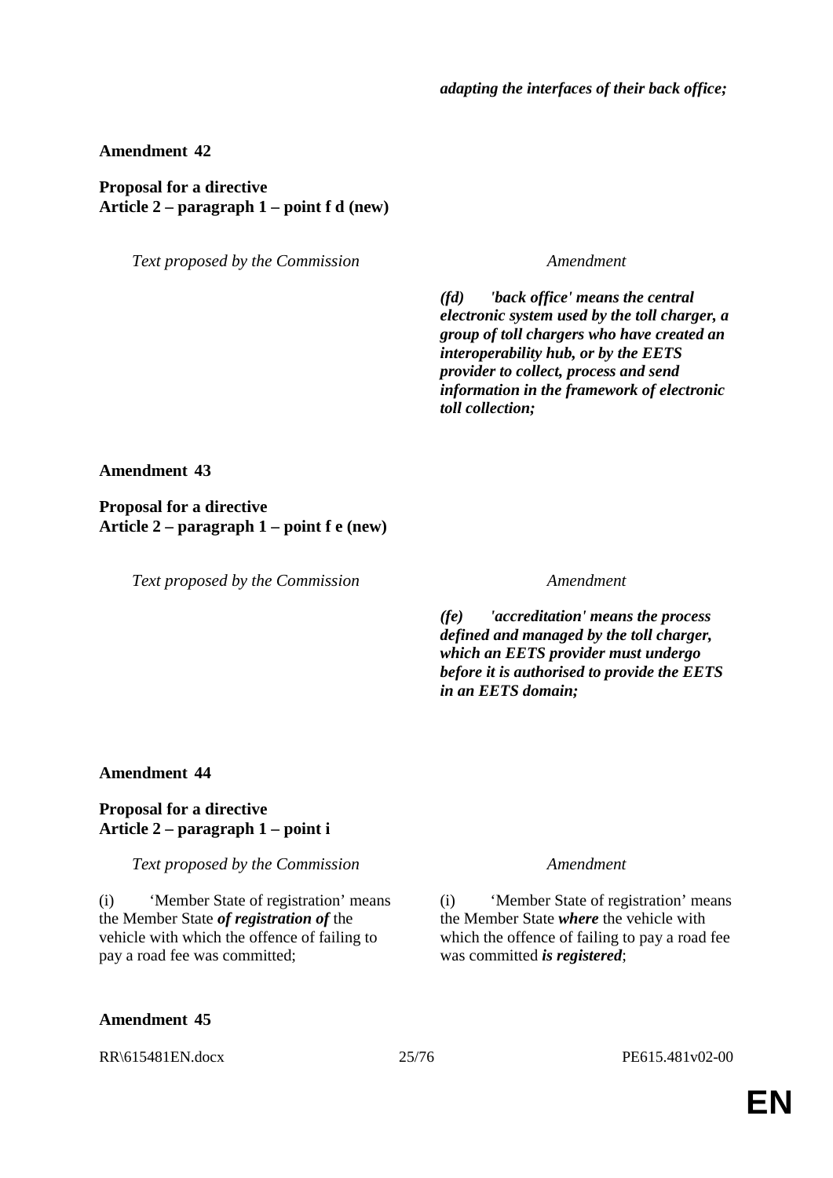| | |
|---|---|
| | ***adapting the interfaces of their back office;*** |

**Amendment 42**

**Proposal for a directive**
**Article 2 – paragraph 1 – point f d (new)**

| *Text proposed by the Commission* | *Amendment* |
|---|---|
| | ***(fd) 'back office' means the central electronic system used by the toll charger, a group of toll chargers who have created an interoperability hub, or by the EETS provider to collect, process and send information in the framework of electronic toll collection;*** |

**Amendment 43**

**Proposal for a directive**
**Article 2 – paragraph 1 – point f e (new)**

| *Text proposed by the Commission* | *Amendment* |
|---|---|
| | ***(fe) 'accreditation' means the process defined and managed by the toll charger, which an EETS provider must undergo before it is authorised to provide the EETS in an EETS domain;*** |

**Amendment 44**

**Proposal for a directive**
**Article 2 – paragraph 1 – point i**

| *Text proposed by the Commission* | *Amendment* |
|---|---|
| (i) 'Member State of registration' means the Member State ***of registration of*** the vehicle with which the offence of failing to pay a road fee was committed; | (i) 'Member State of registration' means the Member State ***where*** the vehicle with which the offence of failing to pay a road fee was committed ***is registered***; |

**Amendment 45**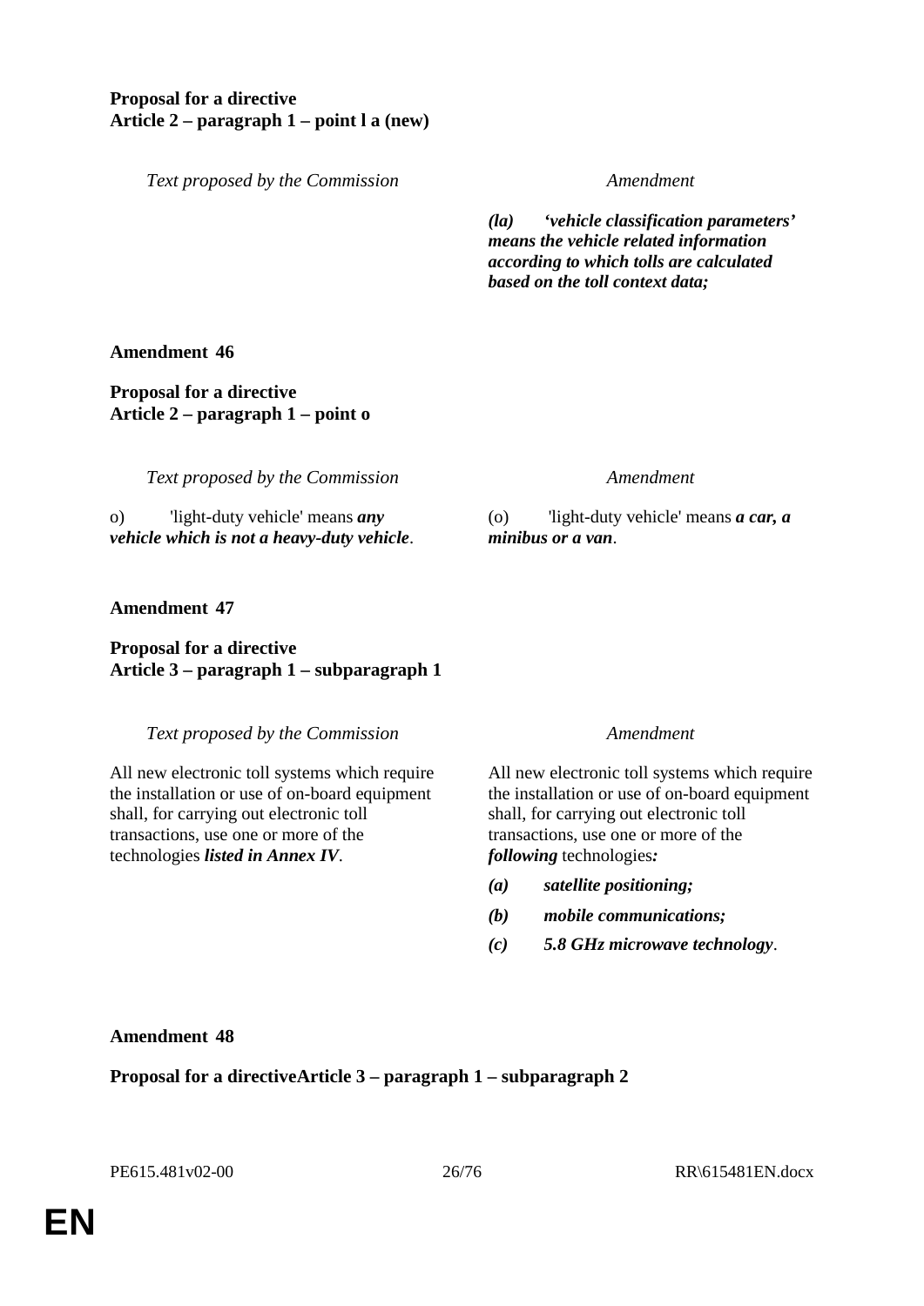**Proposal for a directive**
**Article 2 – paragraph 1 – point l a (new)**

| *Text proposed by the Commission* | *Amendment* |
|---|---|
| | ***(la) 'vehicle classification parameters' means the vehicle related information according to which tolls are calculated based on the toll context data;*** |

**Amendment 46**

**Proposal for a directive**
**Article 2 – paragraph 1 – point o**

| *Text proposed by the Commission* | *Amendment* |
|---|---|
| o) 'light-duty vehicle' means ***any vehicle which is not a heavy-duty vehicle***. | (o) 'light-duty vehicle' means ***a car, a minibus or a van***. |

**Amendment 47**

**Proposal for a directive**
**Article 3 – paragraph 1 – subparagraph 1**

| *Text proposed by the Commission* | *Amendment* |
|---|---|
| All new electronic toll systems which require the installation or use of on-board equipment shall, for carrying out electronic toll transactions, use one or more of the technologies ***listed in Annex IV***. | All new electronic toll systems which require the installation or use of on-board equipment shall, for carrying out electronic toll transactions, use one or more of the ***following*** technologies***:*** <br> ***(a) satellite positioning;*** <br> ***(b) mobile communications;*** <br> ***(c) 5.8 GHz microwave technology***. |

**Amendment 48**

**Proposal for a directiveArticle 3 – paragraph 1 – subparagraph 2**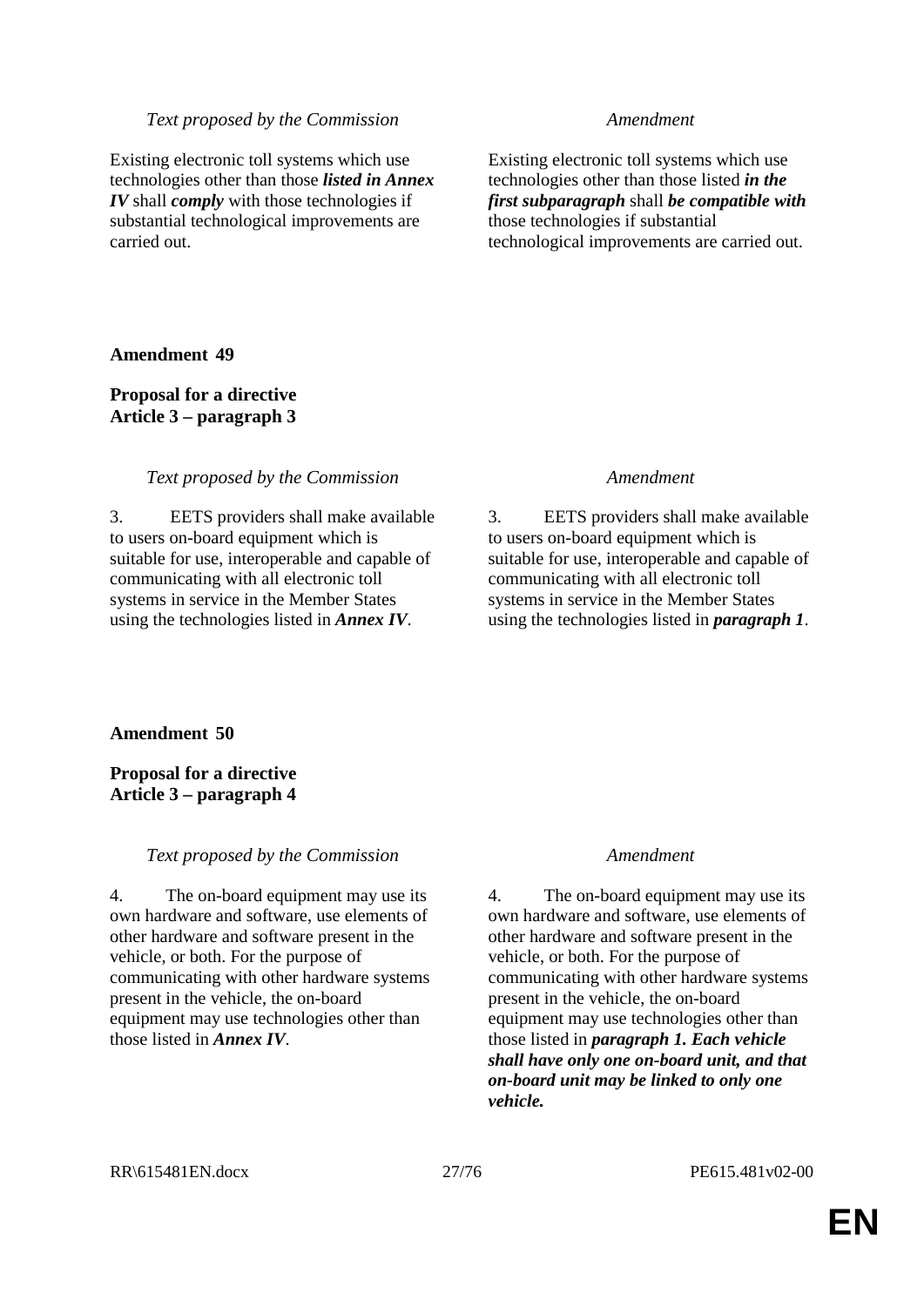| *Text proposed by the Commission* | *Amendment* |
|---|---|
| Existing electronic toll systems which use technologies other than those ***listed in Annex IV*** shall ***comply*** with those technologies if substantial technological improvements are carried out. | Existing electronic toll systems which use technologies other than those listed ***in the first subparagraph*** shall ***be compatible with*** those technologies if substantial technological improvements are carried out. |

**Amendment 49**

**Proposal for a directive**
**Article 3 – paragraph 3**

| *Text proposed by the Commission* | *Amendment* |
|---|---|
| 3. EETS providers shall make available to users on-board equipment which is suitable for use, interoperable and capable of communicating with all electronic toll systems in service in the Member States using the technologies listed in ***Annex IV***. | 3. EETS providers shall make available to users on-board equipment which is suitable for use, interoperable and capable of communicating with all electronic toll systems in service in the Member States using the technologies listed in ***paragraph 1***. |

**Amendment 50**

**Proposal for a directive**
**Article 3 – paragraph 4**

| *Text proposed by the Commission* | *Amendment* |
|---|---|
| 4. The on-board equipment may use its own hardware and software, use elements of other hardware and software present in the vehicle, or both. For the purpose of communicating with other hardware systems present in the vehicle, the on-board equipment may use technologies other than those listed in ***Annex IV***. | 4. The on-board equipment may use its own hardware and software, use elements of other hardware and software present in the vehicle, or both. For the purpose of communicating with other hardware systems present in the vehicle, the on-board equipment may use technologies other than those listed in ***paragraph 1. Each vehicle shall have only one on-board unit, and that on-board unit may be linked to only one vehicle.*** |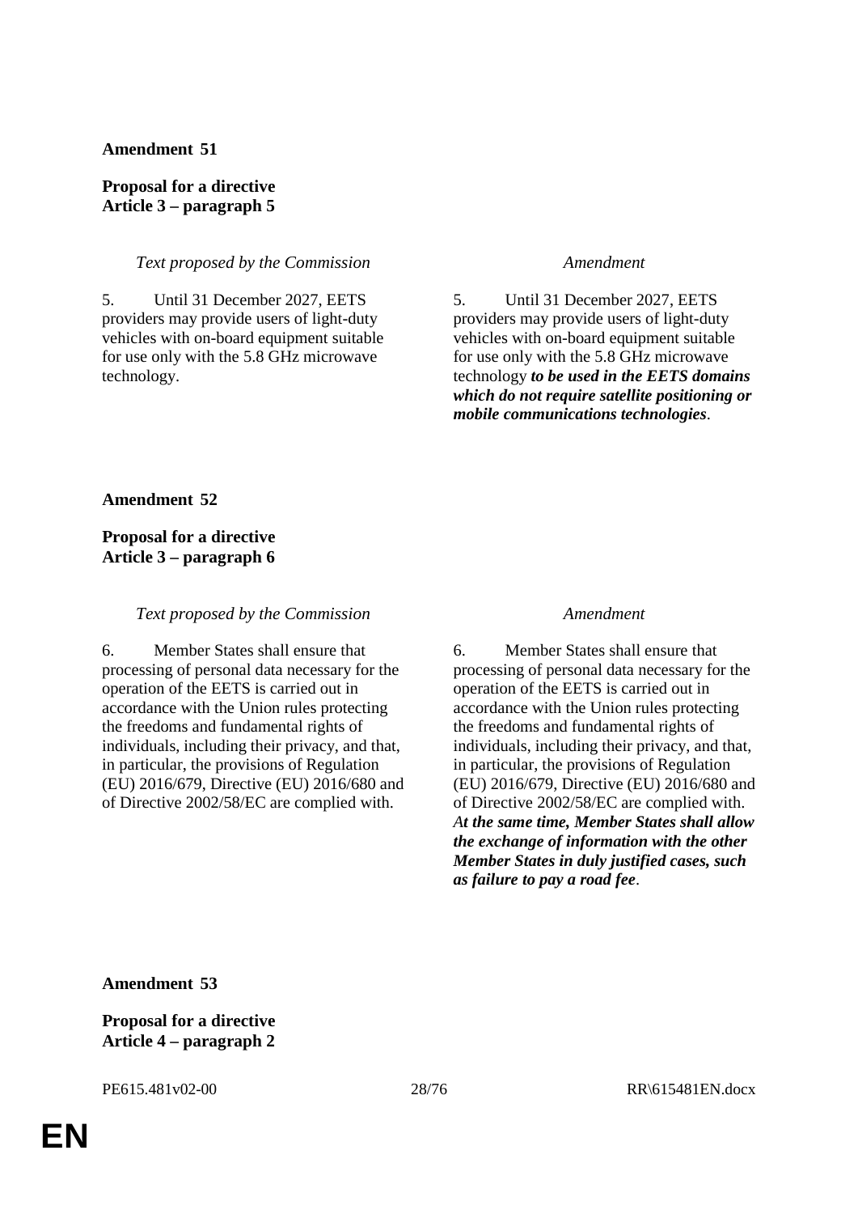**Amendment 51**

**Proposal for a directive**
**Article 3 – paragraph 5**

| *Text proposed by the Commission* | *Amendment* |
|---|---|
| 5. Until 31 December 2027, EETS providers may provide users of light-duty vehicles with on-board equipment suitable for use only with the 5.8 GHz microwave technology. | 5. Until 31 December 2027, EETS providers may provide users of light-duty vehicles with on-board equipment suitable for use only with the 5.8 GHz microwave technology ***to be used in the EETS domains which do not require satellite positioning or mobile communications technologies***. |

**Amendment 52**

**Proposal for a directive**
**Article 3 – paragraph 6**

| *Text proposed by the Commission* | *Amendment* |
|---|---|
| 6. Member States shall ensure that processing of personal data necessary for the operation of the EETS is carried out in accordance with the Union rules protecting the freedoms and fundamental rights of individuals, including their privacy, and that, in particular, the provisions of Regulation (EU) 2016/679, Directive (EU) 2016/680 and of Directive 2002/58/EC are complied with. | 6. Member States shall ensure that processing of personal data necessary for the operation of the EETS is carried out in accordance with the Union rules protecting the freedoms and fundamental rights of individuals, including their privacy, and that, in particular, the provisions of Regulation (EU) 2016/679, Directive (EU) 2016/680 and of Directive 2002/58/EC are complied with. ***At the same time, Member States shall allow the exchange of information with the other Member States in duly justified cases, such as failure to pay a road fee***. |

**Amendment 53**

**Proposal for a directive**
**Article 4 – paragraph 2**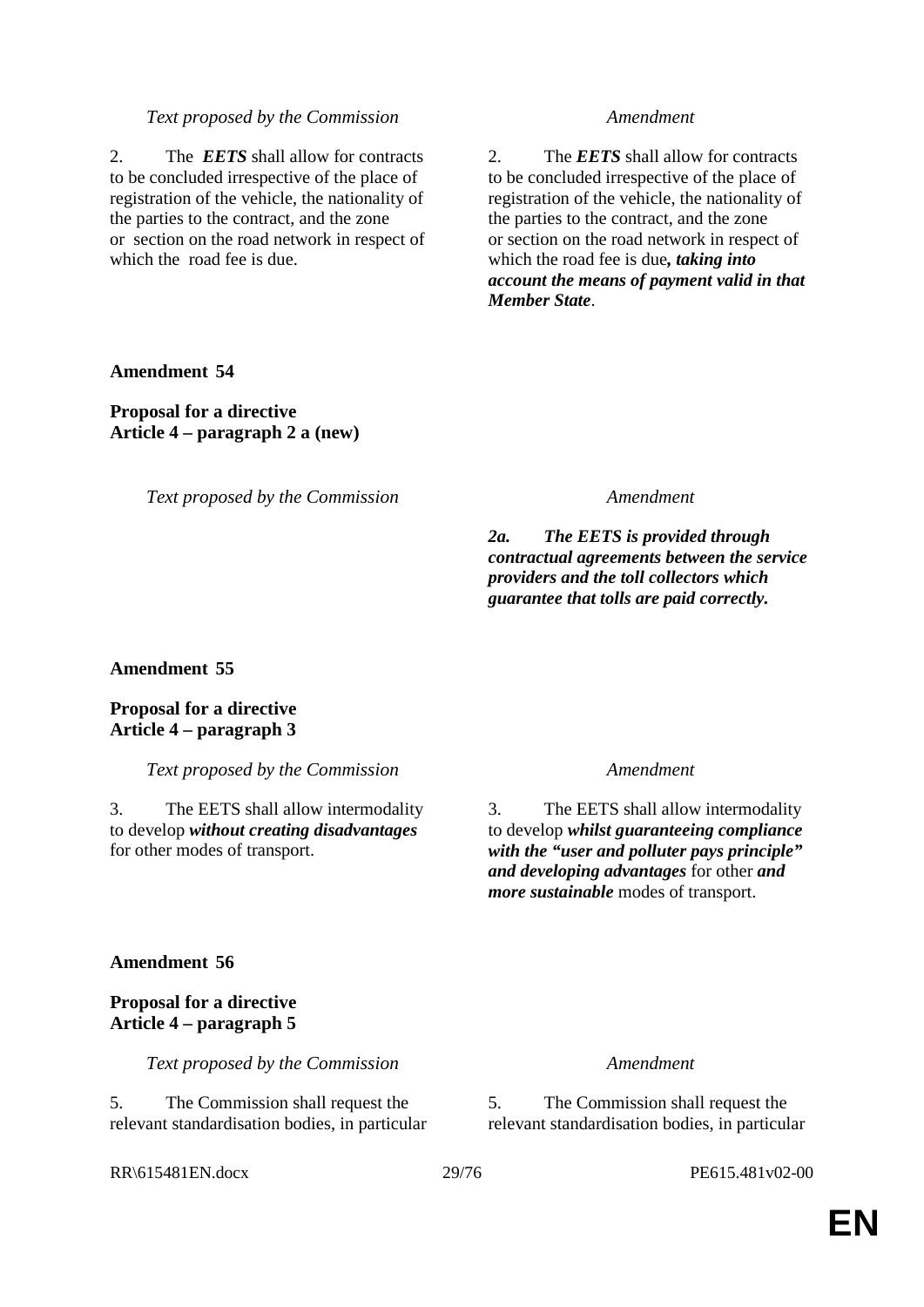| *Text proposed by the Commission* | *Amendment* |
|---|---|
| 2. The ***EETS*** shall allow for contracts to be concluded irrespective of the place of registration of the vehicle, the nationality of the parties to the contract, and the zone or section on the road network in respect of which the road fee is due. | 2. The ***EETS*** shall allow for contracts to be concluded irrespective of the place of registration of the vehicle, the nationality of the parties to the contract, and the zone or section on the road network in respect of which the road fee is due***, taking into account the means of payment valid in that Member State***. |

**Amendment 54**

**Proposal for a directive**
**Article 4 – paragraph 2 a (new)**

| *Text proposed by the Commission* | *Amendment* |
|---|---|
| | ***2a. The EETS is provided through contractual agreements between the service providers and the toll collectors which guarantee that tolls are paid correctly.*** |

**Amendment 55**

**Proposal for a directive**
**Article 4 – paragraph 3**

| *Text proposed by the Commission* | *Amendment* |
|---|---|
| 3. The EETS shall allow intermodality to develop ***without creating disadvantages*** for other modes of transport. | 3. The EETS shall allow intermodality to develop ***whilst guaranteeing compliance with the "user and polluter pays principle" and developing advantages*** for other ***and more sustainable*** modes of transport. |

**Amendment 56**

**Proposal for a directive**
**Article 4 – paragraph 5**

| *Text proposed by the Commission* | *Amendment* |
|---|---|
| 5. The Commission shall request the relevant standardisation bodies, in particular | 5. The Commission shall request the relevant standardisation bodies, in particular |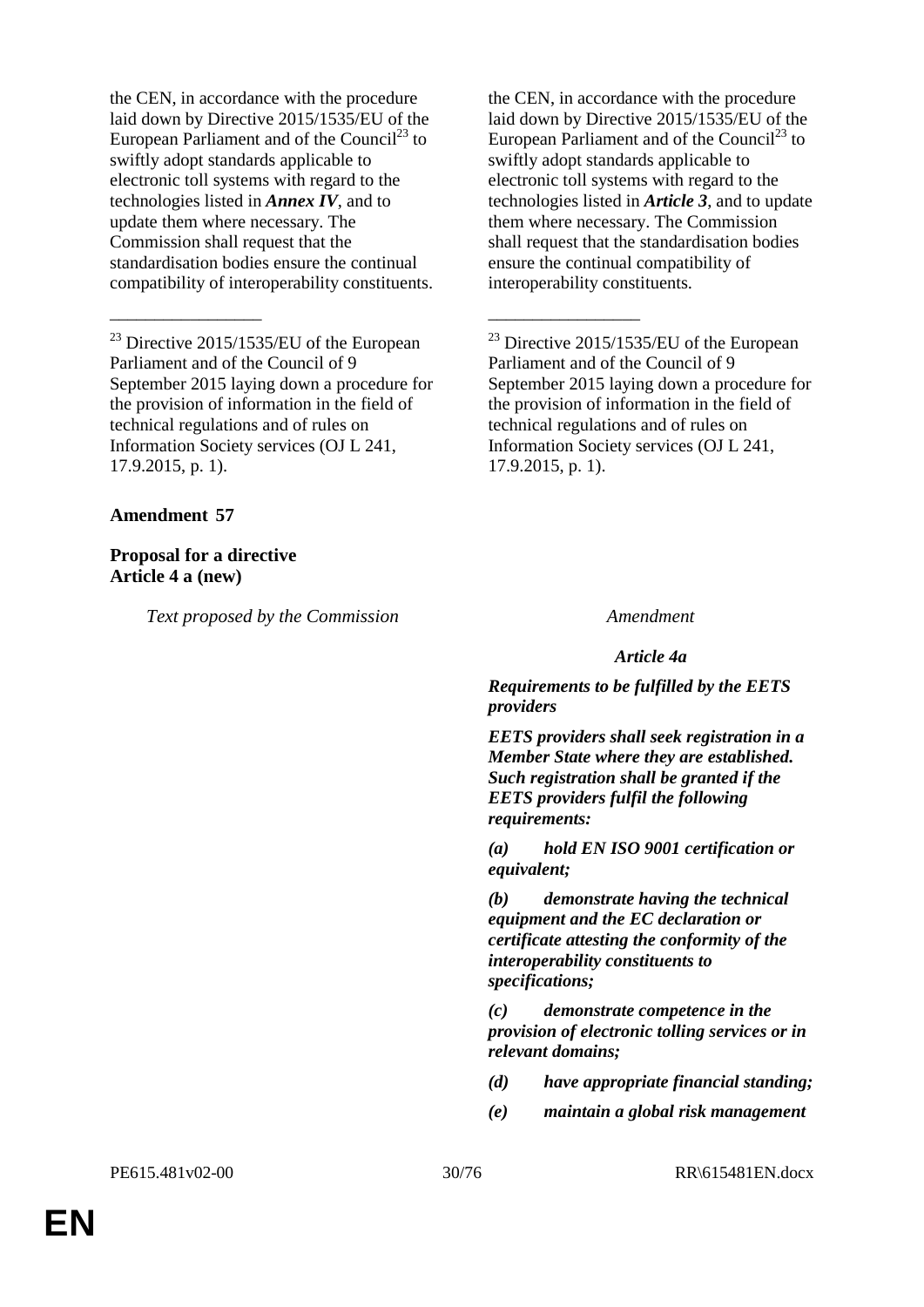| | |
|---|---|
| the CEN, in accordance with the procedure laid down by Directive 2015/1535/EU of the European Parliament and of the Council[23] to swiftly adopt standards applicable to electronic toll systems with regard to the technologies listed in ***Annex IV***, and to update them where necessary. The Commission shall request that the standardisation bodies ensure the continual compatibility of interoperability constituents. | the CEN, in accordance with the procedure laid down by Directive 2015/1535/EU of the European Parliament and of the Council[23] to swiftly adopt standards applicable to electronic toll systems with regard to the technologies listed in ***Article 3***, and to update them where necessary. The Commission shall request that the standardisation bodies ensure the continual compatibility of interoperability constituents. |
| _________________ | _________________ |
| [23] Directive 2015/1535/EU of the European Parliament and of the Council of 9 September 2015 laying down a procedure for the provision of information in the field of technical regulations and of rules on Information Society services (OJ L 241, 17.9.2015, p. 1). | [23] Directive 2015/1535/EU of the European Parliament and of the Council of 9 September 2015 laying down a procedure for the provision of information in the field of technical regulations and of rules on Information Society services (OJ L 241, 17.9.2015, p. 1). |

**Amendment 57**

**Proposal for a directive**
**Article 4 a (new)**

| *Text proposed by the Commission* | *Amendment* |
|---|---|
| | ***Article 4a*** |
| | ***Requirements to be fulfilled by the EETS providers*** |
| | ***EETS providers shall seek registration in a Member State where they are established. Such registration shall be granted if the EETS providers fulfil the following requirements:*** |
| | ***(a) hold EN ISO 9001 certification or equivalent;*** |
| | ***(b) demonstrate having the technical equipment and the EC declaration or certificate attesting the conformity of the interoperability constituents to specifications;*** |
| | ***(c) demonstrate competence in the provision of electronic tolling services or in relevant domains;*** |
| | ***(d) have appropriate financial standing;*** |
| | ***(e) maintain a global risk management*** |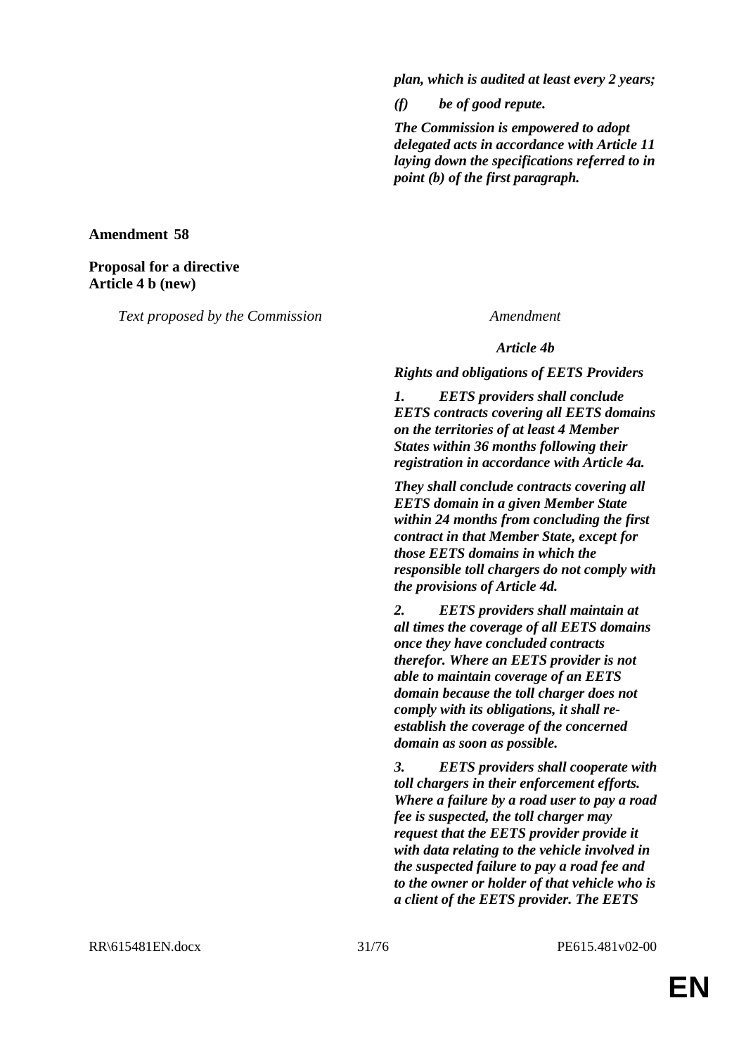| | |
|---|---|
| | ***plan, which is audited at least every 2 years;*** |
| | ***(f) be of good repute.*** |
| | ***The Commission is empowered to adopt delegated acts in accordance with Article 11 laying down the specifications referred to in point (b) of the first paragraph.*** |

**Amendment 58**

**Proposal for a directive**
**Article 4 b (new)**

| *Text proposed by the Commission* | *Amendment* |
|---|---|
| | ***Article 4b*** |
| | ***Rights and obligations of EETS Providers*** |
| | ***1. EETS providers shall conclude EETS contracts covering all EETS domains on the territories of at least 4 Member States within 36 months following their registration in accordance with Article 4a.*** |
| | ***They shall conclude contracts covering all EETS domain in a given Member State within 24 months from concluding the first contract in that Member State, except for those EETS domains in which the responsible toll chargers do not comply with the provisions of Article 4d.*** |
| | ***2. EETS providers shall maintain at all times the coverage of all EETS domains once they have concluded contracts therefor. Where an EETS provider is not able to maintain coverage of an EETS domain because the toll charger does not comply with its obligations, it shall re-establish the coverage of the concerned domain as soon as possible.*** |
| | ***3. EETS providers shall cooperate with toll chargers in their enforcement efforts. Where a failure by a road user to pay a road fee is suspected, the toll charger may request that the EETS provider provide it with data relating to the vehicle involved in the suspected failure to pay a road fee and to the owner or holder of that vehicle who is a client of the EETS provider. The EETS*** |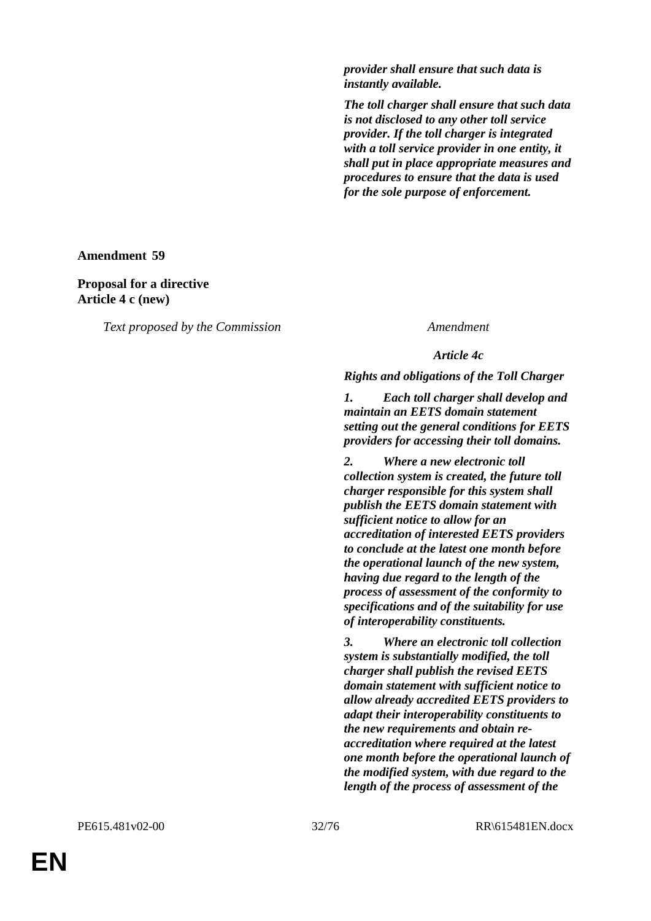***provider shall ensure that such data is instantly available.***

***The toll charger shall ensure that such data is not disclosed to any other toll service provider. If the toll charger is integrated with a toll service provider in one entity, it shall put in place appropriate measures and procedures to ensure that the data is used for the sole purpose of enforcement.***

**Amendment 59**

**Proposal for a directive**
**Article 4 c (new)**

| *Text proposed by the Commission* | *Amendment* |
|---|---|
| | ***Article 4c*** |
| | ***Rights and obligations of the Toll Charger*** |
| | ***1. Each toll charger shall develop and maintain an EETS domain statement setting out the general conditions for EETS providers for accessing their toll domains.*** |
| | ***2. Where a new electronic toll collection system is created, the future toll charger responsible for this system shall publish the EETS domain statement with sufficient notice to allow for an accreditation of interested EETS providers to conclude at the latest one month before the operational launch of the new system, having due regard to the length of the process of assessment of the conformity to specifications and of the suitability for use of interoperability constituents.*** |
| | ***3. Where an electronic toll collection system is substantially modified, the toll charger shall publish the revised EETS domain statement with sufficient notice to allow already accredited EETS providers to adapt their interoperability constituents to the new requirements and obtain re-accreditation where required at the latest one month before the operational launch of the modified system, with due regard to the length of the process of assessment of the*** |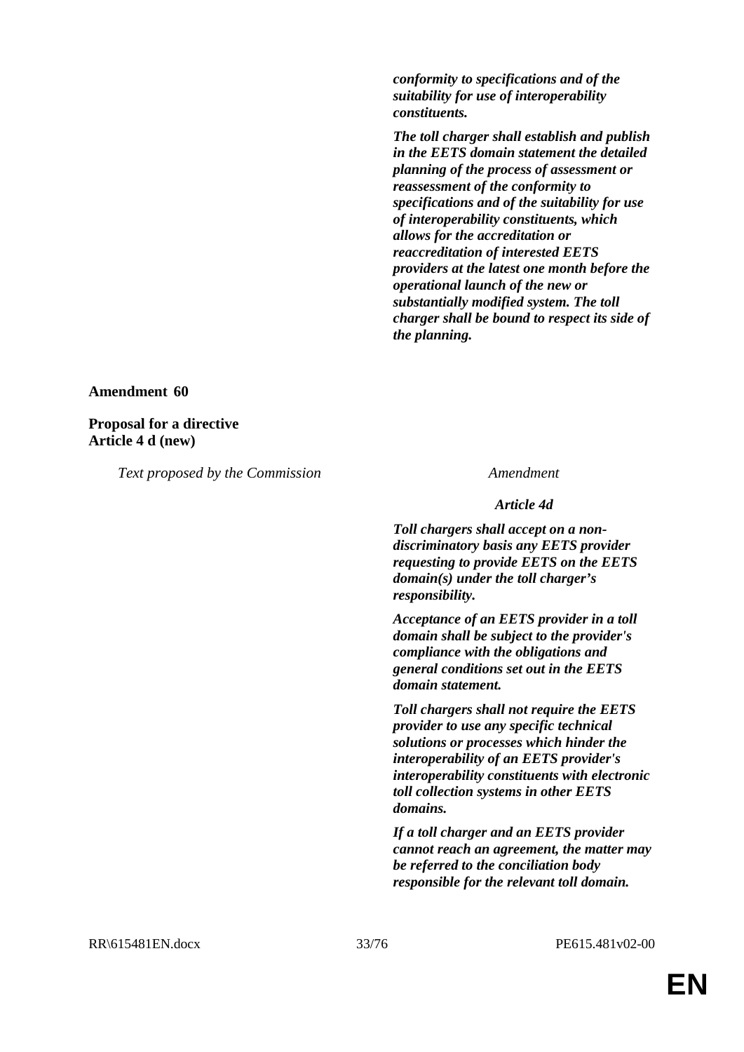| | |
|---|---|
| | ***conformity to specifications and of the suitability for use of interoperability constituents.*** |
| | ***The toll charger shall establish and publish in the EETS domain statement the detailed planning of the process of assessment or reassessment of the conformity to specifications and of the suitability for use of interoperability constituents, which allows for the accreditation or reaccreditation of interested EETS providers at the latest one month before the operational launch of the new or substantially modified system. The toll charger shall be bound to respect its side of the planning.*** |

**Amendment 60**

**Proposal for a directive**
**Article 4 d (new)**

| *Text proposed by the Commission* | *Amendment* |
|---|---|
| | ***Article 4d*** |
| | ***Toll chargers shall accept on a non-discriminatory basis any EETS provider requesting to provide EETS on the EETS domain(s) under the toll charger's responsibility.*** |
| | ***Acceptance of an EETS provider in a toll domain shall be subject to the provider's compliance with the obligations and general conditions set out in the EETS domain statement.*** |
| | ***Toll chargers shall not require the EETS provider to use any specific technical solutions or processes which hinder the interoperability of an EETS provider's interoperability constituents with electronic toll collection systems in other EETS domains.*** |
| | ***If a toll charger and an EETS provider cannot reach an agreement, the matter may be referred to the conciliation body responsible for the relevant toll domain.*** |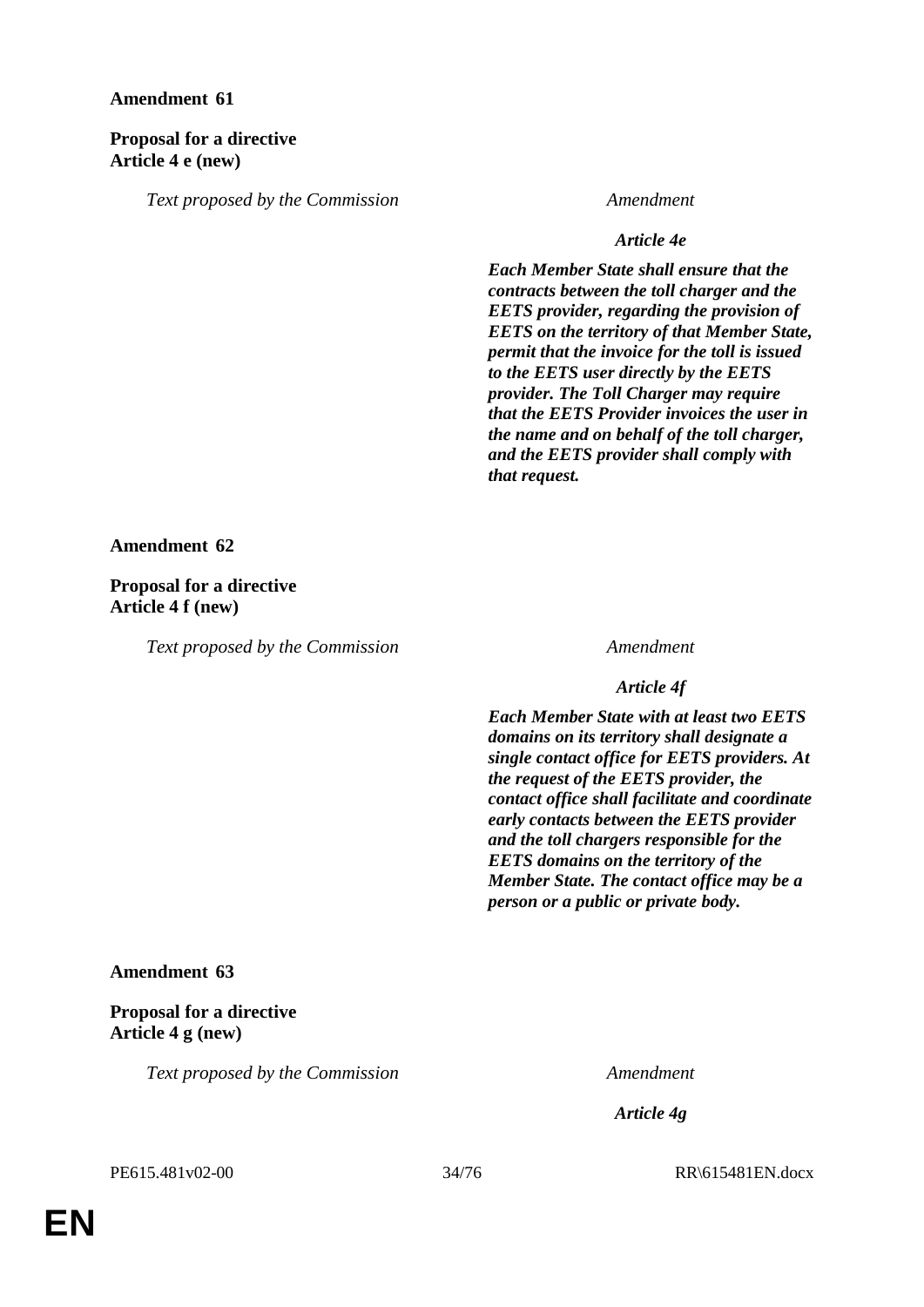**Amendment 61**

**Proposal for a directive**
**Article 4 e (new)**

| *Text proposed by the Commission* | *Amendment* |
|---|---|
| | ***Article 4e*** |
| | ***Each Member State shall ensure that the contracts between the toll charger and the EETS provider, regarding the provision of EETS on the territory of that Member State, permit that the invoice for the toll is issued to the EETS user directly by the EETS provider. The Toll Charger may require that the EETS Provider invoices the user in the name and on behalf of the toll charger, and the EETS provider shall comply with that request.*** |

**Amendment 62**

**Proposal for a directive**
**Article 4 f (new)**

| *Text proposed by the Commission* | *Amendment* |
|---|---|
| | ***Article 4f*** |
| | ***Each Member State with at least two EETS domains on its territory shall designate a single contact office for EETS providers. At the request of the EETS provider, the contact office shall facilitate and coordinate early contacts between the EETS provider and the toll chargers responsible for the EETS domains on the territory of the Member State. The contact office may be a person or a public or private body.*** |

**Amendment 63**

**Proposal for a directive**
**Article 4 g (new)**

| *Text proposed by the Commission* | *Amendment* |
|---|---|
| | ***Article 4g*** |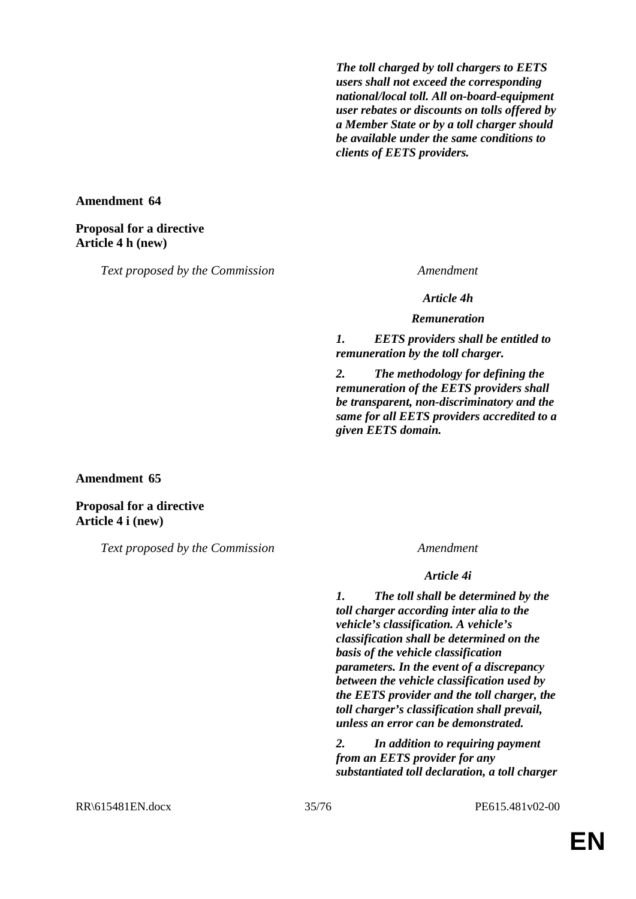| Text proposed by the Commission | Amendment |
|---|---|
| | ***The toll charged by toll chargers to EETS users shall not exceed the corresponding national/local toll. All on-board-equipment user rebates or discounts on tolls offered by a Member State or by a toll charger should be available under the same conditions to clients of EETS providers.*** |

**Amendment 64**

**Proposal for a directive**
**Article 4 h (new)**

| *Text proposed by the Commission* | *Amendment* |
|---|---|
| | ***Article 4h*** |
| | ***Remuneration*** |
| | ***1. EETS providers shall be entitled to remuneration by the toll charger.*** |
| | ***2. The methodology for defining the remuneration of the EETS providers shall be transparent, non-discriminatory and the same for all EETS providers accredited to a given EETS domain.*** |

**Amendment 65**

**Proposal for a directive**
**Article 4 i (new)**

| *Text proposed by the Commission* | *Amendment* |
|---|---|
| | ***Article 4i*** |
| | ***1. The toll shall be determined by the toll charger according inter alia to the vehicle's classification. A vehicle's classification shall be determined on the basis of the vehicle classification parameters. In the event of a discrepancy between the vehicle classification used by the EETS provider and the toll charger, the toll charger's classification shall prevail, unless an error can be demonstrated.*** |
| | ***2. In addition to requiring payment from an EETS provider for any substantiated toll declaration, a toll charger*** |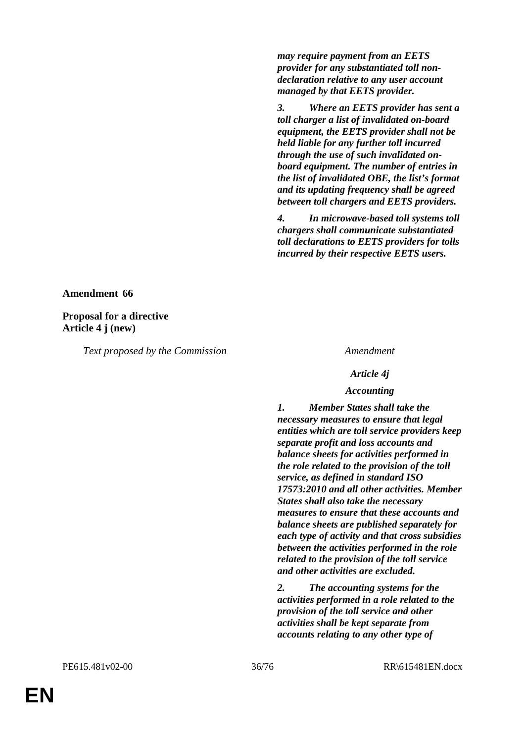| Text proposed by the Commission | Amendment |
|---|---|
| | ***may require payment from an EETS provider for any substantiated toll non-declaration relative to any user account managed by that EETS provider.*** |
| | ***3. Where an EETS provider has sent a toll charger a list of invalidated on-board equipment, the EETS provider shall not be held liable for any further toll incurred through the use of such invalidated on-board equipment. The number of entries in the list of invalidated OBE, the list's format and its updating frequency shall be agreed between toll chargers and EETS providers.*** |
| | ***4. In microwave-based toll systems toll chargers shall communicate substantiated toll declarations to EETS providers for tolls incurred by their respective EETS users.*** |

**Amendment 66**

**Proposal for a directive**
**Article 4 j (new)**

| Text proposed by the Commission | Amendment |
|---|---|
| | ***Article 4j*** |
| | ***Accounting*** |
| | ***1. Member States shall take the necessary measures to ensure that legal entities which are toll service providers keep separate profit and loss accounts and balance sheets for activities performed in the role related to the provision of the toll service, as defined in standard ISO 17573:2010 and all other activities. Member States shall also take the necessary measures to ensure that these accounts and balance sheets are published separately for each type of activity and that cross subsidies between the activities performed in the role related to the provision of the toll service and other activities are excluded.*** |
| | ***2. The accounting systems for the activities performed in a role related to the provision of the toll service and other activities shall be kept separate from accounts relating to any other type of*** |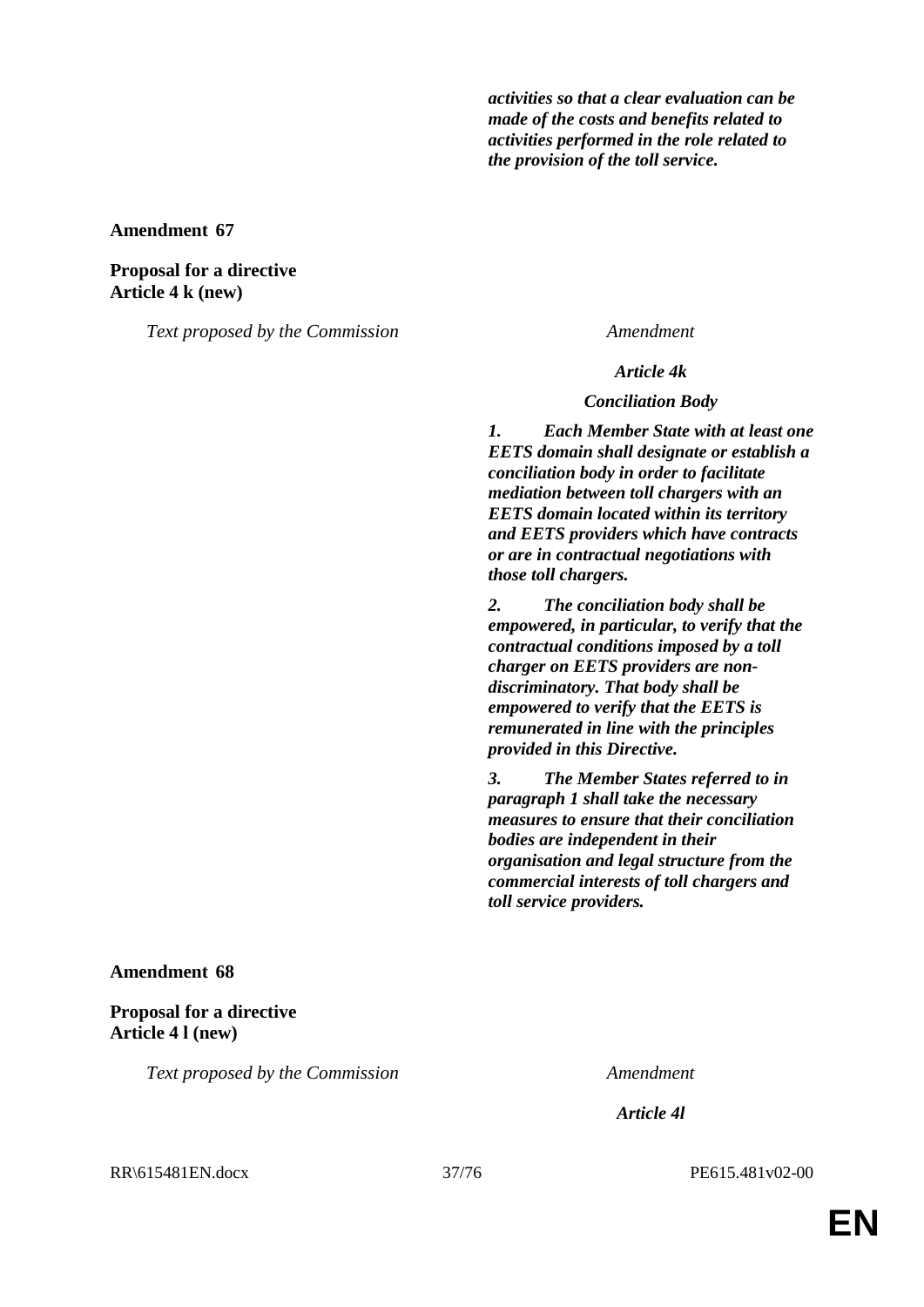***activities so that a clear evaluation can be made of the costs and benefits related to activities performed in the role related to the provision of the toll service.***

**Amendment 67**

**Proposal for a directive**
**Article 4 k (new)**

| *Text proposed by the Commission* | *Amendment* |
|---|---|
| | ***Article 4k*** |
| | ***Conciliation Body*** |
| | ***1. Each Member State with at least one EETS domain shall designate or establish a conciliation body in order to facilitate mediation between toll chargers with an EETS domain located within its territory and EETS providers which have contracts or are in contractual negotiations with those toll chargers.*** |
| | ***2. The conciliation body shall be empowered, in particular, to verify that the contractual conditions imposed by a toll charger on EETS providers are non-discriminatory. That body shall be empowered to verify that the EETS is remunerated in line with the principles provided in this Directive.*** |
| | ***3. The Member States referred to in paragraph 1 shall take the necessary measures to ensure that their conciliation bodies are independent in their organisation and legal structure from the commercial interests of toll chargers and toll service providers.*** |

**Amendment 68**

**Proposal for a directive**
**Article 4 l (new)**

| *Text proposed by the Commission* | *Amendment* |
|---|---|
| | ***Article 4l*** |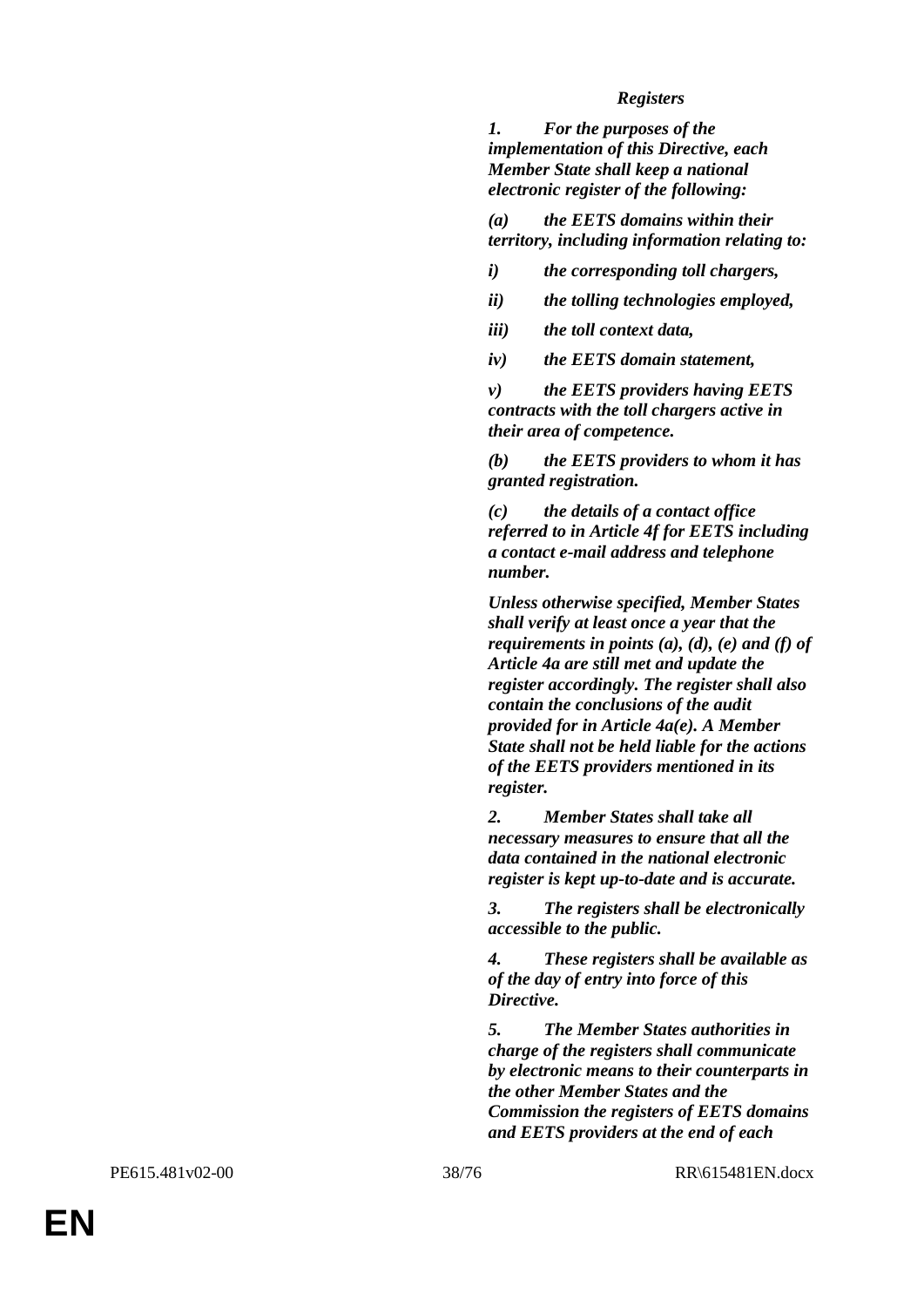***Registers***

***1. For the purposes of the implementation of this Directive, each Member State shall keep a national electronic register of the following:***

***(a) the EETS domains within their territory, including information relating to:***

***i) the corresponding toll chargers,***

***ii) the tolling technologies employed,***

***iii) the toll context data,***

***iv) the EETS domain statement,***

***v) the EETS providers having EETS contracts with the toll chargers active in their area of competence.***

***(b) the EETS providers to whom it has granted registration.***

***(c) the details of a contact office referred to in Article 4f for EETS including a contact e-mail address and telephone number.***

***Unless otherwise specified, Member States shall verify at least once a year that the requirements in points (a), (d), (e) and (f) of Article 4a are still met and update the register accordingly. The register shall also contain the conclusions of the audit provided for in Article 4a(e). A Member State shall not be held liable for the actions of the EETS providers mentioned in its register.***

***2. Member States shall take all necessary measures to ensure that all the data contained in the national electronic register is kept up-to-date and is accurate.***

***3. The registers shall be electronically accessible to the public.***

***4. These registers shall be available as of the day of entry into force of this Directive.***

***5. The Member States authorities in charge of the registers shall communicate by electronic means to their counterparts in the other Member States and the Commission the registers of EETS domains and EETS providers at the end of each***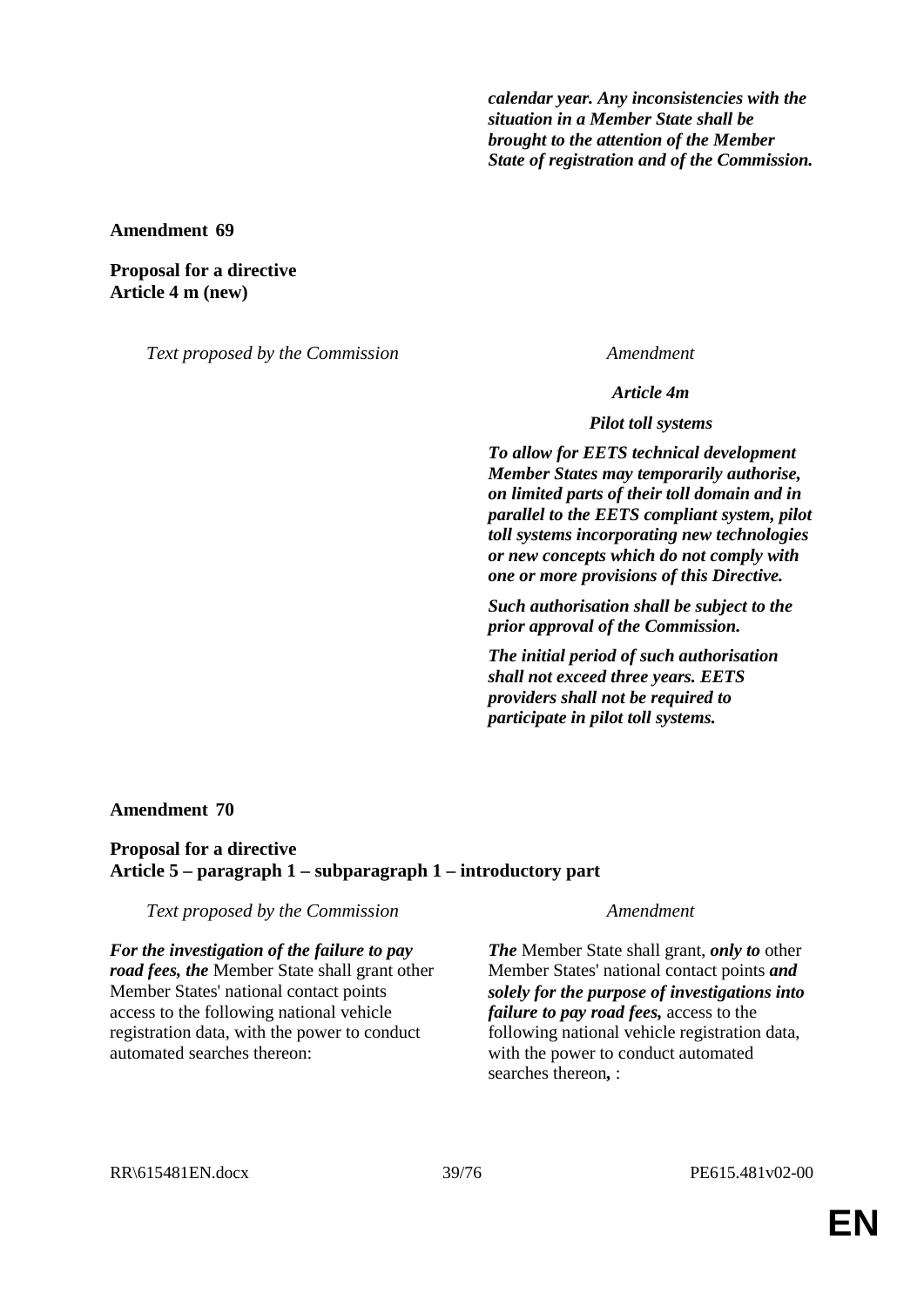| | |
|---|---|
| | ***calendar year. Any inconsistencies with the situation in a Member State shall be brought to the attention of the Member State of registration and of the Commission.*** |

**Amendment 69**

**Proposal for a directive**
**Article 4 m (new)**

| *Text proposed by the Commission* | *Amendment* |
|---|---|
| | ***Article 4m*** |
| | ***Pilot toll systems*** |
| | ***To allow for EETS technical development Member States may temporarily authorise, on limited parts of their toll domain and in parallel to the EETS compliant system, pilot toll systems incorporating new technologies or new concepts which do not comply with one or more provisions of this Directive.*** |
| | ***Such authorisation shall be subject to the prior approval of the Commission.*** |
| | ***The initial period of such authorisation shall not exceed three years. EETS providers shall not be required to participate in pilot toll systems.*** |

**Amendment 70**

**Proposal for a directive**
**Article 5 – paragraph 1 – subparagraph 1 – introductory part**

| *Text proposed by the Commission* | *Amendment* |
|---|---|
| ***For the investigation of the failure to pay road fees, the*** Member State shall grant other Member States' national contact points access to the following national vehicle registration data, with the power to conduct automated searches thereon: | ***The*** Member State shall grant, ***only to*** other Member States' national contact points ***and solely for the purpose of investigations into failure to pay road fees,*** access to the following national vehicle registration data, with the power to conduct automated searches thereon**,** : |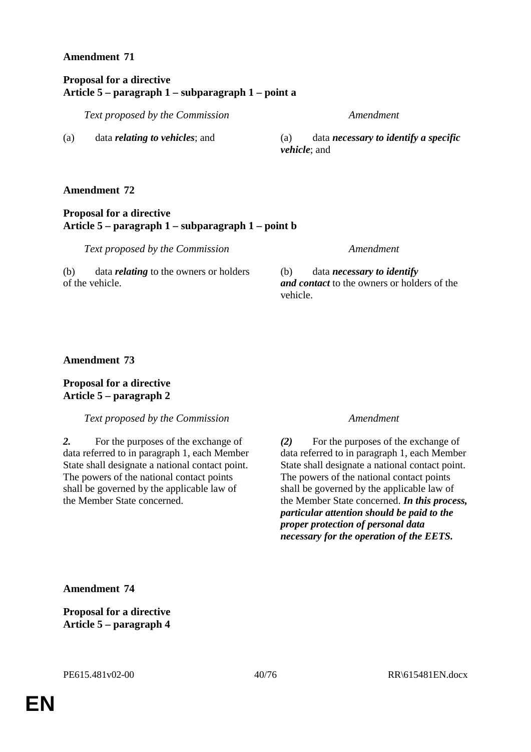**Amendment 71**

**Proposal for a directive**
**Article 5 – paragraph 1 – subparagraph 1 – point a**

| *Text proposed by the Commission* | *Amendment* |
| --- | --- |
| (a) data ***relating to vehicles***; and | (a) data ***necessary to identify a specific vehicle***; and |

**Amendment 72**

**Proposal for a directive**
**Article 5 – paragraph 1 – subparagraph 1 – point b**

| *Text proposed by the Commission* | *Amendment* |
| --- | --- |
| (b) data ***relating*** to the owners or holders of the vehicle. | (b) data ***necessary to identify and contact*** to the owners or holders of the vehicle. |

**Amendment 73**

**Proposal for a directive**
**Article 5 – paragraph 2**

| *Text proposed by the Commission* | *Amendment* |
| --- | --- |
| ***2.*** For the purposes of the exchange of data referred to in paragraph 1, each Member State shall designate a national contact point. The powers of the national contact points shall be governed by the applicable law of the Member State concerned. | ***(2)*** For the purposes of the exchange of data referred to in paragraph 1, each Member State shall designate a national contact point. The powers of the national contact points shall be governed by the applicable law of the Member State concerned. ***In this process, particular attention should be paid to the proper protection of personal data necessary for the operation of the EETS.*** |

**Amendment 74**

**Proposal for a directive**
**Article 5 – paragraph 4**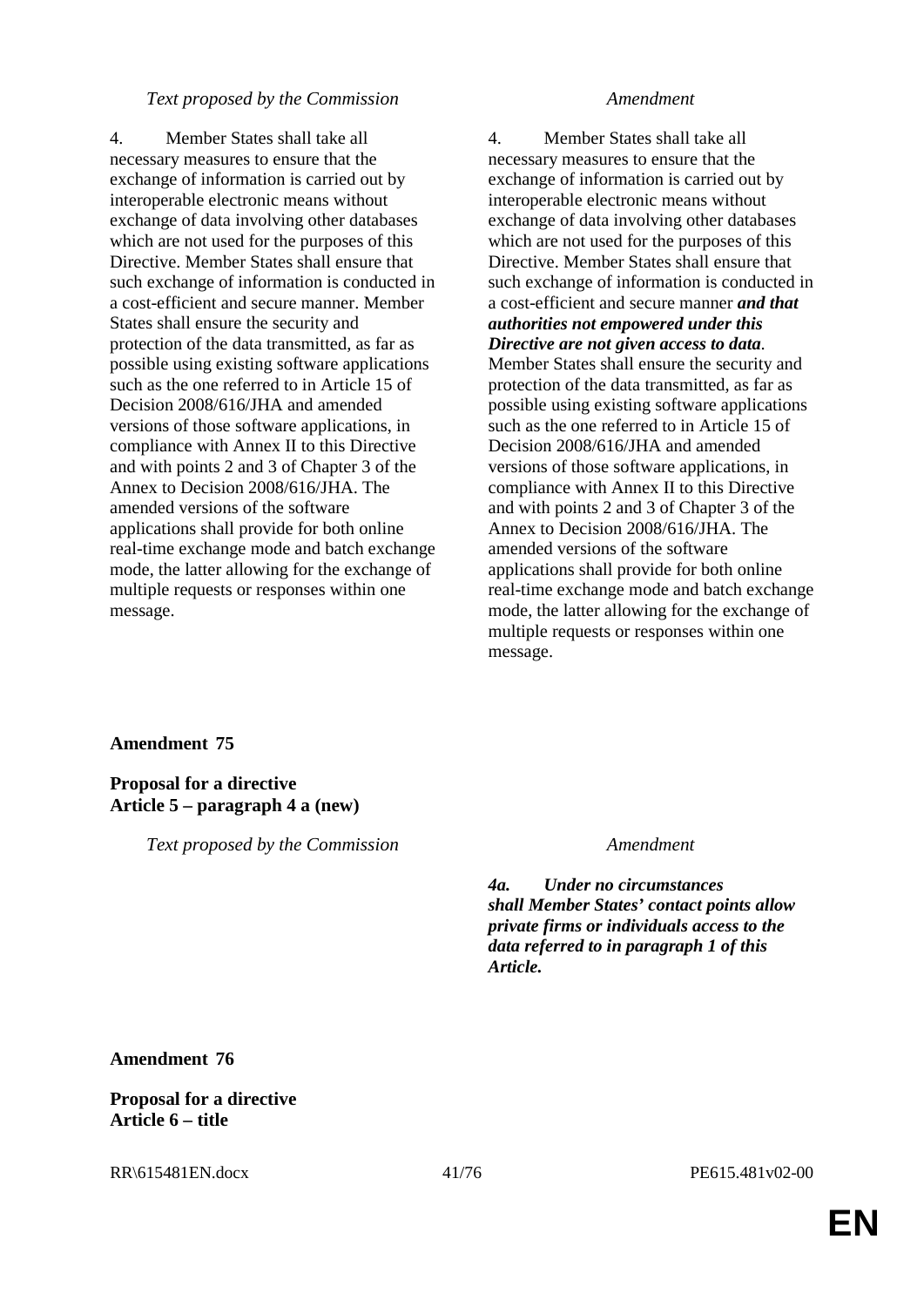| *Text proposed by the Commission* | *Amendment* |
|---|---|
| 4. Member States shall take all necessary measures to ensure that the exchange of information is carried out by interoperable electronic means without exchange of data involving other databases which are not used for the purposes of this Directive. Member States shall ensure that such exchange of information is conducted in a cost-efficient and secure manner. Member States shall ensure the security and protection of the data transmitted, as far as possible using existing software applications such as the one referred to in Article 15 of Decision 2008/616/JHA and amended versions of those software applications, in compliance with Annex II to this Directive and with points 2 and 3 of Chapter 3 of the Annex to Decision 2008/616/JHA. The amended versions of the software applications shall provide for both online real-time exchange mode and batch exchange mode, the latter allowing for the exchange of multiple requests or responses within one message. | 4. Member States shall take all necessary measures to ensure that the exchange of information is carried out by interoperable electronic means without exchange of data involving other databases which are not used for the purposes of this Directive. Member States shall ensure that such exchange of information is conducted in a cost-efficient and secure manner ***and that authorities not empowered under this Directive are not given access to data***. Member States shall ensure the security and protection of the data transmitted, as far as possible using existing software applications such as the one referred to in Article 15 of Decision 2008/616/JHA and amended versions of those software applications, in compliance with Annex II to this Directive and with points 2 and 3 of Chapter 3 of the Annex to Decision 2008/616/JHA. The amended versions of the software applications shall provide for both online real-time exchange mode and batch exchange mode, the latter allowing for the exchange of multiple requests or responses within one message. |

**Amendment 75**

**Proposal for a directive**
**Article 5 – paragraph 4 a (new)**

| *Text proposed by the Commission* | *Amendment* |
|---|---|
| | ***4a. Under no circumstances shall Member States' contact points allow private firms or individuals access to the data referred to in paragraph 1 of this Article.*** |

**Amendment 76**

**Proposal for a directive**
**Article 6 – title**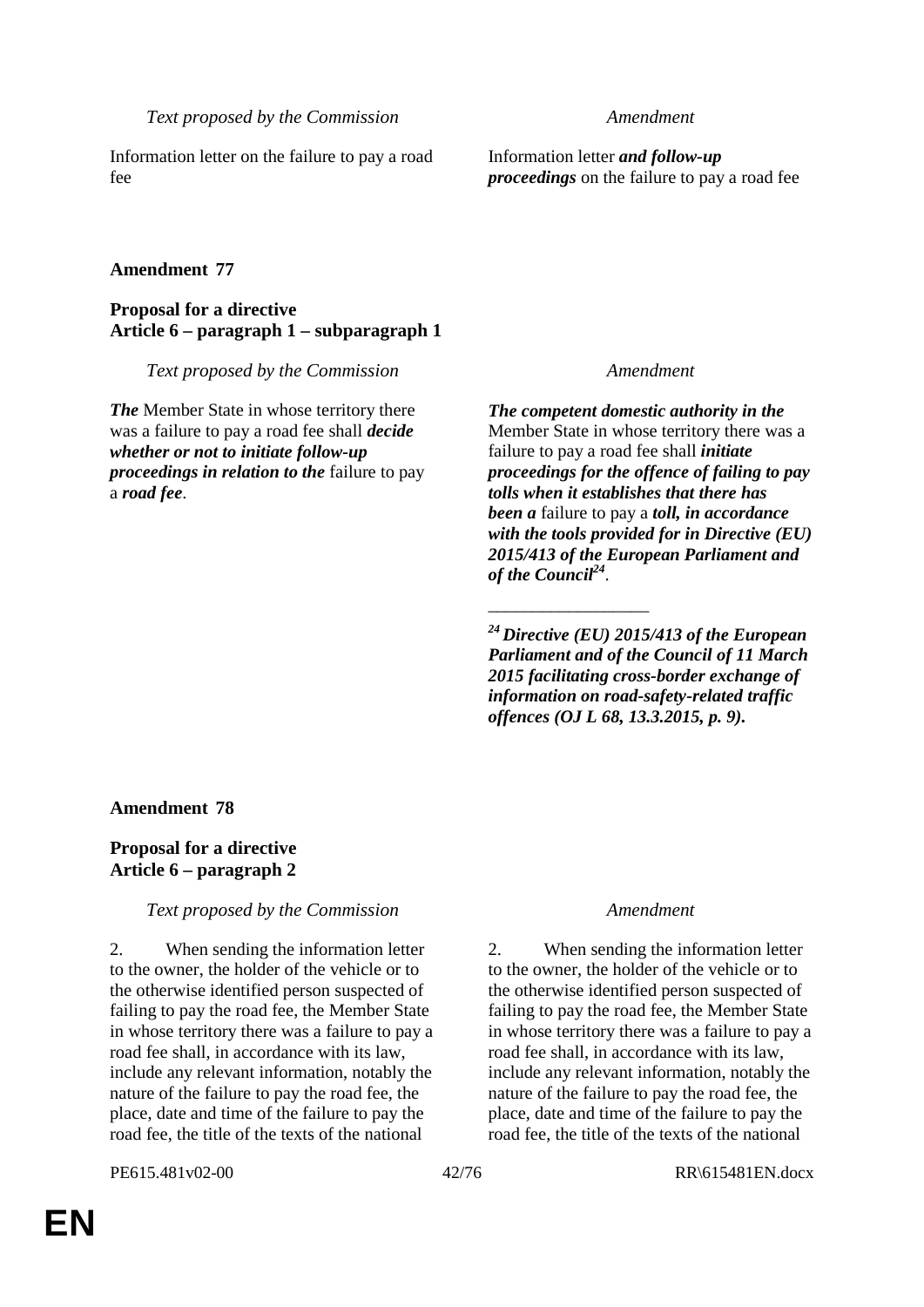| *Text proposed by the Commission* | *Amendment* |
|---|---|
| Information letter on the failure to pay a road fee | Information letter ***and follow-up proceedings*** on the failure to pay a road fee |

**Amendment 77**

**Proposal for a directive**
**Article 6 – paragraph 1 – subparagraph 1**

| *Text proposed by the Commission* | *Amendment* |
|---|---|
| ***The*** Member State in whose territory there was a failure to pay a road fee shall ***decide whether or not to initiate follow-up proceedings in relation to the*** failure to pay a ***road fee***. | ***The competent domestic authority in the*** Member State in whose territory there was a failure to pay a road fee shall ***initiate proceedings for the offence of failing to pay tolls when it establishes that there has been a*** failure to pay a ***toll, in accordance with the tools provided for in Directive (EU) 2015/413 of the European Parliament and of the Council***[24]. |
| | __________________ |
| | [24] ***Directive (EU) 2015/413 of the European Parliament and of the Council of 11 March 2015 facilitating cross-border exchange of information on road-safety-related traffic offences (OJ L 68, 13.3.2015, p. 9).*** |

**Amendment 78**

**Proposal for a directive**
**Article 6 – paragraph 2**

| *Text proposed by the Commission* | *Amendment* |
|---|---|
| 2. When sending the information letter to the owner, the holder of the vehicle or to the otherwise identified person suspected of failing to pay the road fee, the Member State in whose territory there was a failure to pay a road fee shall, in accordance with its law, include any relevant information, notably the nature of the failure to pay the road fee, the place, date and time of the failure to pay the road fee, the title of the texts of the national | 2. When sending the information letter to the owner, the holder of the vehicle or to the otherwise identified person suspected of failing to pay the road fee, the Member State in whose territory there was a failure to pay a road fee shall, in accordance with its law, include any relevant information, notably the nature of the failure to pay the road fee, the place, date and time of the failure to pay the road fee, the title of the texts of the national |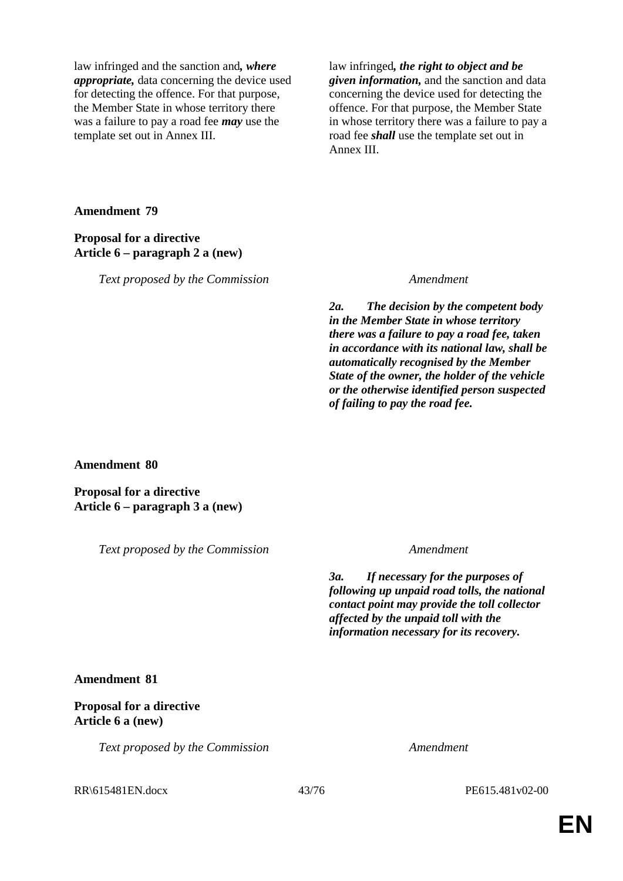| Text proposed by the Commission | Amendment |
|---|---|
| law infringed and the sanction and***, where appropriate,*** data concerning the device used for detecting the offence. For that purpose, the Member State in whose territory there was a failure to pay a road fee ***may*** use the template set out in Annex III. | law infringed***, the right to object and be given information,*** and the sanction and data concerning the device used for detecting the offence. For that purpose, the Member State in whose territory there was a failure to pay a road fee ***shall*** use the template set out in Annex III. |

**Amendment 79**

**Proposal for a directive**
**Article 6 – paragraph 2 a (new)**

| *Text proposed by the Commission* | *Amendment* |
|---|---|
| | ***2a. The decision by the competent body in the Member State in whose territory there was a failure to pay a road fee, taken in accordance with its national law, shall be automatically recognised by the Member State of the owner, the holder of the vehicle or the otherwise identified person suspected of failing to pay the road fee.*** |

**Amendment 80**

**Proposal for a directive**
**Article 6 – paragraph 3 a (new)**

| *Text proposed by the Commission* | *Amendment* |
|---|---|
| | ***3a. If necessary for the purposes of following up unpaid road tolls, the national contact point may provide the toll collector affected by the unpaid toll with the information necessary for its recovery.*** |

**Amendment 81**

**Proposal for a directive**
**Article 6 a (new)**

| *Text proposed by the Commission* | *Amendment* |
|---|---|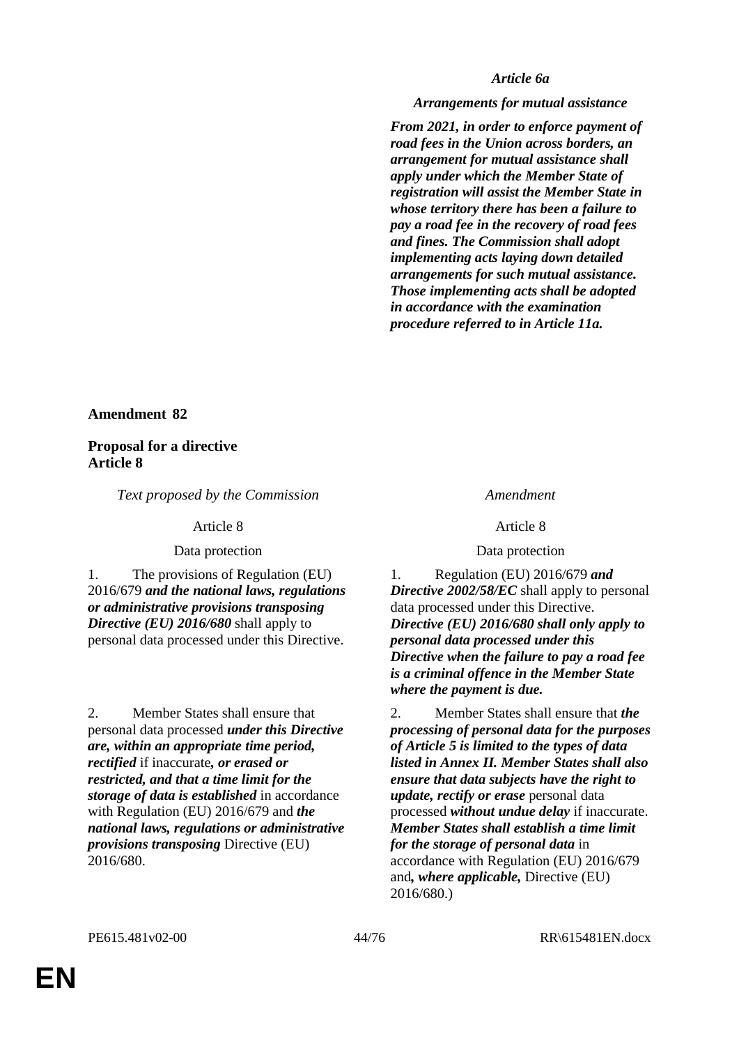| | *Article 6a* |
|---|---|
| | ***Arrangements for mutual assistance*** |
| | ***From 2021, in order to enforce payment of road fees in the Union across borders, an arrangement for mutual assistance shall apply under which the Member State of registration will assist the Member State in whose territory there has been a failure to pay a road fee in the recovery of road fees and fines. The Commission shall adopt implementing acts laying down detailed arrangements for such mutual assistance. Those implementing acts shall be adopted in accordance with the examination procedure referred to in Article 11a.*** |

**Amendment 82**

**Proposal for a directive**
**Article 8**

| *Text proposed by the Commission* | *Amendment* |
|---|---|
| Article 8 | Article 8 |
| Data protection | Data protection |
| 1. The provisions of Regulation (EU) 2016/679 ***and the national laws, regulations or administrative provisions transposing Directive (EU) 2016/680*** shall apply to personal data processed under this Directive. | 1. Regulation (EU) 2016/679 ***and Directive 2002/58/EC*** shall apply to personal data processed under this Directive. ***Directive (EU) 2016/680 shall only apply to personal data processed under this Directive when the failure to pay a road fee is a criminal offence in the Member State where the payment is due.*** |
| 2. Member States shall ensure that personal data processed ***under this Directive are, within an appropriate time period, rectified*** if inaccurate***, or erased or restricted, and that a time limit for the storage of data is established*** in accordance with Regulation (EU) 2016/679 and ***the national laws, regulations or administrative provisions transposing*** Directive (EU) 2016/680. | 2. Member States shall ensure that ***the processing of personal data for the purposes of Article 5 is limited to the types of data listed in Annex II. Member States shall also ensure that data subjects have the right to update, rectify or erase*** personal data processed ***without undue delay*** if inaccurate. ***Member States shall establish a time limit for the storage of personal data*** in accordance with Regulation (EU) 2016/679 and***, where applicable,*** Directive (EU) 2016/680.) |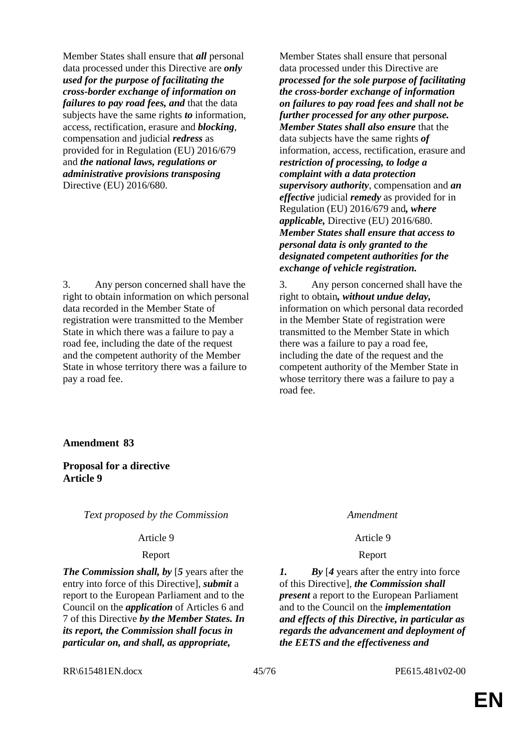| | |
|---|---|
| Member States shall ensure that ***all*** personal data processed under this Directive are ***only used for the purpose of facilitating the cross-border exchange of information on failures to pay road fees, and*** that the data subjects have the same rights ***to*** information, access, rectification, erasure and ***blocking***, compensation and judicial ***redress*** as provided for in Regulation (EU) 2016/679 and ***the national laws, regulations or administrative provisions transposing*** Directive (EU) 2016/680. | Member States shall ensure that personal data processed under this Directive are ***processed for the sole purpose of facilitating the cross-border exchange of information on failures to pay road fees and shall not be further processed for any other purpose. Member States shall also ensure*** that the data subjects have the same rights ***of*** information, access, rectification, erasure and ***restriction of processing, to lodge a complaint with a data protection supervisory authority***, compensation and ***an effective*** judicial ***remedy*** as provided for in Regulation (EU) 2016/679 and***, where applicable,*** Directive (EU) 2016/680. ***Member States shall ensure that access to personal data is only granted to the designated competent authorities for the exchange of vehicle registration.*** |
| 3. Any person concerned shall have the right to obtain information on which personal data recorded in the Member State of registration were transmitted to the Member State in which there was a failure to pay a road fee, including the date of the request and the competent authority of the Member State in whose territory there was a failure to pay a road fee. | 3. Any person concerned shall have the right to obtain***, without undue delay,*** information on which personal data recorded in the Member State of registration were transmitted to the Member State in which there was a failure to pay a road fee, including the date of the request and the competent authority of the Member State in whose territory there was a failure to pay a road fee. |

**Amendment 83**

**Proposal for a directive**
**Article 9**

| *Text proposed by the Commission* | *Amendment* |
|---|---|
| Article 9 | Article 9 |
| Report | Report |
| ***The Commission shall, by*** [***5*** years after the entry into force of this Directive], ***submit*** a report to the European Parliament and to the Council on the ***application*** of Articles 6 and 7 of this Directive ***by the Member States. In its report, the Commission shall focus in particular on, and shall, as appropriate,*** | ***1. By*** [***4*** years after the entry into force of this Directive], ***the Commission shall present*** a report to the European Parliament and to the Council on the ***implementation and effects of this Directive, in particular as regards the advancement and deployment of the EETS and the effectiveness and*** |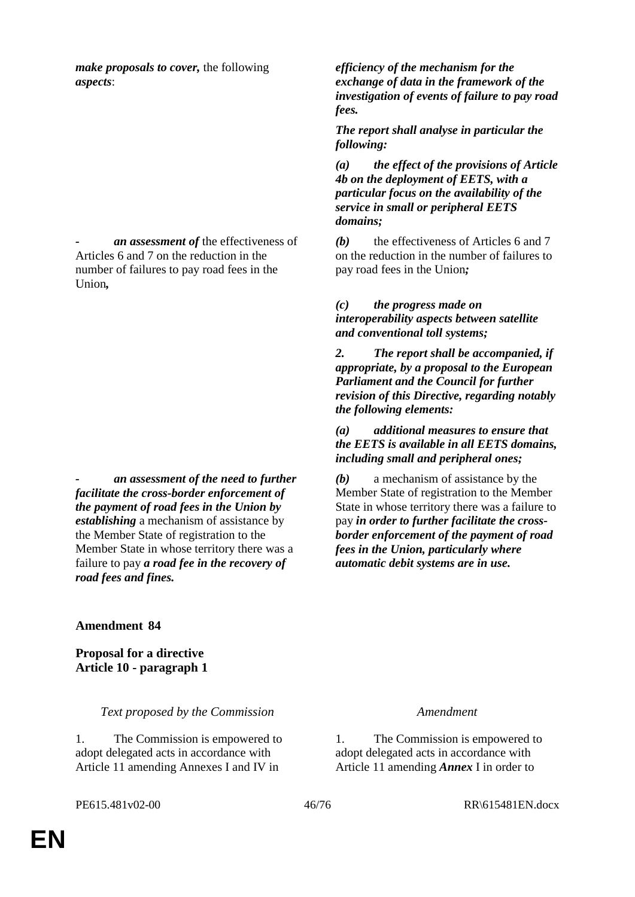| | |
|---|---|
| ***make proposals to cover,*** the following ***aspects***: | ***efficiency of the mechanism for the exchange of data in the framework of the investigation of events of failure to pay road fees.*** |
| | ***The report shall analyse in particular the following:*** |
| | ***(a) the effect of the provisions of Article 4b on the deployment of EETS, with a particular focus on the availability of the service in small or peripheral EETS domains;*** |
| ***- an assessment of*** the effectiveness of Articles 6 and 7 on the reduction in the number of failures to pay road fees in the Union***,*** | ***(b)*** the effectiveness of Articles 6 and 7 on the reduction in the number of failures to pay road fees in the Union***;*** |
| | ***(c) the progress made on interoperability aspects between satellite and conventional toll systems;*** |
| | ***2. The report shall be accompanied, if appropriate, by a proposal to the European Parliament and the Council for further revision of this Directive, regarding notably the following elements:*** |
| | ***(a) additional measures to ensure that the EETS is available in all EETS domains, including small and peripheral ones;*** |
| ***- an assessment of the need to further facilitate the cross-border enforcement of the payment of road fees in the Union by establishing*** a mechanism of assistance by the Member State of registration to the Member State in whose territory there was a failure to pay ***a road fee in the recovery of road fees and fines.*** | ***(b)*** a mechanism of assistance by the Member State of registration to the Member State in whose territory there was a failure to pay ***in order to further facilitate the cross-border enforcement of the payment of road fees in the Union, particularly where automatic debit systems are in use.*** |

**Amendment 84**

**Proposal for a directive**
**Article 10 - paragraph 1**

| *Text proposed by the Commission* | *Amendment* |
|---|---|
| 1. The Commission is empowered to adopt delegated acts in accordance with Article 11 amending Annexes I and IV in | 1. The Commission is empowered to adopt delegated acts in accordance with Article 11 amending ***Annex*** I in order to |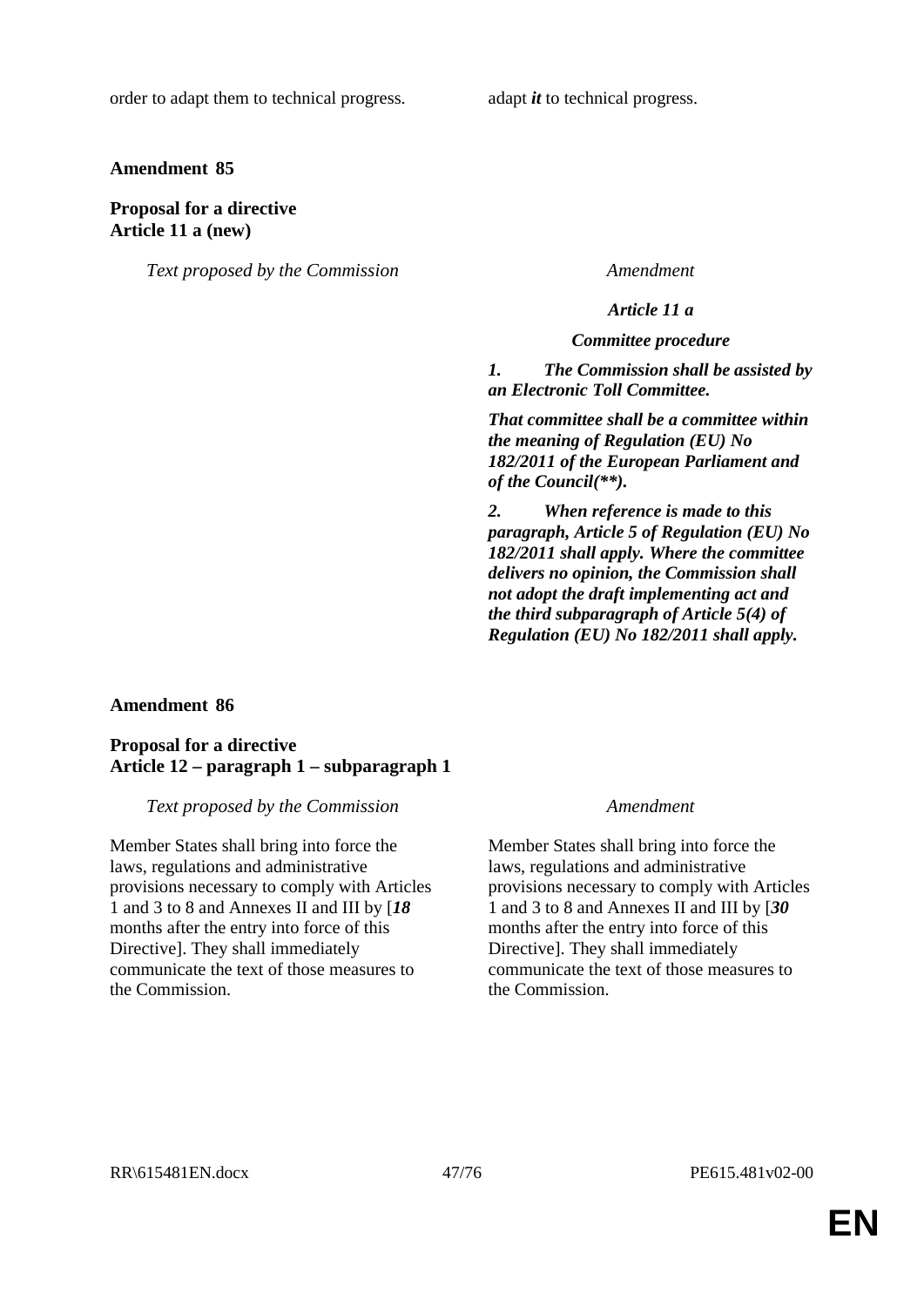| | |
|---|---|
| order to adapt them to technical progress. | adapt ***it*** to technical progress. |

**Amendment 85**

**Proposal for a directive**
**Article 11 a (new)**

| *Text proposed by the Commission* | *Amendment* |
|---|---|
| | ***Article 11 a*** |
| | ***Committee procedure*** |
| | ***1. The Commission shall be assisted by an Electronic Toll Committee.*** |
| | ***That committee shall be a committee within the meaning of Regulation (EU) No 182/2011 of the European Parliament and of the Council(**).*** |
| | ***2. When reference is made to this paragraph, Article 5 of Regulation (EU) No 182/2011 shall apply. Where the committee delivers no opinion, the Commission shall not adopt the draft implementing act and the third subparagraph of Article 5(4) of Regulation (EU) No 182/2011 shall apply.*** |

**Amendment 86**

**Proposal for a directive**
**Article 12 – paragraph 1 – subparagraph 1**

| *Text proposed by the Commission* | *Amendment* |
|---|---|
| Member States shall bring into force the laws, regulations and administrative provisions necessary to comply with Articles 1 and 3 to 8 and Annexes II and III by [***18*** months after the entry into force of this Directive]. They shall immediately communicate the text of those measures to the Commission. | Member States shall bring into force the laws, regulations and administrative provisions necessary to comply with Articles 1 and 3 to 8 and Annexes II and III by [***30*** months after the entry into force of this Directive]. They shall immediately communicate the text of those measures to the Commission. |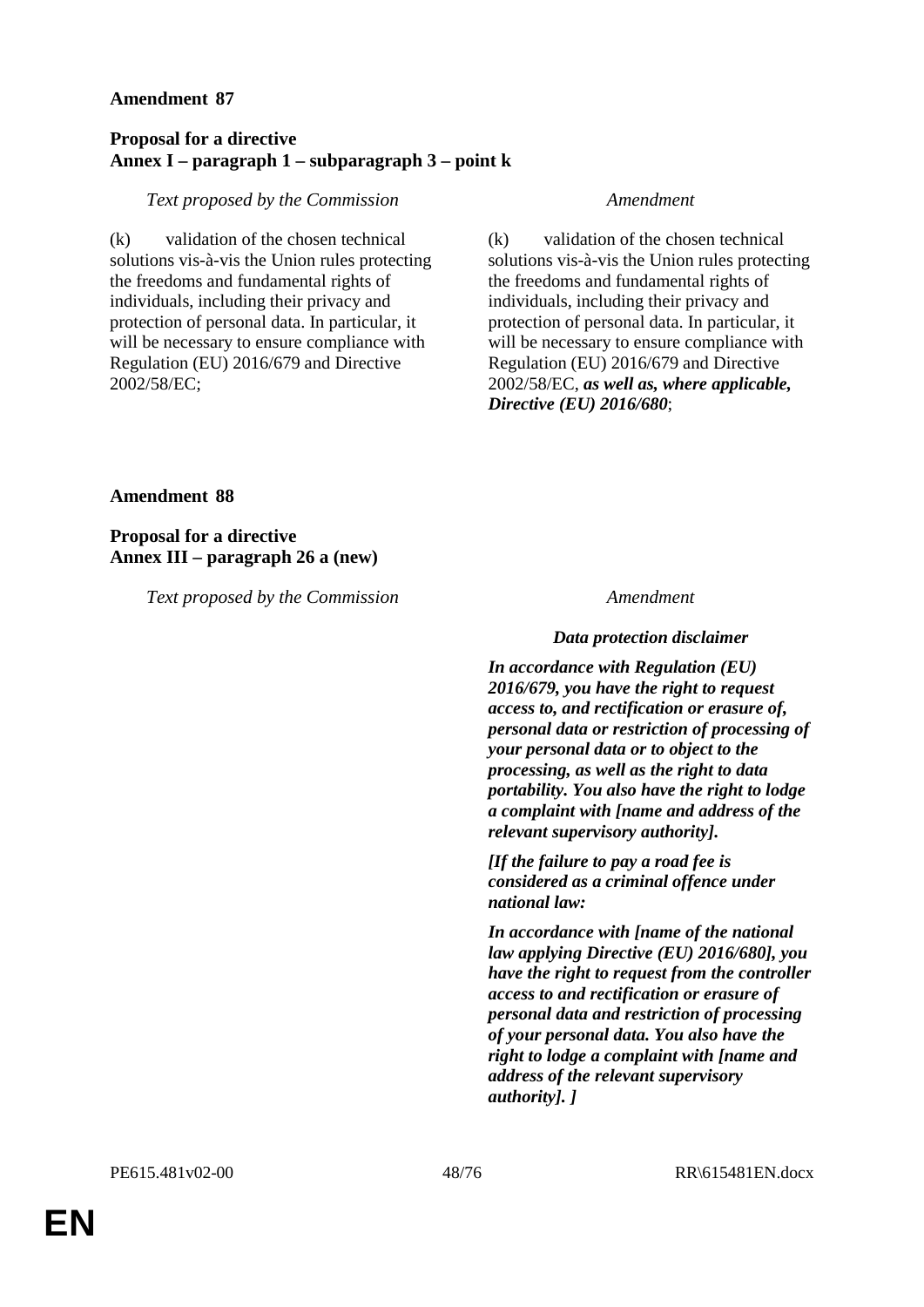**Amendment 87**

**Proposal for a directive**
**Annex I – paragraph 1 – subparagraph 3 – point k**

| *Text proposed by the Commission* | *Amendment* |
|---|---|
| (k) validation of the chosen technical solutions vis-à-vis the Union rules protecting the freedoms and fundamental rights of individuals, including their privacy and protection of personal data. In particular, it will be necessary to ensure compliance with Regulation (EU) 2016/679 and Directive 2002/58/EC; | (k) validation of the chosen technical solutions vis-à-vis the Union rules protecting the freedoms and fundamental rights of individuals, including their privacy and protection of personal data. In particular, it will be necessary to ensure compliance with Regulation (EU) 2016/679 and Directive 2002/58/EC, ***as well as, where applicable, Directive (EU) 2016/680***; |

**Amendment 88**

**Proposal for a directive**
**Annex III – paragraph 26 a (new)**

| *Text proposed by the Commission* | *Amendment* |
|---|---|
| | ***Data protection disclaimer*** |
| | ***In accordance with Regulation (EU) 2016/679, you have the right to request access to, and rectification or erasure of, personal data or restriction of processing of your personal data or to object to the processing, as well as the right to data portability. You also have the right to lodge a complaint with [name and address of the relevant supervisory authority].*** |
| | ***[If the failure to pay a road fee is considered as a criminal offence under national law:*** |
| | ***In accordance with [name of the national law applying Directive (EU) 2016/680], you have the right to request from the controller access to and rectification or erasure of personal data and restriction of processing of your personal data. You also have the right to lodge a complaint with [name and address of the relevant supervisory authority]. ]*** |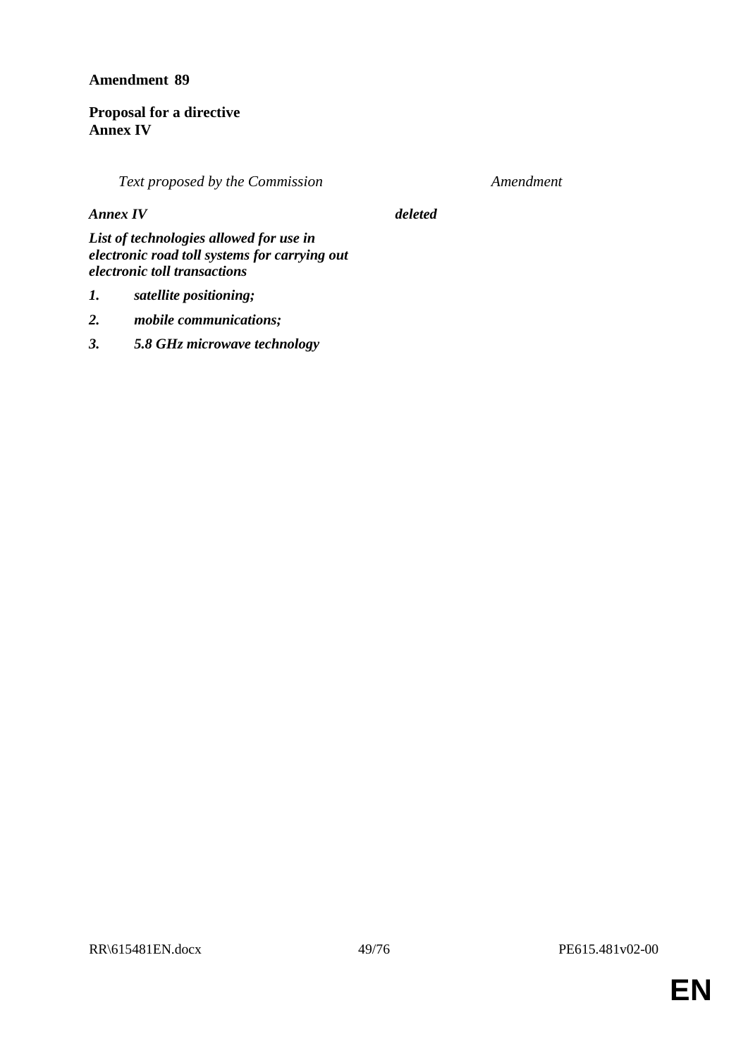**Amendment 89**

**Proposal for a directive**
**Annex IV**

| *Text proposed by the Commission* | *Amendment* |
|---|---|
| ***Annex IV*** | ***deleted*** |
| ***List of technologies allowed for use in electronic road toll systems for carrying out electronic toll transactions*** | |
| ***1. satellite positioning;*** | |
| ***2. mobile communications;*** | |
| ***3. 5.8 GHz microwave technology*** | |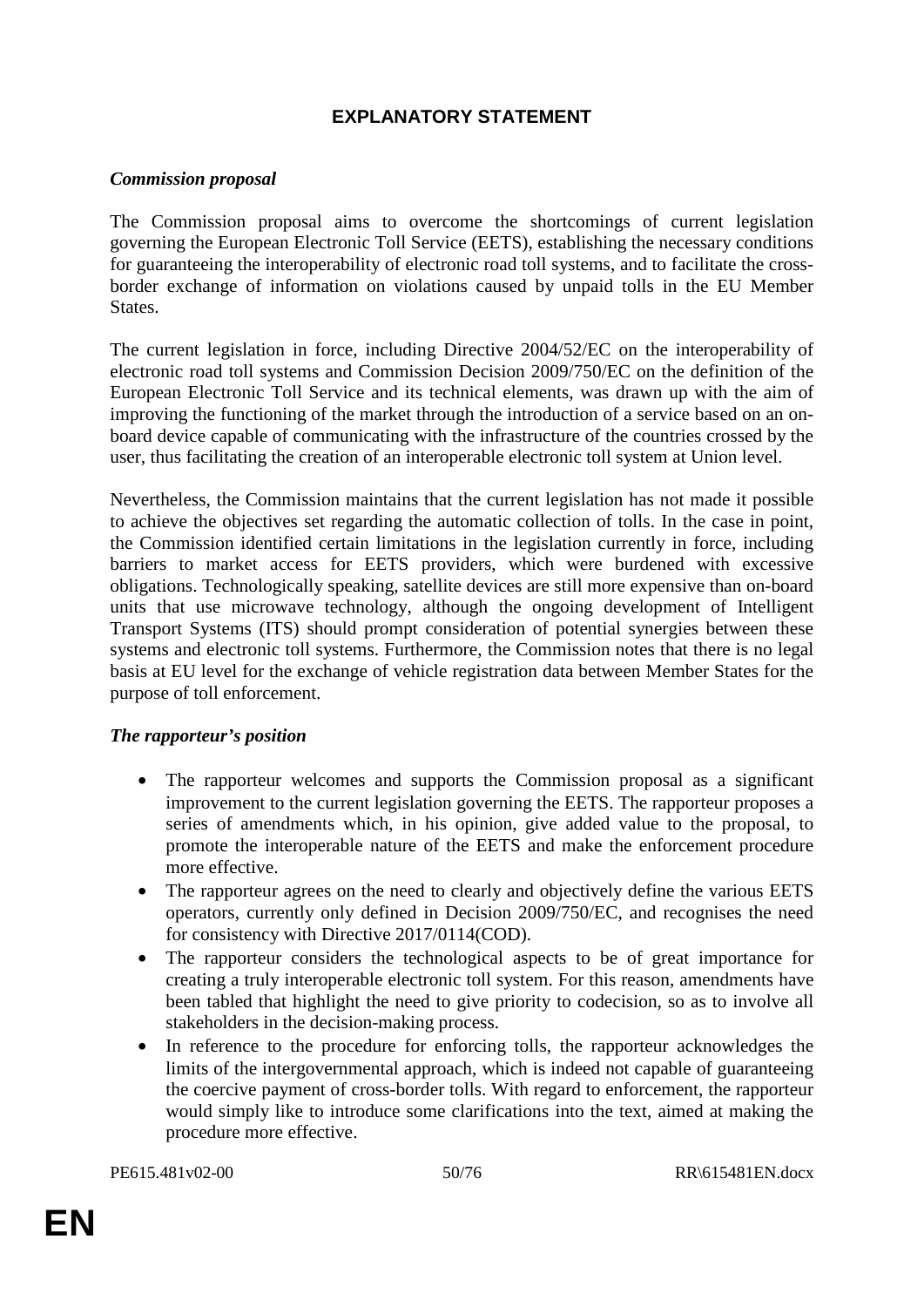# EXPLANATORY STATEMENT

***Commission proposal***

The Commission proposal aims to overcome the shortcomings of current legislation governing the European Electronic Toll Service (EETS), establishing the necessary conditions for guaranteeing the interoperability of electronic road toll systems, and to facilitate the cross-border exchange of information on violations caused by unpaid tolls in the EU Member States.

The current legislation in force, including Directive 2004/52/EC on the interoperability of electronic road toll systems and Commission Decision 2009/750/EC on the definition of the European Electronic Toll Service and its technical elements, was drawn up with the aim of improving the functioning of the market through the introduction of a service based on an on-board device capable of communicating with the infrastructure of the countries crossed by the user, thus facilitating the creation of an interoperable electronic toll system at Union level.

Nevertheless, the Commission maintains that the current legislation has not made it possible to achieve the objectives set regarding the automatic collection of tolls. In the case in point, the Commission identified certain limitations in the legislation currently in force, including barriers to market access for EETS providers, which were burdened with excessive obligations. Technologically speaking, satellite devices are still more expensive than on-board units that use microwave technology, although the ongoing development of Intelligent Transport Systems (ITS) should prompt consideration of potential synergies between these systems and electronic toll systems. Furthermore, the Commission notes that there is no legal basis at EU level for the exchange of vehicle registration data between Member States for the purpose of toll enforcement.

***The rapporteur's position***

- The rapporteur welcomes and supports the Commission proposal as a significant improvement to the current legislation governing the EETS. The rapporteur proposes a series of amendments which, in his opinion, give added value to the proposal, to promote the interoperable nature of the EETS and make the enforcement procedure more effective.
- The rapporteur agrees on the need to clearly and objectively define the various EETS operators, currently only defined in Decision 2009/750/EC, and recognises the need for consistency with Directive 2017/0114(COD).
- The rapporteur considers the technological aspects to be of great importance for creating a truly interoperable electronic toll system. For this reason, amendments have been tabled that highlight the need to give priority to codecision, so as to involve all stakeholders in the decision-making process.
- In reference to the procedure for enforcing tolls, the rapporteur acknowledges the limits of the intergovernmental approach, which is indeed not capable of guaranteeing the coercive payment of cross-border tolls. With regard to enforcement, the rapporteur would simply like to introduce some clarifications into the text, aimed at making the procedure more effective.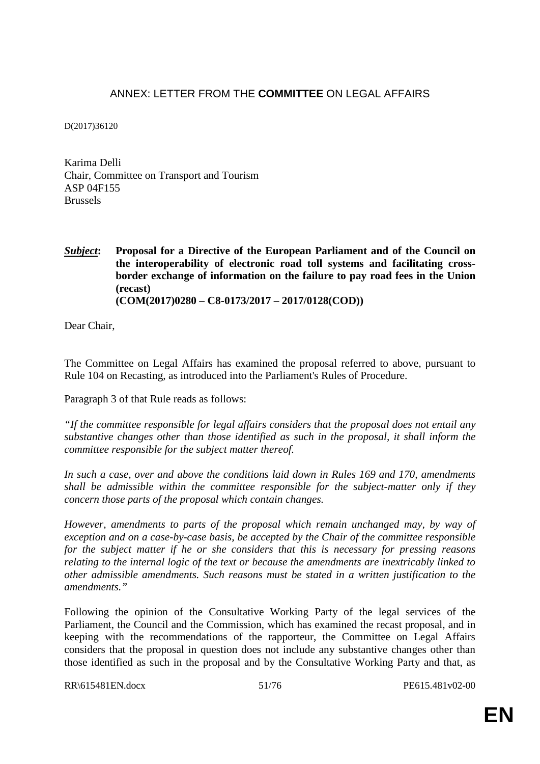## ANNEX: LETTER FROM THE **COMMITTEE** ON LEGAL AFFAIRS

D(2017)36120

Karima Delli
Chair, Committee on Transport and Tourism
ASP 04F155
Brussels

***Subject*:** **Proposal for a Directive of the European Parliament and of the Council on the interoperability of electronic road toll systems and facilitating cross-border exchange of information on the failure to pay road fees in the Union (recast)**
**(COM(2017)0280 – C8-0173/2017 – 2017/0128(COD))**

Dear Chair,

The Committee on Legal Affairs has examined the proposal referred to above, pursuant to Rule 104 on Recasting, as introduced into the Parliament's Rules of Procedure.

Paragraph 3 of that Rule reads as follows:

*"If the committee responsible for legal affairs considers that the proposal does not entail any substantive changes other than those identified as such in the proposal, it shall inform the committee responsible for the subject matter thereof.*

*In such a case, over and above the conditions laid down in Rules 169 and 170, amendments shall be admissible within the committee responsible for the subject-matter only if they concern those parts of the proposal which contain changes.*

*However, amendments to parts of the proposal which remain unchanged may, by way of exception and on a case-by-case basis, be accepted by the Chair of the committee responsible for the subject matter if he or she considers that this is necessary for pressing reasons relating to the internal logic of the text or because the amendments are inextricably linked to other admissible amendments. Such reasons must be stated in a written justification to the amendments."*

Following the opinion of the Consultative Working Party of the legal services of the Parliament, the Council and the Commission, which has examined the recast proposal, and in keeping with the recommendations of the rapporteur, the Committee on Legal Affairs considers that the proposal in question does not include any substantive changes other than those identified as such in the proposal and by the Consultative Working Party and that, as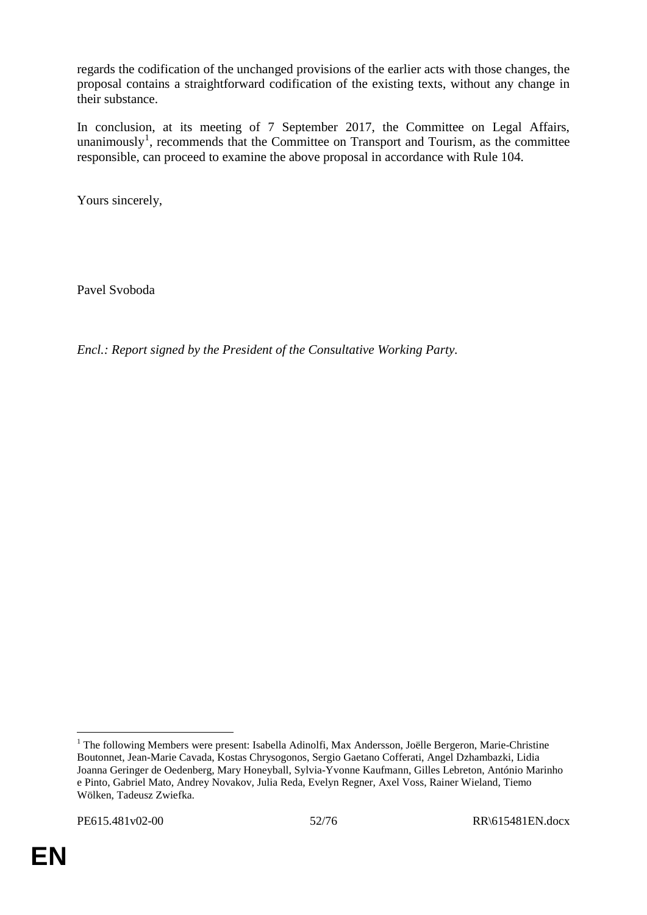regards the codification of the unchanged provisions of the earlier acts with those changes, the proposal contains a straightforward codification of the existing texts, without any change in their substance.

In conclusion, at its meeting of 7 September 2017, the Committee on Legal Affairs, unanimously[1], recommends that the Committee on Transport and Tourism, as the committee responsible, can proceed to examine the above proposal in accordance with Rule 104.

Yours sincerely,

Pavel Svoboda

*Encl.: Report signed by the President of the Consultative Working Party.*

---

[1] The following Members were present: Isabella Adinolfi, Max Andersson, Joëlle Bergeron, Marie-Christine Boutonnet, Jean-Marie Cavada, Kostas Chrysogonos, Sergio Gaetano Cofferati, Angel Dzhambazki, Lidia Joanna Geringer de Oedenberg, Mary Honeyball, Sylvia-Yvonne Kaufmann, Gilles Lebreton, António Marinho e Pinto, Gabriel Mato, Andrey Novakov, Julia Reda, Evelyn Regner, Axel Voss, Rainer Wieland, Tiemo Wölken, Tadeusz Zwiefka.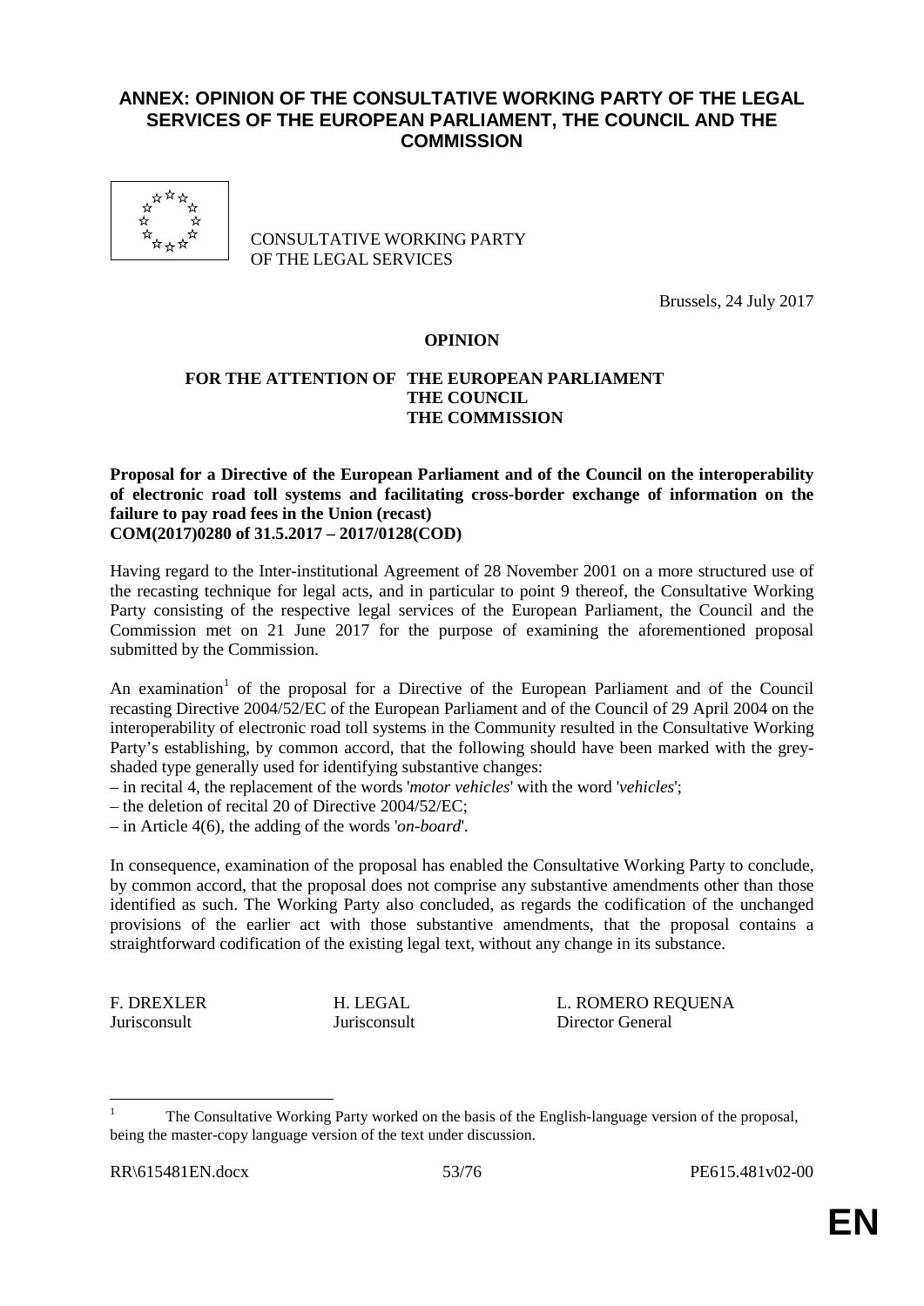# ANNEX: OPINION OF THE CONSULTATIVE WORKING PARTY OF THE LEGAL SERVICES OF THE EUROPEAN PARLIAMENT, THE COUNCIL AND THE COMMISSION

CONSULTATIVE WORKING PARTY
OF THE LEGAL SERVICES

Brussels, 24 July 2017

**OPINION**

**FOR THE ATTENTION OF THE EUROPEAN PARLIAMENT**
**THE COUNCIL**
**THE COMMISSION**

**Proposal for a Directive of the European Parliament and of the Council on the interoperability of electronic road toll systems and facilitating cross-border exchange of information on the failure to pay road fees in the Union (recast)**
**COM(2017)0280 of 31.5.2017 – 2017/0128(COD)**

Having regard to the Inter-institutional Agreement of 28 November 2001 on a more structured use of the recasting technique for legal acts, and in particular to point 9 thereof, the Consultative Working Party consisting of the respective legal services of the European Parliament, the Council and the Commission met on 21 June 2017 for the purpose of examining the aforementioned proposal submitted by the Commission.

An examination[1] of the proposal for a Directive of the European Parliament and of the Council recasting Directive 2004/52/EC of the European Parliament and of the Council of 29 April 2004 on the interoperability of electronic road toll systems in the Community resulted in the Consultative Working Party's establishing, by common accord, that the following should have been marked with the grey-shaded type generally used for identifying substantive changes:

– in recital 4, the replacement of the words '*motor vehicles*' with the word '*vehicles*';
– the deletion of recital 20 of Directive 2004/52/EC;
– in Article 4(6), the adding of the words '*on-board*'.

In consequence, examination of the proposal has enabled the Consultative Working Party to conclude, by common accord, that the proposal does not comprise any substantive amendments other than those identified as such. The Working Party also concluded, as regards the codification of the unchanged provisions of the earlier act with those substantive amendments, that the proposal contains a straightforward codification of the existing legal text, without any change in its substance.

| F. DREXLER | H. LEGAL | L. ROMERO REQUENA |
|---|---|---|
| Jurisconsult | Jurisconsult | Director General |

[1] The Consultative Working Party worked on the basis of the English-language version of the proposal, being the master-copy language version of the text under discussion.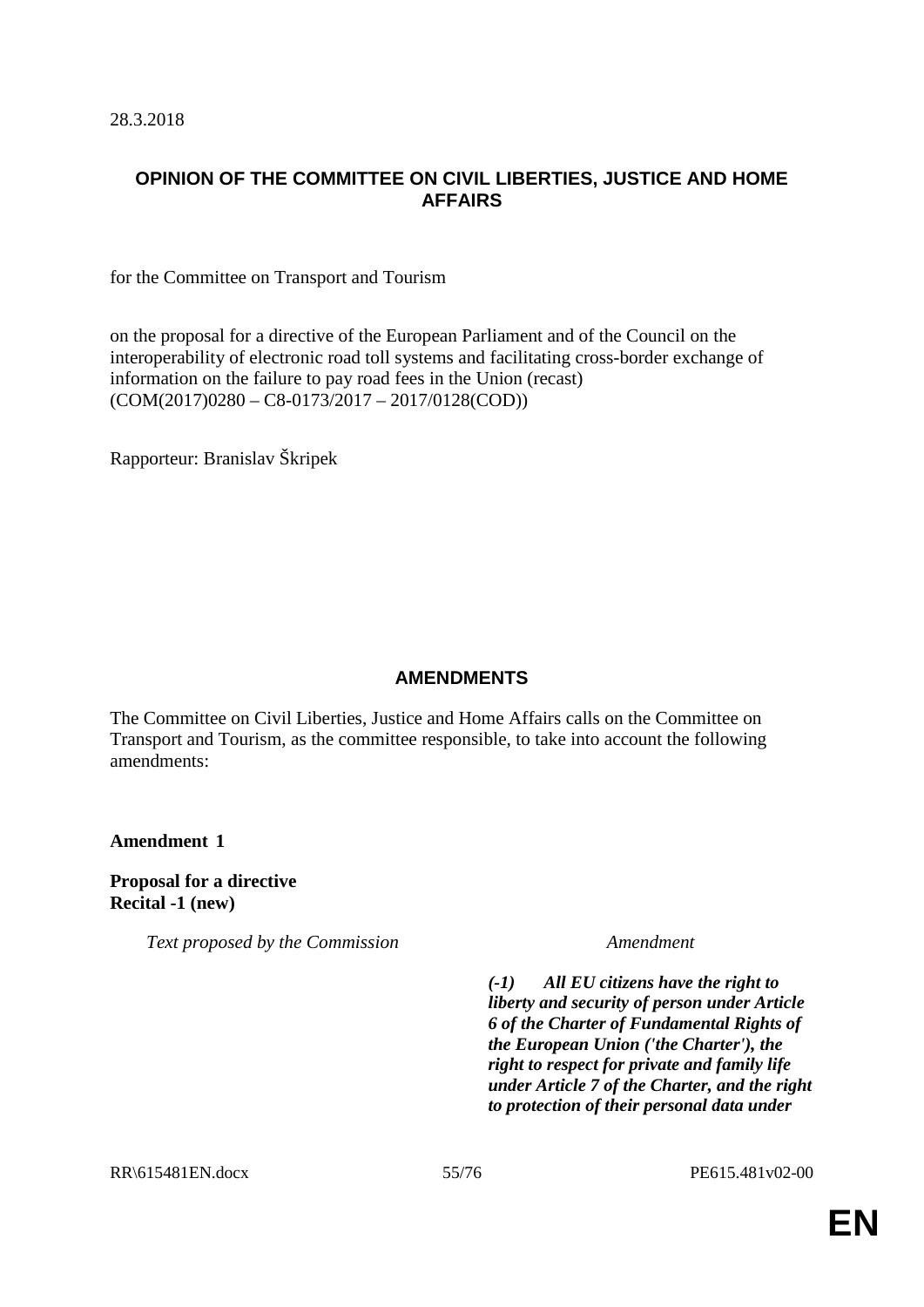28.3.2018

## OPINION OF THE COMMITTEE ON CIVIL LIBERTIES, JUSTICE AND HOME AFFAIRS

for the Committee on Transport and Tourism

on the proposal for a directive of the European Parliament and of the Council on the interoperability of electronic road toll systems and facilitating cross-border exchange of information on the failure to pay road fees in the Union (recast)
(COM(2017)0280 – C8-0173/2017 – 2017/0128(COD))

Rapporteur: Branislav Škripek

## AMENDMENTS

The Committee on Civil Liberties, Justice and Home Affairs calls on the Committee on Transport and Tourism, as the committee responsible, to take into account the following amendments:

**Amendment 1**

**Proposal for a directive**
**Recital -1 (new)**

| *Text proposed by the Commission* | *Amendment* |
|---|---|
| | ***(-1) All EU citizens have the right to liberty and security of person under Article 6 of the Charter of Fundamental Rights of the European Union ('the Charter'), the right to respect for private and family life under Article 7 of the Charter, and the right to protection of their personal data under*** |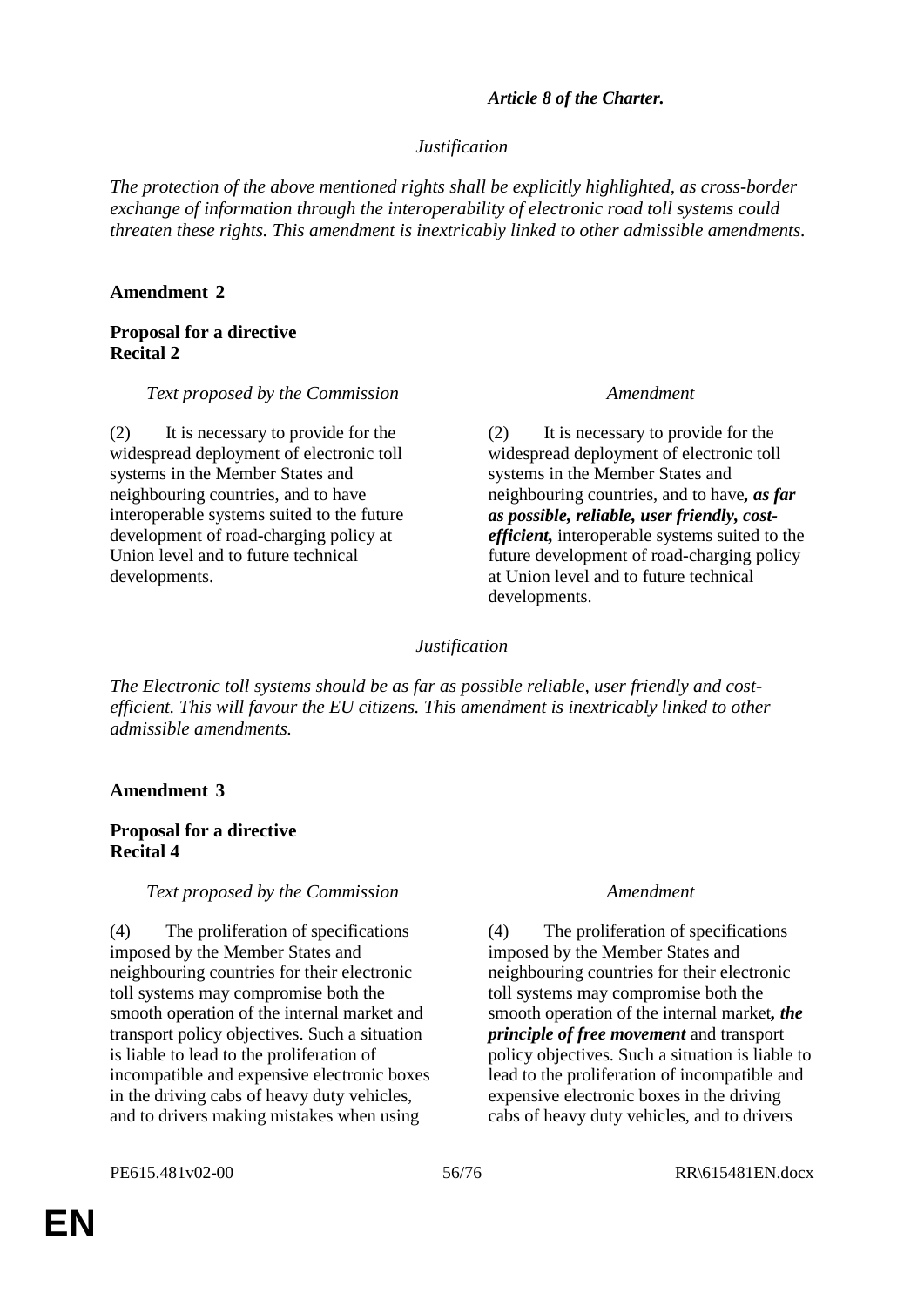| | ***Article 8 of the Charter.*** |
|---|---|

*Justification*

*The protection of the above mentioned rights shall be explicitly highlighted, as cross-border exchange of information through the interoperability of electronic road toll systems could threaten these rights. This amendment is inextricably linked to other admissible amendments.*

**Amendment 2**

**Proposal for a directive**
**Recital 2**

| *Text proposed by the Commission* | *Amendment* |
|---|---|
| (2) It is necessary to provide for the widespread deployment of electronic toll systems in the Member States and neighbouring countries, and to have interoperable systems suited to the future development of road-charging policy at Union level and to future technical developments. | (2) It is necessary to provide for the widespread deployment of electronic toll systems in the Member States and neighbouring countries, and to have***, as far as possible, reliable, user friendly, cost-efficient,*** interoperable systems suited to the future development of road-charging policy at Union level and to future technical developments. |

*Justification*

*The Electronic toll systems should be as far as possible reliable, user friendly and cost-efficient. This will favour the EU citizens. This amendment is inextricably linked to other admissible amendments.*

**Amendment 3**

**Proposal for a directive**
**Recital 4**

| *Text proposed by the Commission* | *Amendment* |
|---|---|
| (4) The proliferation of specifications imposed by the Member States and neighbouring countries for their electronic toll systems may compromise both the smooth operation of the internal market and transport policy objectives. Such a situation is liable to lead to the proliferation of incompatible and expensive electronic boxes in the driving cabs of heavy duty vehicles, and to drivers making mistakes when using | (4) The proliferation of specifications imposed by the Member States and neighbouring countries for their electronic toll systems may compromise both the smooth operation of the internal market***, the principle of free movement*** and transport policy objectives. Such a situation is liable to lead to the proliferation of incompatible and expensive electronic boxes in the driving cabs of heavy duty vehicles, and to drivers |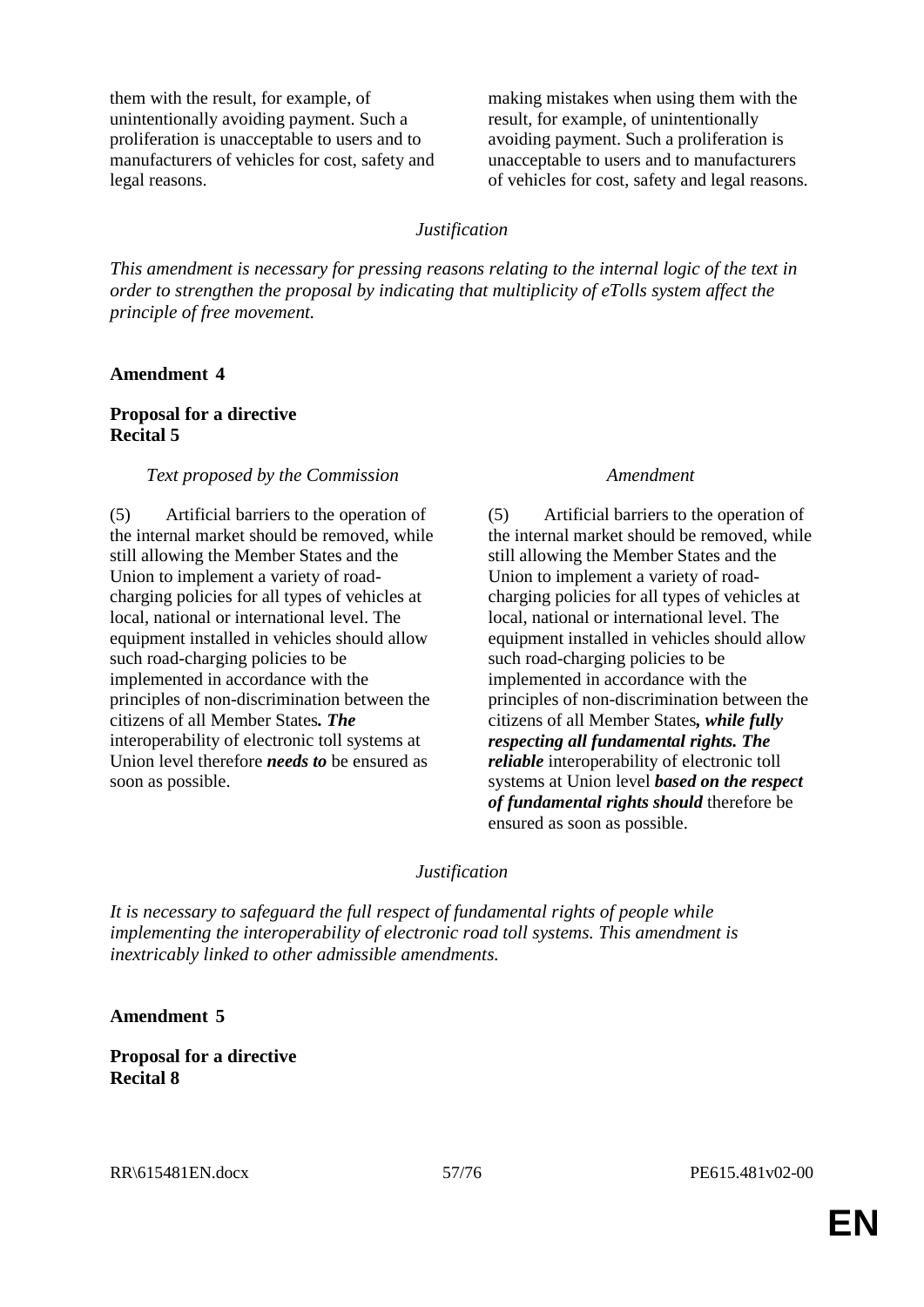| | |
|---|---|
| them with the result, for example, of unintentionally avoiding payment. Such a proliferation is unacceptable to users and to manufacturers of vehicles for cost, safety and legal reasons. | making mistakes when using them with the result, for example, of unintentionally avoiding payment. Such a proliferation is unacceptable to users and to manufacturers of vehicles for cost, safety and legal reasons. |

*Justification*

*This amendment is necessary for pressing reasons relating to the internal logic of the text in order to strengthen the proposal by indicating that multiplicity of eTolls system affect the principle of free movement.*

**Amendment 4**

**Proposal for a directive**
**Recital 5**

| *Text proposed by the Commission* | *Amendment* |
|---|---|
| (5) Artificial barriers to the operation of the internal market should be removed, while still allowing the Member States and the Union to implement a variety of road-charging policies for all types of vehicles at local, national or international level. The equipment installed in vehicles should allow such road-charging policies to be implemented in accordance with the principles of non-discrimination between the citizens of all Member States***. The*** interoperability of electronic toll systems at Union level therefore ***needs to*** be ensured as soon as possible. | (5) Artificial barriers to the operation of the internal market should be removed, while still allowing the Member States and the Union to implement a variety of road-charging policies for all types of vehicles at local, national or international level. The equipment installed in vehicles should allow such road-charging policies to be implemented in accordance with the principles of non-discrimination between the citizens of all Member States***, while fully respecting all fundamental rights. The reliable*** interoperability of electronic toll systems at Union level ***based on the respect of fundamental rights should*** therefore be ensured as soon as possible. |

*Justification*

*It is necessary to safeguard the full respect of fundamental rights of people while implementing the interoperability of electronic road toll systems. This amendment is inextricably linked to other admissible amendments.*

**Amendment 5**

**Proposal for a directive**
**Recital 8**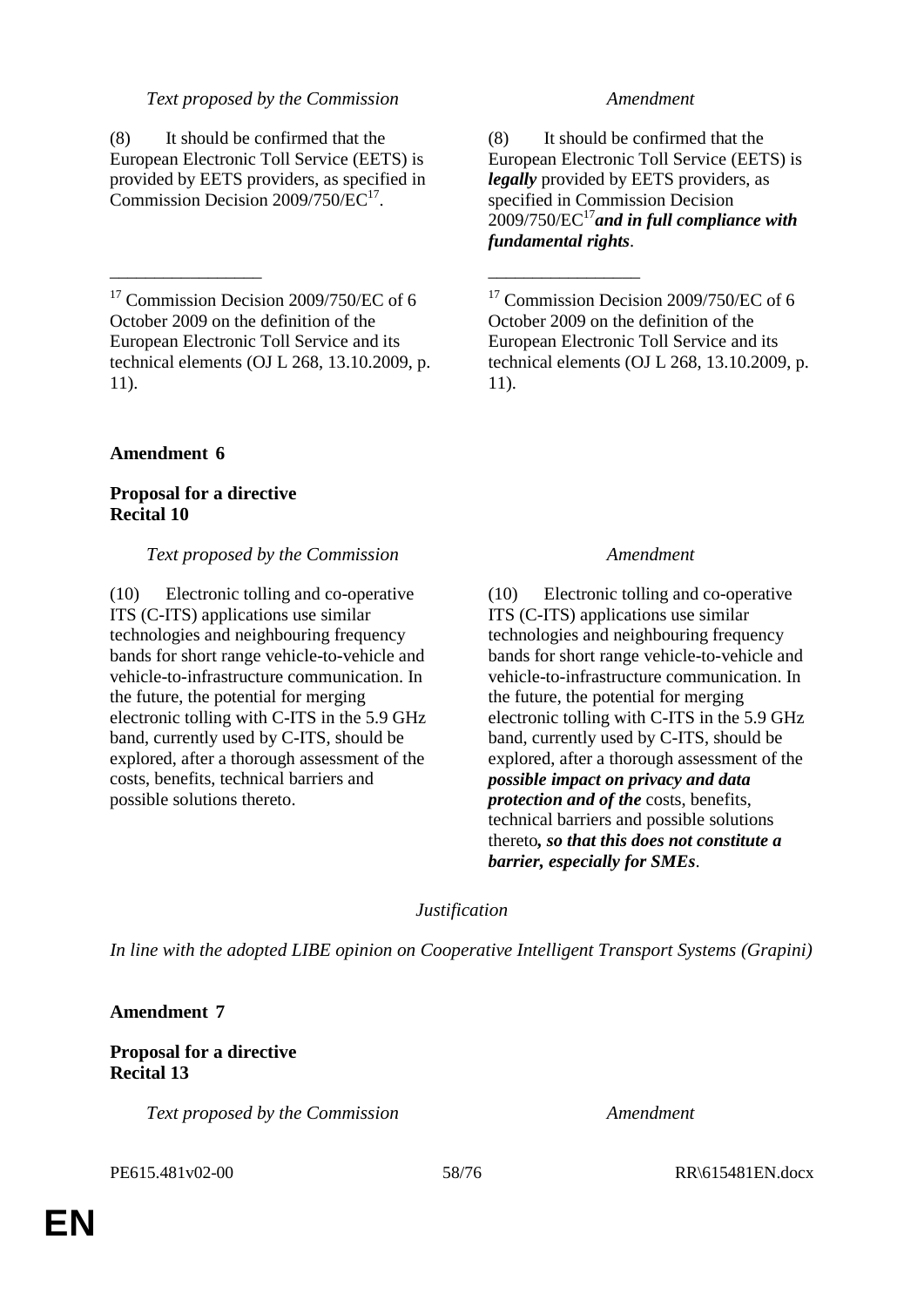| Text proposed by the Commission | Amendment |
|---|---|
| (8) It should be confirmed that the European Electronic Toll Service (EETS) is provided by EETS providers, as specified in Commission Decision 2009/750/EC[17]. | (8) It should be confirmed that the European Electronic Toll Service (EETS) is ***legally*** provided by EETS providers, as specified in Commission Decision 2009/750/EC[17] ***and in full compliance with fundamental rights***. |
| \_\_\_\_\_\_\_\_\_\_\_\_\_\_\_\_\_ | \_\_\_\_\_\_\_\_\_\_\_\_\_\_\_\_\_ |
| [17] Commission Decision 2009/750/EC of 6 October 2009 on the definition of the European Electronic Toll Service and its technical elements (OJ L 268, 13.10.2009, p. 11). | [17] Commission Decision 2009/750/EC of 6 October 2009 on the definition of the European Electronic Toll Service and its technical elements (OJ L 268, 13.10.2009, p. 11). |

**Amendment 6**

**Proposal for a directive**
**Recital 10**

| Text proposed by the Commission | Amendment |
|---|---|
| (10) Electronic tolling and co-operative ITS (C-ITS) applications use similar technologies and neighbouring frequency bands for short range vehicle-to-vehicle and vehicle-to-infrastructure communication. In the future, the potential for merging electronic tolling with C-ITS in the 5.9 GHz band, currently used by C-ITS, should be explored, after a thorough assessment of the costs, benefits, technical barriers and possible solutions thereto. | (10) Electronic tolling and co-operative ITS (C-ITS) applications use similar technologies and neighbouring frequency bands for short range vehicle-to-vehicle and vehicle-to-infrastructure communication. In the future, the potential for merging electronic tolling with C-ITS in the 5.9 GHz band, currently used by C-ITS, should be explored, after a thorough assessment of the ***possible impact on privacy and data protection and of the*** costs, benefits, technical barriers and possible solutions thereto***, so that this does not constitute a barrier, especially for SMEs***. |

*Justification*

*In line with the adopted LIBE opinion on Cooperative Intelligent Transport Systems (Grapini)*

**Amendment 7**

**Proposal for a directive**
**Recital 13**

| Text proposed by the Commission | Amendment |
|---|---|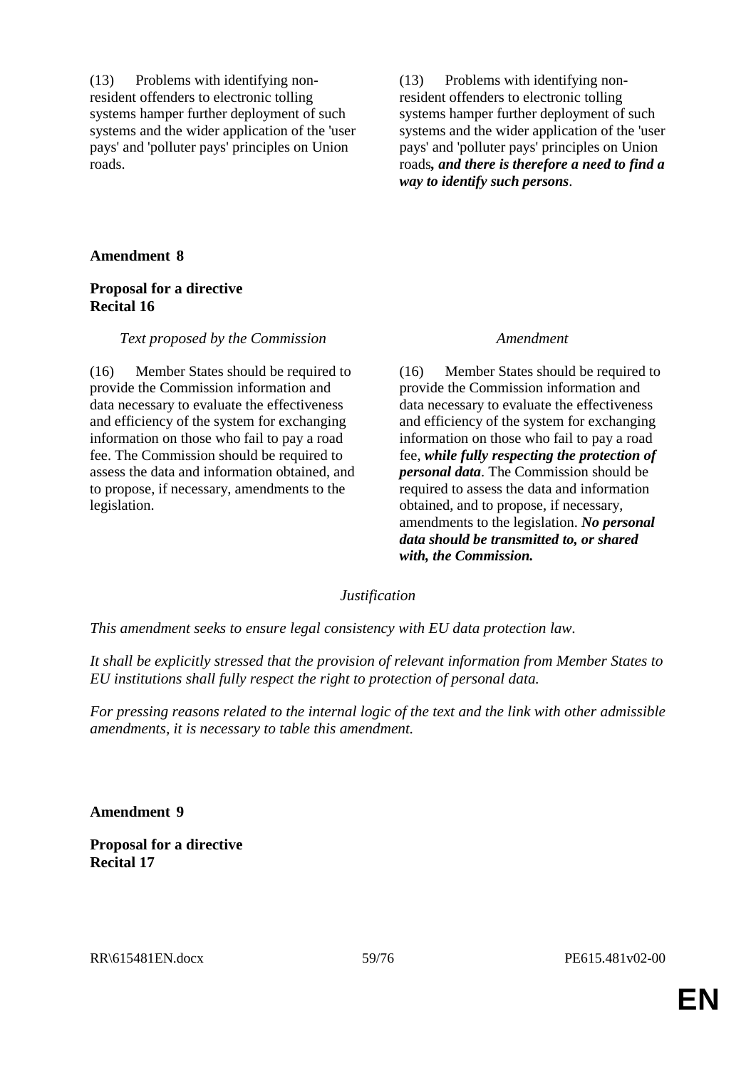| | |
|---|---|
| (13) Problems with identifying non-resident offenders to electronic tolling systems hamper further deployment of such systems and the wider application of the 'user pays' and 'polluter pays' principles on Union roads. | (13) Problems with identifying non-resident offenders to electronic tolling systems hamper further deployment of such systems and the wider application of the 'user pays' and 'polluter pays' principles on Union roads***, and there is therefore a need to find a way to identify such persons***. |

**Amendment 8**

**Proposal for a directive**
**Recital 16**

| *Text proposed by the Commission* | *Amendment* |
|---|---|
| (16) Member States should be required to provide the Commission information and data necessary to evaluate the effectiveness and efficiency of the system for exchanging information on those who fail to pay a road fee. The Commission should be required to assess the data and information obtained, and to propose, if necessary, amendments to the legislation. | (16) Member States should be required to provide the Commission information and data necessary to evaluate the effectiveness and efficiency of the system for exchanging information on those who fail to pay a road fee, ***while fully respecting the protection of personal data***. The Commission should be required to assess the data and information obtained, and to propose, if necessary, amendments to the legislation. ***No personal data should be transmitted to, or shared with, the Commission.*** |

*Justification*

*This amendment seeks to ensure legal consistency with EU data protection law.*

*It shall be explicitly stressed that the provision of relevant information from Member States to EU institutions shall fully respect the right to protection of personal data.*

*For pressing reasons related to the internal logic of the text and the link with other admissible amendments, it is necessary to table this amendment.*

**Amendment 9**

**Proposal for a directive**
**Recital 17**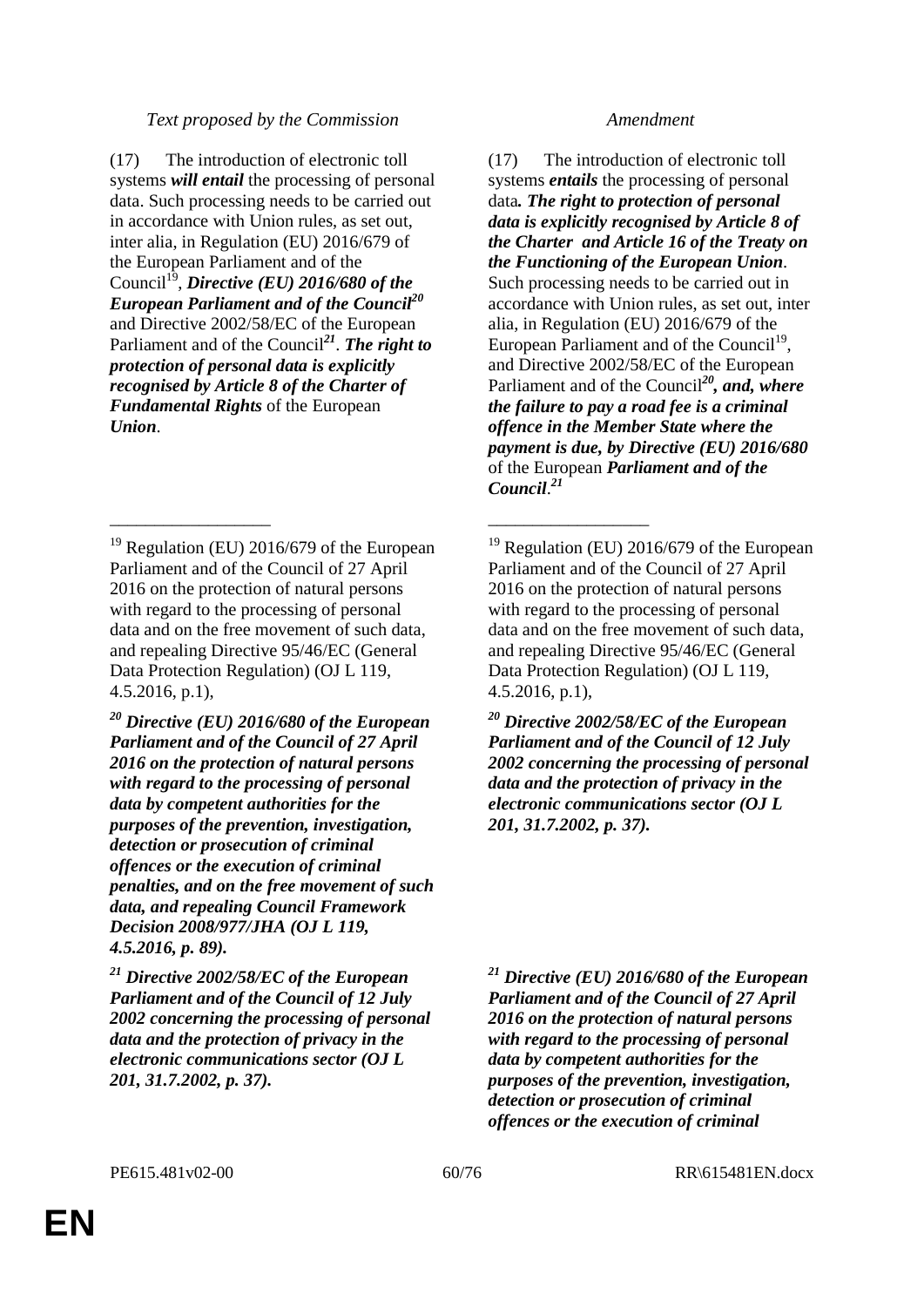| *Text proposed by the Commission* | *Amendment* |
|---|---|
| (17) The introduction of electronic toll systems ***will entail*** the processing of personal data. Such processing needs to be carried out in accordance with Union rules, as set out, inter alia, in Regulation (EU) 2016/679 of the European Parliament and of the Council[19], ***Directive (EU) 2016/680 of the European Parliament and of the Council[20]*** and Directive 2002/58/EC of the European Parliament and of the Council***[21]***. ***The right to protection of personal data is explicitly recognised by Article 8 of the Charter of Fundamental Rights*** of the European ***Union***. | (17) The introduction of electronic toll systems ***entails*** the processing of personal data***. The right to protection of personal data is explicitly recognised by Article 8 of the Charter and Article 16 of the Treaty on the Functioning of the European Union***. Such processing needs to be carried out in accordance with Union rules, as set out, inter alia, in Regulation (EU) 2016/679 of the European Parliament and of the Council[19], and Directive 2002/58/EC of the European Parliament and of the Council***[20], and, where the failure to pay a road fee is a criminal offence in the Member State where the payment is due, by Directive (EU) 2016/680*** of the European ***Parliament and of the Council***.***[21]*** |
| __________________ | __________________ |
| [19] Regulation (EU) 2016/679 of the European Parliament and of the Council of 27 April 2016 on the protection of natural persons with regard to the processing of personal data and on the free movement of such data, and repealing Directive 95/46/EC (General Data Protection Regulation) (OJ L 119, 4.5.2016, p.1), | [19] Regulation (EU) 2016/679 of the European Parliament and of the Council of 27 April 2016 on the protection of natural persons with regard to the processing of personal data and on the free movement of such data, and repealing Directive 95/46/EC (General Data Protection Regulation) (OJ L 119, 4.5.2016, p.1), |
| ***[20] Directive (EU) 2016/680 of the European Parliament and of the Council of 27 April 2016 on the protection of natural persons with regard to the processing of personal data by competent authorities for the purposes of the prevention, investigation, detection or prosecution of criminal offences or the execution of criminal penalties, and on the free movement of such data, and repealing Council Framework Decision 2008/977/JHA (OJ L 119, 4.5.2016, p. 89).*** | ***[20] Directive 2002/58/EC of the European Parliament and of the Council of 12 July 2002 concerning the processing of personal data and the protection of privacy in the electronic communications sector (OJ L 201, 31.7.2002, p. 37).*** |
| ***[21] Directive 2002/58/EC of the European Parliament and of the Council of 12 July 2002 concerning the processing of personal data and the protection of privacy in the electronic communications sector (OJ L 201, 31.7.2002, p. 37).*** | ***[21] Directive (EU) 2016/680 of the European Parliament and of the Council of 27 April 2016 on the protection of natural persons with regard to the processing of personal data by competent authorities for the purposes of the prevention, investigation, detection or prosecution of criminal offences or the execution of criminal*** |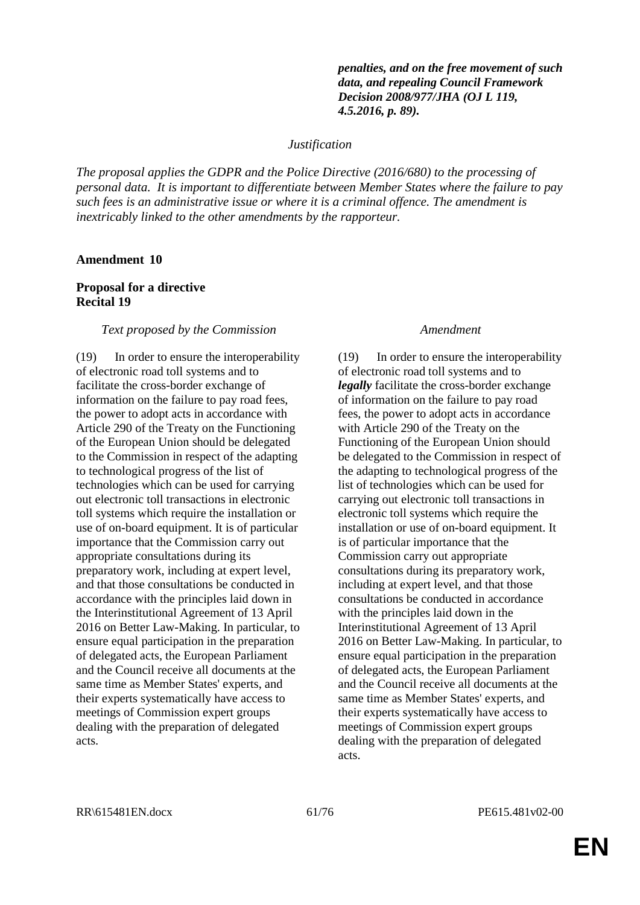***penalties, and on the free movement of such data, and repealing Council Framework Decision 2008/977/JHA (OJ L 119, 4.5.2016, p. 89).***

*Justification*

*The proposal applies the GDPR and the Police Directive (2016/680) to the processing of personal data. It is important to differentiate between Member States where the failure to pay such fees is an administrative issue or where it is a criminal offence. The amendment is inextricably linked to the other amendments by the rapporteur.*

**Amendment 10**

**Proposal for a directive**
**Recital 19**

| *Text proposed by the Commission* | *Amendment* |
|---|---|
| (19) In order to ensure the interoperability of electronic road toll systems and to facilitate the cross-border exchange of information on the failure to pay road fees, the power to adopt acts in accordance with Article 290 of the Treaty on the Functioning of the European Union should be delegated to the Commission in respect of the adapting to technological progress of the list of technologies which can be used for carrying out electronic toll transactions in electronic toll systems which require the installation or use of on-board equipment. It is of particular importance that the Commission carry out appropriate consultations during its preparatory work, including at expert level, and that those consultations be conducted in accordance with the principles laid down in the Interinstitutional Agreement of 13 April 2016 on Better Law-Making. In particular, to ensure equal participation in the preparation of delegated acts, the European Parliament and the Council receive all documents at the same time as Member States' experts, and their experts systematically have access to meetings of Commission expert groups dealing with the preparation of delegated acts. | (19) In order to ensure the interoperability of electronic road toll systems and to ***legally*** facilitate the cross-border exchange of information on the failure to pay road fees, the power to adopt acts in accordance with Article 290 of the Treaty on the Functioning of the European Union should be delegated to the Commission in respect of the adapting to technological progress of the list of technologies which can be used for carrying out electronic toll transactions in electronic toll systems which require the installation or use of on-board equipment. It is of particular importance that the Commission carry out appropriate consultations during its preparatory work, including at expert level, and that those consultations be conducted in accordance with the principles laid down in the Interinstitutional Agreement of 13 April 2016 on Better Law-Making. In particular, to ensure equal participation in the preparation of delegated acts, the European Parliament and the Council receive all documents at the same time as Member States' experts, and their experts systematically have access to meetings of Commission expert groups dealing with the preparation of delegated acts. |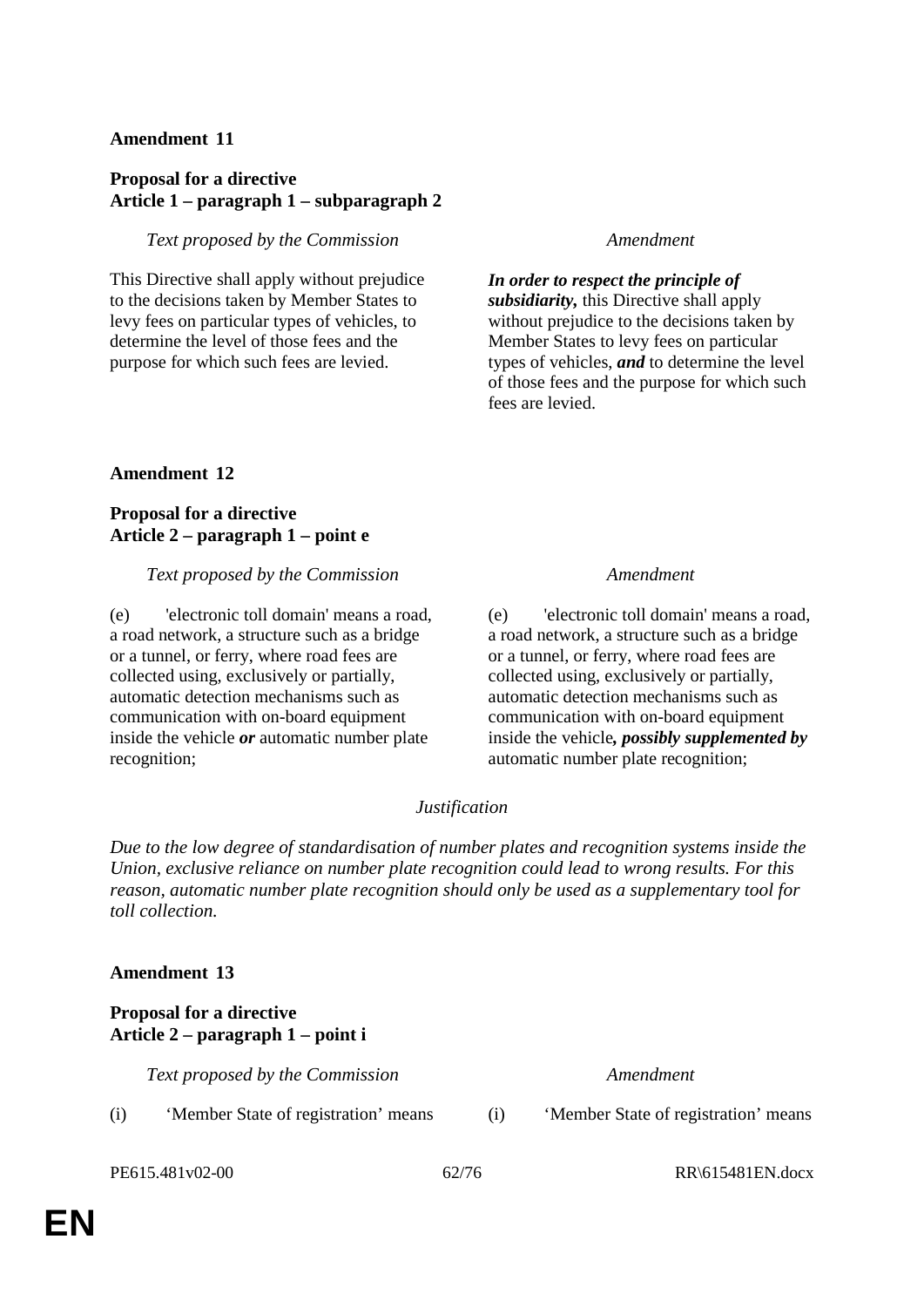**Amendment 11**

**Proposal for a directive**
**Article 1 – paragraph 1 – subparagraph 2**

| *Text proposed by the Commission* | *Amendment* |
|---|---|
| This Directive shall apply without prejudice to the decisions taken by Member States to levy fees on particular types of vehicles, to determine the level of those fees and the purpose for which such fees are levied. | ***In order to respect the principle of subsidiarity,*** this Directive shall apply without prejudice to the decisions taken by Member States to levy fees on particular types of vehicles, ***and*** to determine the level of those fees and the purpose for which such fees are levied. |

**Amendment 12**

**Proposal for a directive**
**Article 2 – paragraph 1 – point e**

| *Text proposed by the Commission* | *Amendment* |
|---|---|
| (e) 'electronic toll domain' means a road, a road network, a structure such as a bridge or a tunnel, or ferry, where road fees are collected using, exclusively or partially, automatic detection mechanisms such as communication with on-board equipment inside the vehicle ***or*** automatic number plate recognition; | (e) 'electronic toll domain' means a road, a road network, a structure such as a bridge or a tunnel, or ferry, where road fees are collected using, exclusively or partially, automatic detection mechanisms such as communication with on-board equipment inside the vehicle***, possibly supplemented by*** automatic number plate recognition; |

*Justification*

*Due to the low degree of standardisation of number plates and recognition systems inside the Union, exclusive reliance on number plate recognition could lead to wrong results. For this reason, automatic number plate recognition should only be used as a supplementary tool for toll collection.*

**Amendment 13**

**Proposal for a directive**
**Article 2 – paragraph 1 – point i**

| *Text proposed by the Commission* | *Amendment* |
|---|---|
| (i) 'Member State of registration' means | (i) 'Member State of registration' means |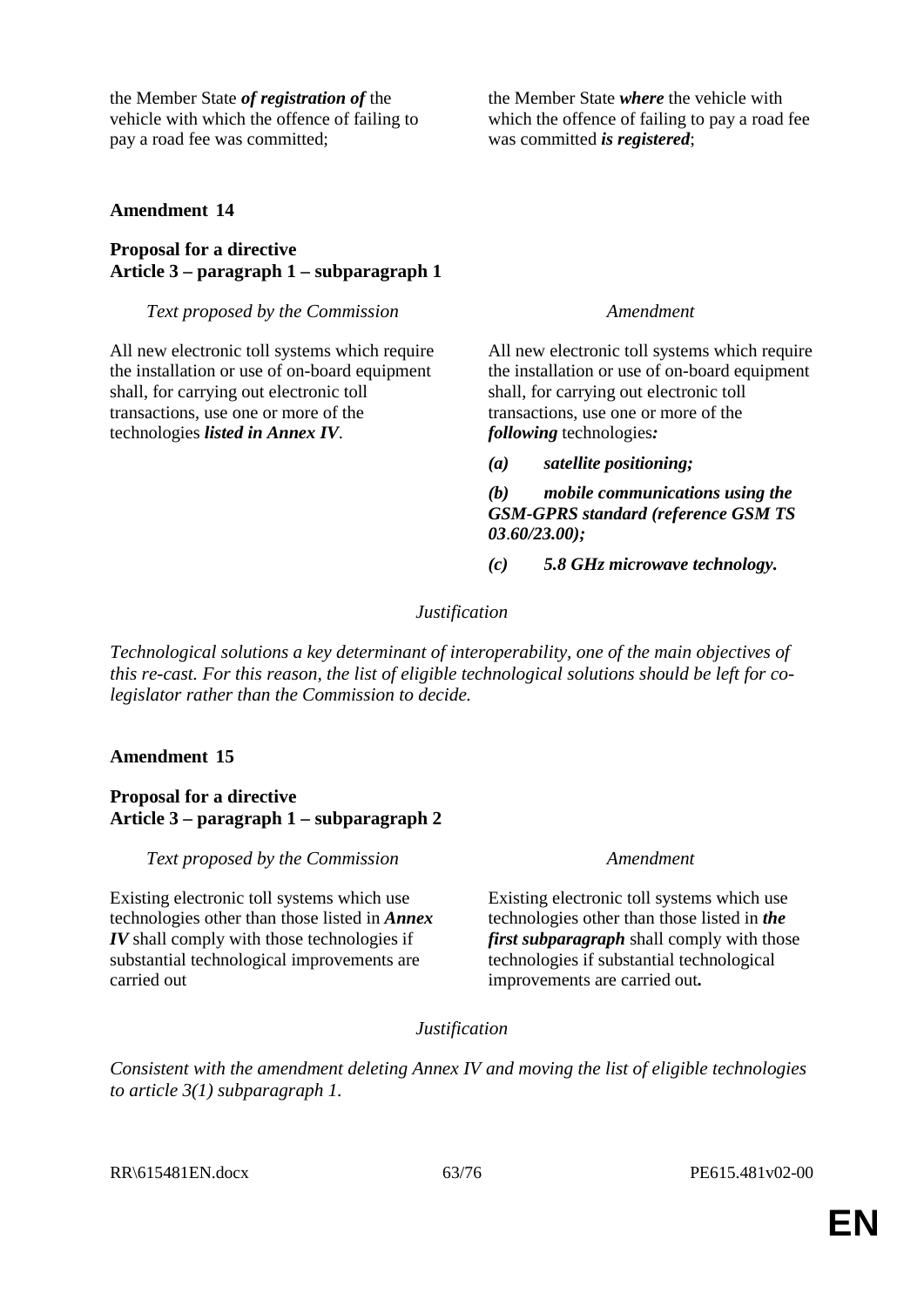| | |
|---|---|
| the Member State ***of registration of*** the vehicle with which the offence of failing to pay a road fee was committed; | the Member State ***where*** the vehicle with which the offence of failing to pay a road fee was committed ***is registered***; |

**Amendment 14**

**Proposal for a directive**
**Article 3 – paragraph 1 – subparagraph 1**

| *Text proposed by the Commission* | *Amendment* |
|---|---|
| All new electronic toll systems which require the installation or use of on-board equipment shall, for carrying out electronic toll transactions, use one or more of the technologies ***listed in Annex IV***. | All new electronic toll systems which require the installation or use of on-board equipment shall, for carrying out electronic toll transactions, use one or more of the ***following*** technologies***:*** |
| | ***(a) satellite positioning;*** |
| | ***(b) mobile communications using the GSM-GPRS standard (reference GSM TS 03.60/23.00);*** |
| | ***(c) 5.8 GHz microwave technology.*** |

*Justification*

*Technological solutions a key determinant of interoperability, one of the main objectives of this re-cast. For this reason, the list of eligible technological solutions should be left for co-legislator rather than the Commission to decide.*

**Amendment 15**

**Proposal for a directive**
**Article 3 – paragraph 1 – subparagraph 2**

| *Text proposed by the Commission* | *Amendment* |
|---|---|
| Existing electronic toll systems which use technologies other than those listed in ***Annex IV*** shall comply with those technologies if substantial technological improvements are carried out | Existing electronic toll systems which use technologies other than those listed in ***the first subparagraph*** shall comply with those technologies if substantial technological improvements are carried out***.*** |

*Justification*

*Consistent with the amendment deleting Annex IV and moving the list of eligible technologies to article 3(1) subparagraph 1.*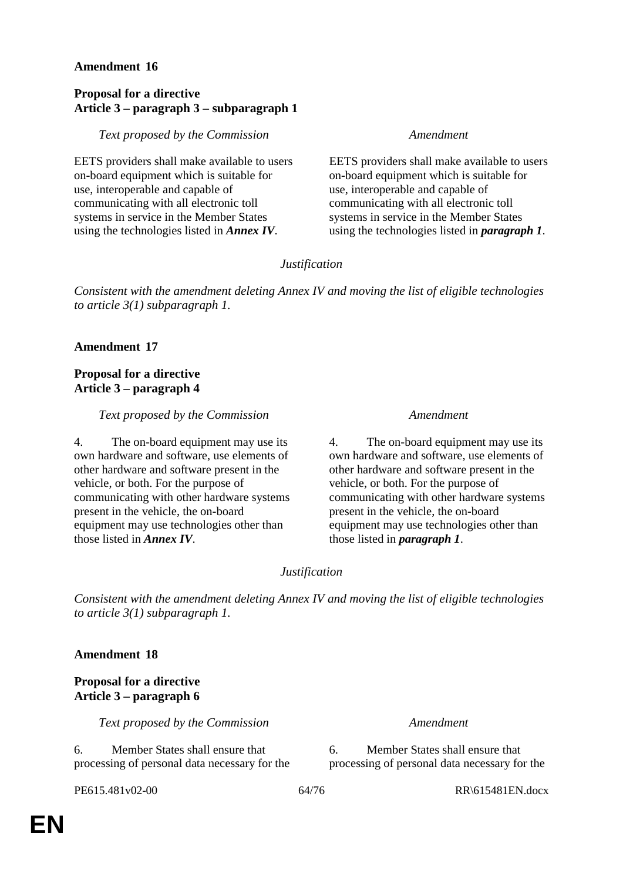**Amendment 16**

**Proposal for a directive**
**Article 3 – paragraph 3 – subparagraph 1**

| *Text proposed by the Commission* | *Amendment* |
|---|---|
| EETS providers shall make available to users on-board equipment which is suitable for use, interoperable and capable of communicating with all electronic toll systems in service in the Member States using the technologies listed in ***Annex IV***. | EETS providers shall make available to users on-board equipment which is suitable for use, interoperable and capable of communicating with all electronic toll systems in service in the Member States using the technologies listed in ***paragraph 1***. |

*Justification*

*Consistent with the amendment deleting Annex IV and moving the list of eligible technologies to article 3(1) subparagraph 1.*

**Amendment 17**

**Proposal for a directive**
**Article 3 – paragraph 4**

| *Text proposed by the Commission* | *Amendment* |
|---|---|
| 4. The on-board equipment may use its own hardware and software, use elements of other hardware and software present in the vehicle, or both. For the purpose of communicating with other hardware systems present in the vehicle, the on-board equipment may use technologies other than those listed in ***Annex IV***. | 4. The on-board equipment may use its own hardware and software, use elements of other hardware and software present in the vehicle, or both. For the purpose of communicating with other hardware systems present in the vehicle, the on-board equipment may use technologies other than those listed in ***paragraph 1***. |

*Justification*

*Consistent with the amendment deleting Annex IV and moving the list of eligible technologies to article 3(1) subparagraph 1.*

**Amendment 18**

**Proposal for a directive**
**Article 3 – paragraph 6**

| *Text proposed by the Commission* | *Amendment* |
|---|---|
| 6. Member States shall ensure that processing of personal data necessary for the | 6. Member States shall ensure that processing of personal data necessary for the |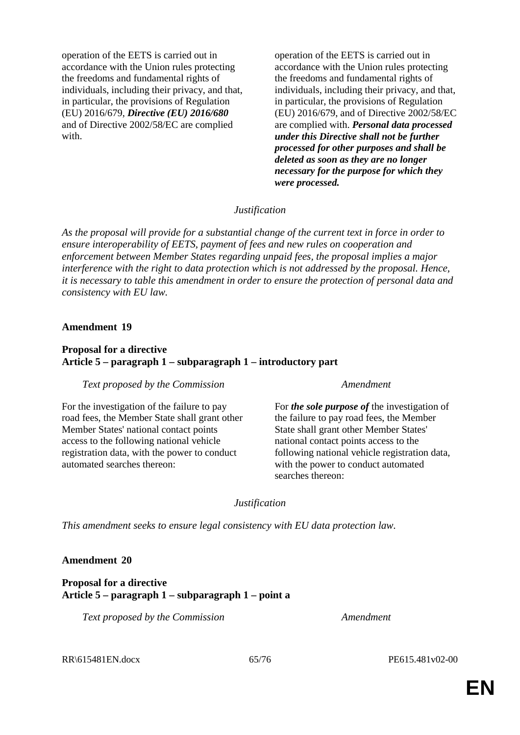| | |
|---|---|
| operation of the EETS is carried out in accordance with the Union rules protecting the freedoms and fundamental rights of individuals, including their privacy, and that, in particular, the provisions of Regulation (EU) 2016/679, ***Directive (EU) 2016/680*** and of Directive 2002/58/EC are complied with. | operation of the EETS is carried out in accordance with the Union rules protecting the freedoms and fundamental rights of individuals, including their privacy, and that, in particular, the provisions of Regulation (EU) 2016/679, and of Directive 2002/58/EC are complied with. ***Personal data processed under this Directive shall not be further processed for other purposes and shall be deleted as soon as they are no longer necessary for the purpose for which they were processed.*** |

*Justification*

*As the proposal will provide for a substantial change of the current text in force in order to ensure interoperability of EETS, payment of fees and new rules on cooperation and enforcement between Member States regarding unpaid fees, the proposal implies a major interference with the right to data protection which is not addressed by the proposal. Hence, it is necessary to table this amendment in order to ensure the protection of personal data and consistency with EU law.*

**Amendment 19**

**Proposal for a directive**
**Article 5 – paragraph 1 – subparagraph 1 – introductory part**

| *Text proposed by the Commission* | *Amendment* |
|---|---|
| For the investigation of the failure to pay road fees, the Member State shall grant other Member States' national contact points access to the following national vehicle registration data, with the power to conduct automated searches thereon: | For ***the sole purpose of*** the investigation of the failure to pay road fees, the Member State shall grant other Member States' national contact points access to the following national vehicle registration data, with the power to conduct automated searches thereon: |

*Justification*

*This amendment seeks to ensure legal consistency with EU data protection law.*

**Amendment 20**

**Proposal for a directive**
**Article 5 – paragraph 1 – subparagraph 1 – point a**

| *Text proposed by the Commission* | *Amendment* |
|---|---|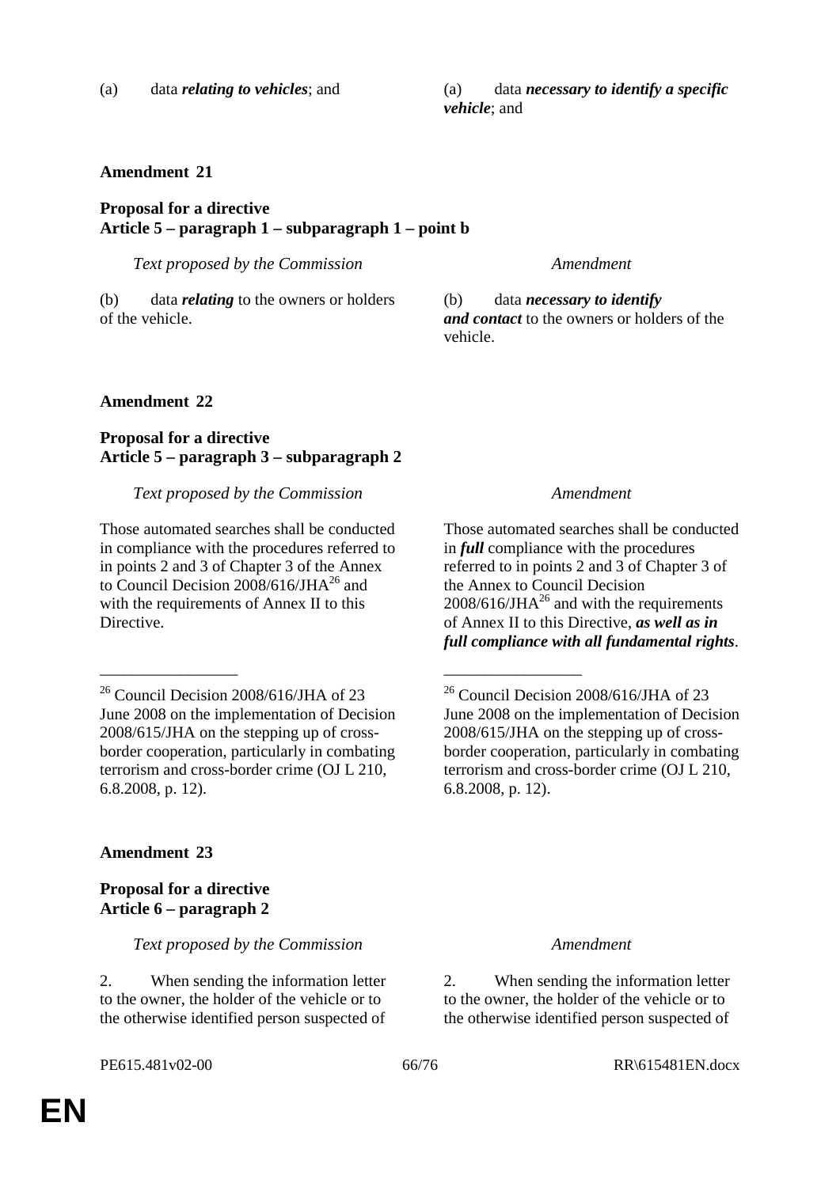| | |
|---|---|
| (a) data ***relating to vehicles***; and | (a) data ***necessary to identify a specific vehicle***; and |

**Amendment 21**

**Proposal for a directive**
**Article 5 – paragraph 1 – subparagraph 1 – point b**

| *Text proposed by the Commission* | *Amendment* |
|---|---|
| (b) data ***relating*** to the owners or holders of the vehicle. | (b) data ***necessary to identify and contact*** to the owners or holders of the vehicle. |

**Amendment 22**

**Proposal for a directive**
**Article 5 – paragraph 3 – subparagraph 2**

| *Text proposed by the Commission* | *Amendment* |
|---|---|
| Those automated searches shall be conducted in compliance with the procedures referred to in points 2 and 3 of Chapter 3 of the Annex to Council Decision 2008/616/JHA[26] and with the requirements of Annex II to this Directive. | Those automated searches shall be conducted in ***full*** compliance with the procedures referred to in points 2 and 3 of Chapter 3 of the Annex to Council Decision 2008/616/JHA[26] and with the requirements of Annex II to this Directive, ***as well as in full compliance with all fundamental rights***. |
| [26] Council Decision 2008/616/JHA of 23 June 2008 on the implementation of Decision 2008/615/JHA on the stepping up of cross-border cooperation, particularly in combating terrorism and cross-border crime (OJ L 210, 6.8.2008, p. 12). | [26] Council Decision 2008/616/JHA of 23 June 2008 on the implementation of Decision 2008/615/JHA on the stepping up of cross-border cooperation, particularly in combating terrorism and cross-border crime (OJ L 210, 6.8.2008, p. 12). |

**Amendment 23**

**Proposal for a directive**
**Article 6 – paragraph 2**

| *Text proposed by the Commission* | *Amendment* |
|---|---|
| 2. When sending the information letter to the owner, the holder of the vehicle or to the otherwise identified person suspected of | 2. When sending the information letter to the owner, the holder of the vehicle or to the otherwise identified person suspected of |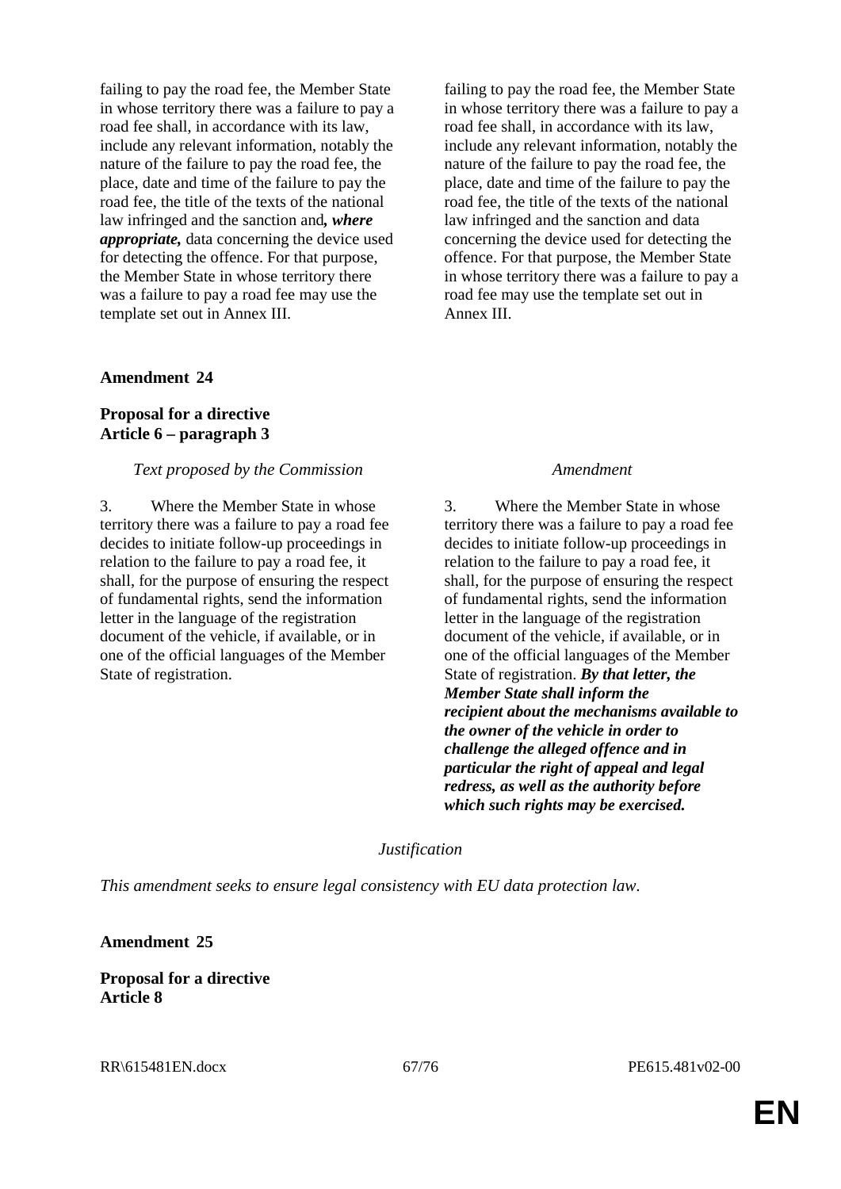| | |
|---|---|
| failing to pay the road fee, the Member State in whose territory there was a failure to pay a road fee shall, in accordance with its law, include any relevant information, notably the nature of the failure to pay the road fee, the place, date and time of the failure to pay the road fee, the title of the texts of the national law infringed and the sanction and***, where appropriate,*** data concerning the device used for detecting the offence. For that purpose, the Member State in whose territory there was a failure to pay a road fee may use the template set out in Annex III. | failing to pay the road fee, the Member State in whose territory there was a failure to pay a road fee shall, in accordance with its law, include any relevant information, notably the nature of the failure to pay the road fee, the place, date and time of the failure to pay the road fee, the title of the texts of the national law infringed and the sanction and data concerning the device used for detecting the offence. For that purpose, the Member State in whose territory there was a failure to pay a road fee may use the template set out in Annex III. |

**Amendment 24**

**Proposal for a directive**
**Article 6 – paragraph 3**

| *Text proposed by the Commission* | *Amendment* |
|---|---|
| 3. Where the Member State in whose territory there was a failure to pay a road fee decides to initiate follow-up proceedings in relation to the failure to pay a road fee, it shall, for the purpose of ensuring the respect of fundamental rights, send the information letter in the language of the registration document of the vehicle, if available, or in one of the official languages of the Member State of registration. | 3. Where the Member State in whose territory there was a failure to pay a road fee decides to initiate follow-up proceedings in relation to the failure to pay a road fee, it shall, for the purpose of ensuring the respect of fundamental rights, send the information letter in the language of the registration document of the vehicle, if available, or in one of the official languages of the Member State of registration. ***By that letter, the Member State shall inform the recipient about the mechanisms available to the owner of the vehicle in order to challenge the alleged offence and in particular the right of appeal and legal redress, as well as the authority before which such rights may be exercised.*** |

*Justification*

*This amendment seeks to ensure legal consistency with EU data protection law.*

**Amendment 25**

**Proposal for a directive**
**Article 8**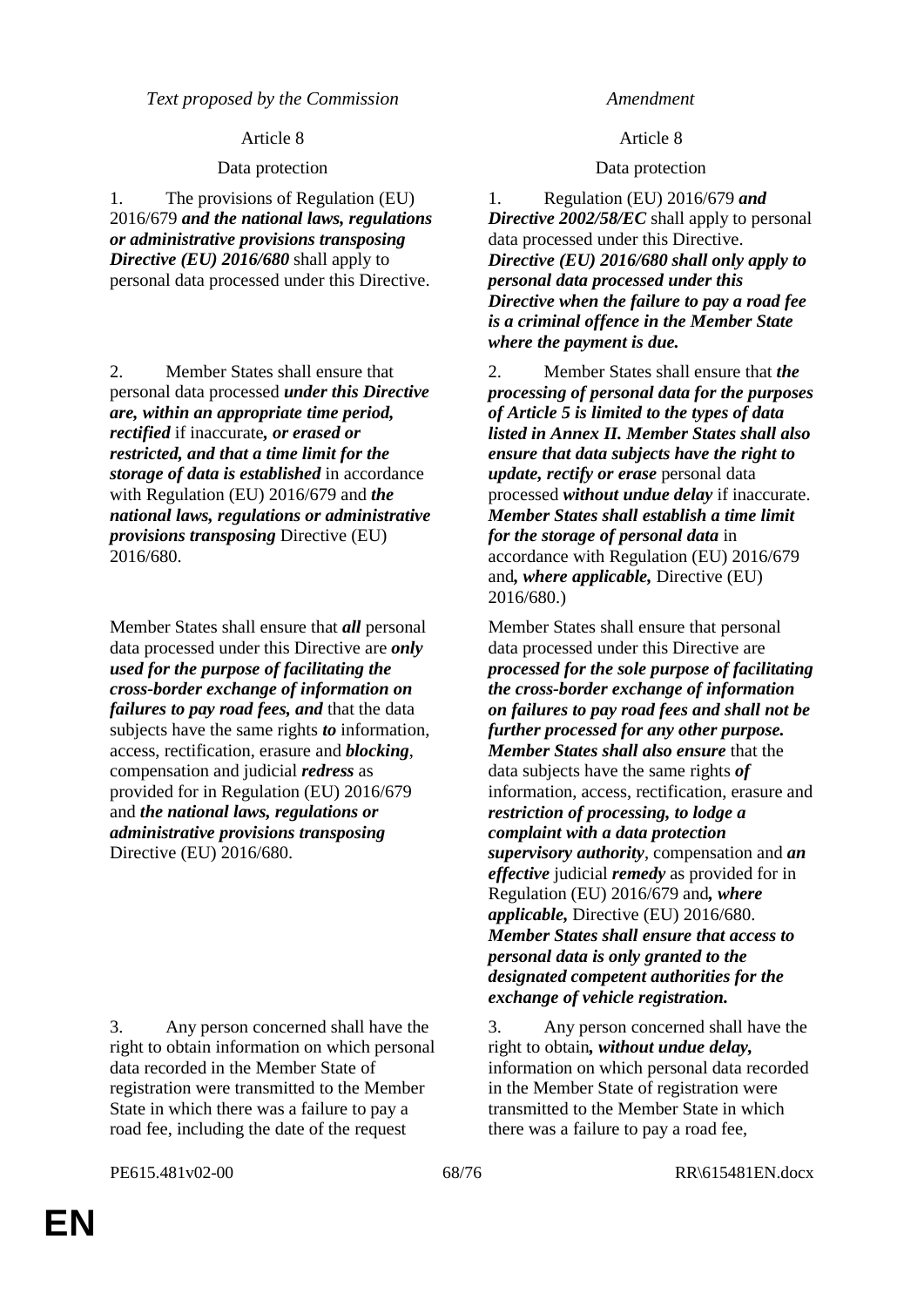| *Text proposed by the Commission* | *Amendment* |
| --- | --- |
| Article 8 | Article 8 |
| Data protection | Data protection |
| 1. The provisions of Regulation (EU) 2016/679 ***and the national laws, regulations or administrative provisions transposing Directive (EU) 2016/680*** shall apply to personal data processed under this Directive. | 1. Regulation (EU) 2016/679 ***and Directive 2002/58/EC*** shall apply to personal data processed under this Directive. ***Directive (EU) 2016/680 shall only apply to personal data processed under this Directive when the failure to pay a road fee is a criminal offence in the Member State where the payment is due.*** |
| 2. Member States shall ensure that personal data processed ***under this Directive are, within an appropriate time period, rectified*** if inaccurate***, or erased or restricted, and that a time limit for the storage of data is established*** in accordance with Regulation (EU) 2016/679 and ***the national laws, regulations or administrative provisions transposing*** Directive (EU) 2016/680. | 2. Member States shall ensure that ***the processing of personal data for the purposes of Article 5 is limited to the types of data listed in Annex II. Member States shall also ensure that data subjects have the right to update, rectify or erase*** personal data processed ***without undue delay*** if inaccurate. ***Member States shall establish a time limit for the storage of personal data*** in accordance with Regulation (EU) 2016/679 and***, where applicable,*** Directive (EU) 2016/680.) |
| Member States shall ensure that ***all*** personal data processed under this Directive are ***only used for the purpose of facilitating the cross-border exchange of information on failures to pay road fees, and*** that the data subjects have the same rights ***to*** information, access, rectification, erasure and ***blocking***, compensation and judicial ***redress*** as provided for in Regulation (EU) 2016/679 and ***the national laws, regulations or administrative provisions transposing*** Directive (EU) 2016/680. | Member States shall ensure that personal data processed under this Directive are ***processed for the sole purpose of facilitating the cross-border exchange of information on failures to pay road fees and shall not be further processed for any other purpose. Member States shall also ensure*** that the data subjects have the same rights ***of*** information, access, rectification, erasure and ***restriction of processing, to lodge a complaint with a data protection supervisory authority***, compensation and ***an effective*** judicial ***remedy*** as provided for in Regulation (EU) 2016/679 and***, where applicable,*** Directive (EU) 2016/680. ***Member States shall ensure that access to personal data is only granted to the designated competent authorities for the exchange of vehicle registration.*** |
| 3. Any person concerned shall have the right to obtain information on which personal data recorded in the Member State of registration were transmitted to the Member State in which there was a failure to pay a road fee, including the date of the request | 3. Any person concerned shall have the right to obtain***, without undue delay,*** information on which personal data recorded in the Member State of registration were transmitted to the Member State in which there was a failure to pay a road fee, |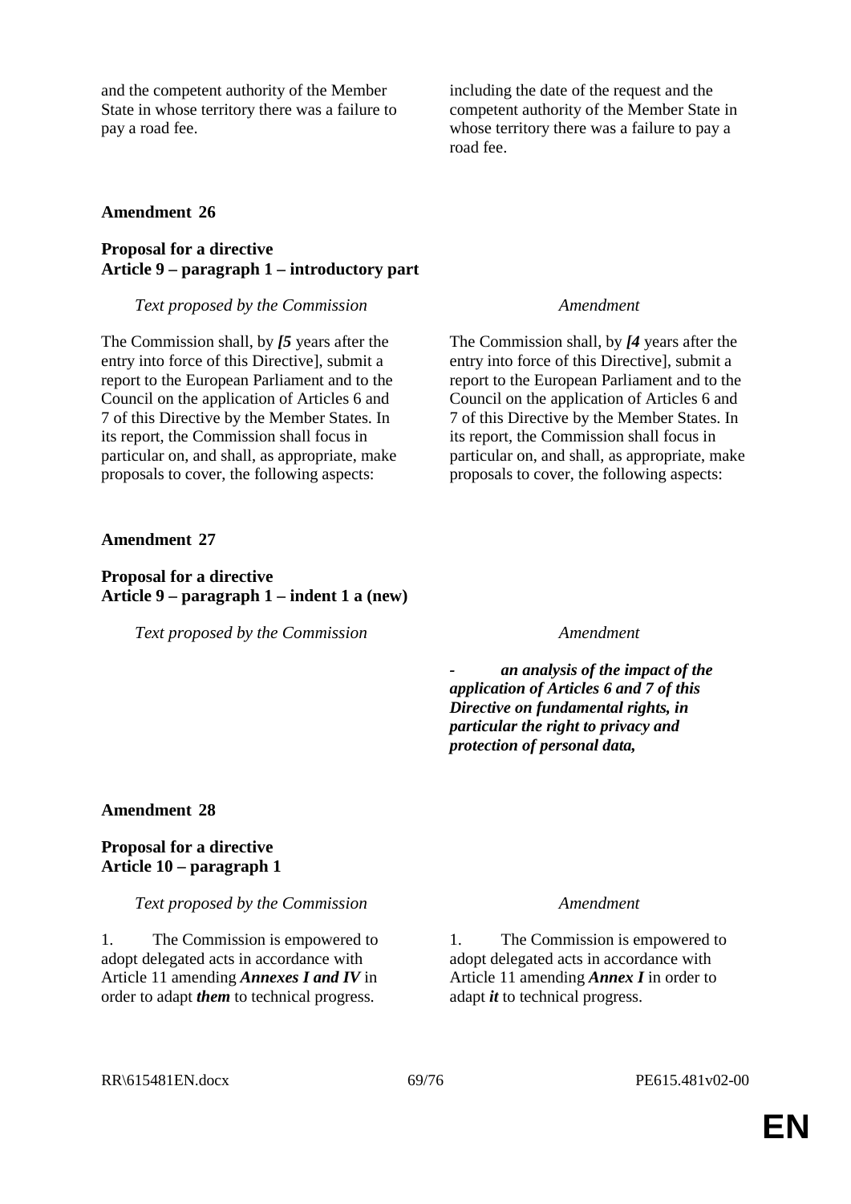| | |
|---|---|
| and the competent authority of the Member State in whose territory there was a failure to pay a road fee. | including the date of the request and the competent authority of the Member State in whose territory there was a failure to pay a road fee. |

**Amendment 26**

**Proposal for a directive**
**Article 9 – paragraph 1 – introductory part**

| *Text proposed by the Commission* | *Amendment* |
|---|---|
| The Commission shall, by ***[5*** years after the entry into force of this Directive], submit a report to the European Parliament and to the Council on the application of Articles 6 and 7 of this Directive by the Member States. In its report, the Commission shall focus in particular on, and shall, as appropriate, make proposals to cover, the following aspects: | The Commission shall, by ***[4*** years after the entry into force of this Directive], submit a report to the European Parliament and to the Council on the application of Articles 6 and 7 of this Directive by the Member States. In its report, the Commission shall focus in particular on, and shall, as appropriate, make proposals to cover, the following aspects: |

**Amendment 27**

**Proposal for a directive**
**Article 9 – paragraph 1 – indent 1 a (new)**

| *Text proposed by the Commission* | *Amendment* |
|---|---|
| | ***- an analysis of the impact of the application of Articles 6 and 7 of this Directive on fundamental rights, in particular the right to privacy and protection of personal data,*** |

**Amendment 28**

**Proposal for a directive**
**Article 10 – paragraph 1**

| *Text proposed by the Commission* | *Amendment* |
|---|---|
| 1. The Commission is empowered to adopt delegated acts in accordance with Article 11 amending ***Annexes I and IV*** in order to adapt ***them*** to technical progress. | 1. The Commission is empowered to adopt delegated acts in accordance with Article 11 amending ***Annex I*** in order to adapt ***it*** to technical progress. |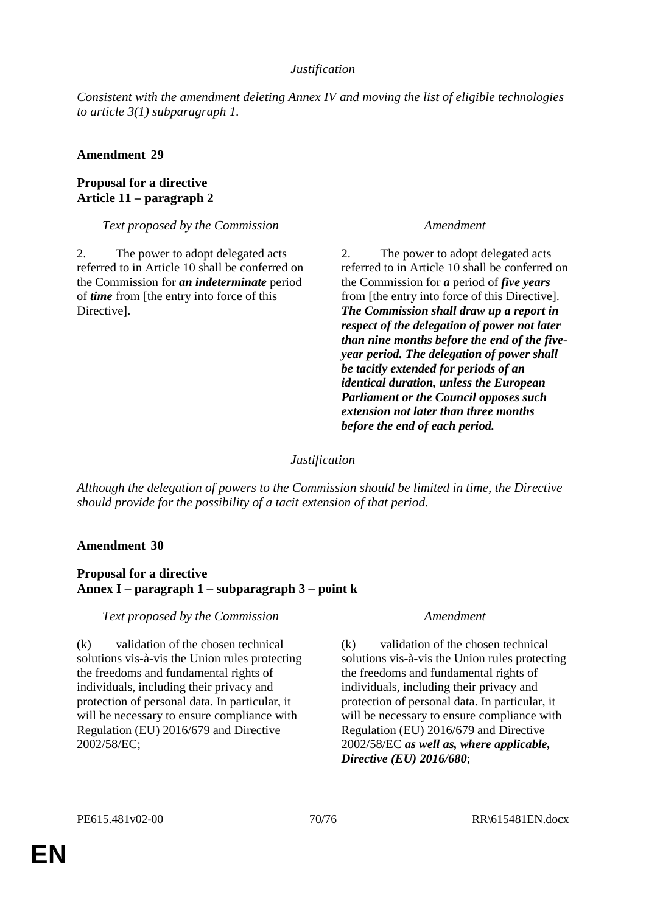*Justification*

*Consistent with the amendment deleting Annex IV and moving the list of eligible technologies to article 3(1) subparagraph 1.*

**Amendment 29**

**Proposal for a directive**
**Article 11 – paragraph 2**

| *Text proposed by the Commission* | *Amendment* |
|---|---|
| 2. The power to adopt delegated acts referred to in Article 10 shall be conferred on the Commission for ***an indeterminate*** period of ***time*** from [the entry into force of this Directive]. | 2. The power to adopt delegated acts referred to in Article 10 shall be conferred on the Commission for ***a*** period of ***five years*** from [the entry into force of this Directive]. ***The Commission shall draw up a report in respect of the delegation of power not later than nine months before the end of the five-year period. The delegation of power shall be tacitly extended for periods of an identical duration, unless the European Parliament or the Council opposes such extension not later than three months before the end of each period.*** |

*Justification*

*Although the delegation of powers to the Commission should be limited in time, the Directive should provide for the possibility of a tacit extension of that period.*

**Amendment 30**

**Proposal for a directive**
**Annex I – paragraph 1 – subparagraph 3 – point k**

| *Text proposed by the Commission* | *Amendment* |
|---|---|
| (k) validation of the chosen technical solutions vis-à-vis the Union rules protecting the freedoms and fundamental rights of individuals, including their privacy and protection of personal data. In particular, it will be necessary to ensure compliance with Regulation (EU) 2016/679 and Directive 2002/58/EC; | (k) validation of the chosen technical solutions vis-à-vis the Union rules protecting the freedoms and fundamental rights of individuals, including their privacy and protection of personal data. In particular, it will be necessary to ensure compliance with Regulation (EU) 2016/679 and Directive 2002/58/EC ***as well as, where applicable, Directive (EU) 2016/680***; |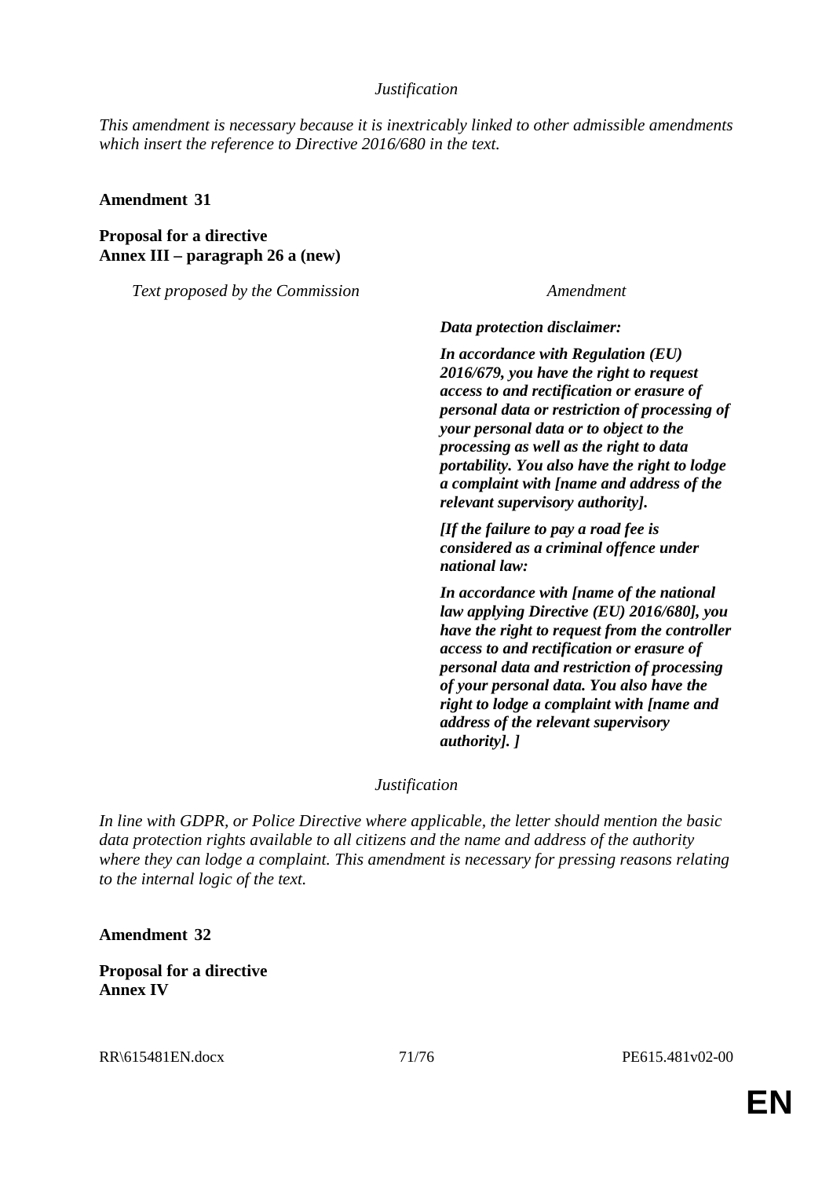*Justification*

*This amendment is necessary because it is inextricably linked to other admissible amendments which insert the reference to Directive 2016/680 in the text.*

**Amendment 31**

**Proposal for a directive**
**Annex III – paragraph 26 a (new)**

| *Text proposed by the Commission* | *Amendment* |
|---|---|
| | ***Data protection disclaimer:*** |
| | ***In accordance with Regulation (EU) 2016/679, you have the right to request access to and rectification or erasure of personal data or restriction of processing of your personal data or to object to the processing as well as the right to data portability. You also have the right to lodge a complaint with [name and address of the relevant supervisory authority].*** |
| | ***[If the failure to pay a road fee is considered as a criminal offence under national law:*** |
| | ***In accordance with [name of the national law applying Directive (EU) 2016/680], you have the right to request from the controller access to and rectification or erasure of personal data and restriction of processing of your personal data. You also have the right to lodge a complaint with [name and address of the relevant supervisory authority]. ]*** |

*Justification*

*In line with GDPR, or Police Directive where applicable, the letter should mention the basic data protection rights available to all citizens and the name and address of the authority where they can lodge a complaint. This amendment is necessary for pressing reasons relating to the internal logic of the text.*

**Amendment 32**

**Proposal for a directive**
**Annex IV**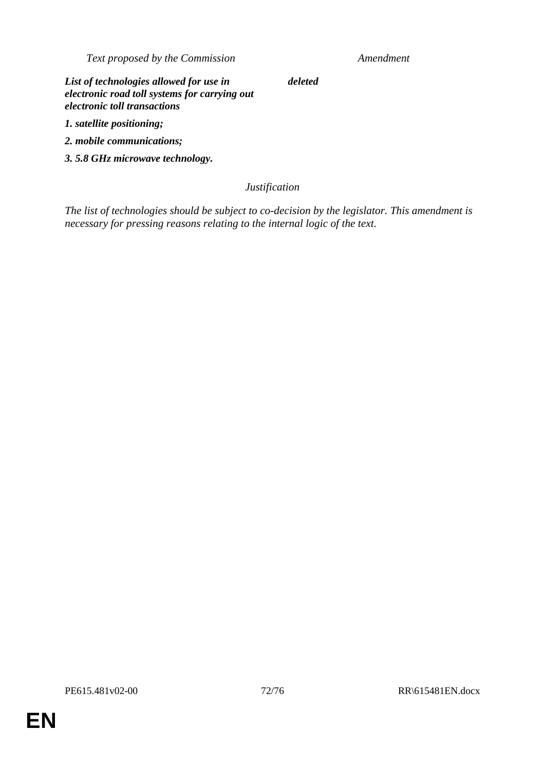| *Text proposed by the Commission* | *Amendment* |
| --- | --- |
| ***List of technologies allowed for use in electronic road toll systems for carrying out electronic toll transactions*** | ***deleted*** |
| ***1. satellite positioning;*** | |
| ***2. mobile communications;*** | |
| ***3. 5.8 GHz microwave technology.*** | |

*Justification*

*The list of technologies should be subject to co-decision by the legislator. This amendment is necessary for pressing reasons relating to the internal logic of the text.*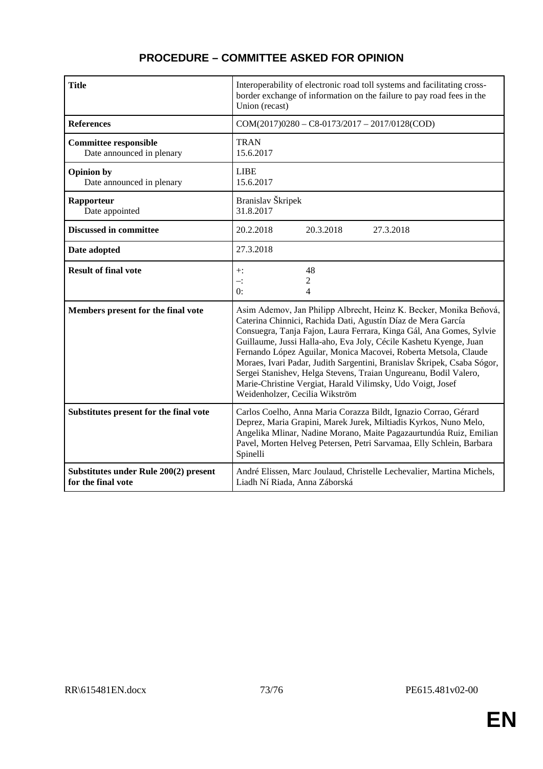## PROCEDURE – COMMITTEE ASKED FOR OPINION

| **Title** | Interoperability of electronic road toll systems and facilitating cross-border exchange of information on the failure to pay road fees in the Union (recast) |
|---|---|
| **References** | COM(2017)0280 – C8-0173/2017 – 2017/0128(COD) |
| **Committee responsible**<br>Date announced in plenary | TRAN<br>15.6.2017 |
| **Opinion by**<br>Date announced in plenary | LIBE<br>15.6.2017 |
| **Rapporteur**<br>Date appointed | Branislav Škripek<br>31.8.2017 |
| **Discussed in committee** | 20.2.2018 20.3.2018 27.3.2018 |
| **Date adopted** | 27.3.2018 |
| **Result of final vote** | +: 48<br>–: 2<br>0: 4 |
| **Members present for the final vote** | Asim Ademov, Jan Philipp Albrecht, Heinz K. Becker, Monika Beňová, Caterina Chinnici, Rachida Dati, Agustín Díaz de Mera García Consuegra, Tanja Fajon, Laura Ferrara, Kinga Gál, Ana Gomes, Sylvie Guillaume, Jussi Halla-aho, Eva Joly, Cécile Kashetu Kyenge, Juan Fernando López Aguilar, Monica Macovei, Roberta Metsola, Claude Moraes, Ivari Padar, Judith Sargentini, Branislav Škripek, Csaba Sógor, Sergei Stanishev, Helga Stevens, Traian Ungureanu, Bodil Valero, Marie-Christine Vergiat, Harald Vilimsky, Udo Voigt, Josef Weidenholzer, Cecilia Wikström |
| **Substitutes present for the final vote** | Carlos Coelho, Anna Maria Corazza Bildt, Ignazio Corrao, Gérard Deprez, Maria Grapini, Marek Jurek, Miltiadis Kyrkos, Nuno Melo, Angelika Mlinar, Nadine Morano, Maite Pagazaurtundúa Ruiz, Emilian Pavel, Morten Helveg Petersen, Petri Sarvamaa, Elly Schlein, Barbara Spinelli |
| **Substitutes under Rule 200(2) present for the final vote** | André Elissen, Marc Joulaud, Christelle Lechevalier, Martina Michels, Liadh Ní Riada, Anna Záborská |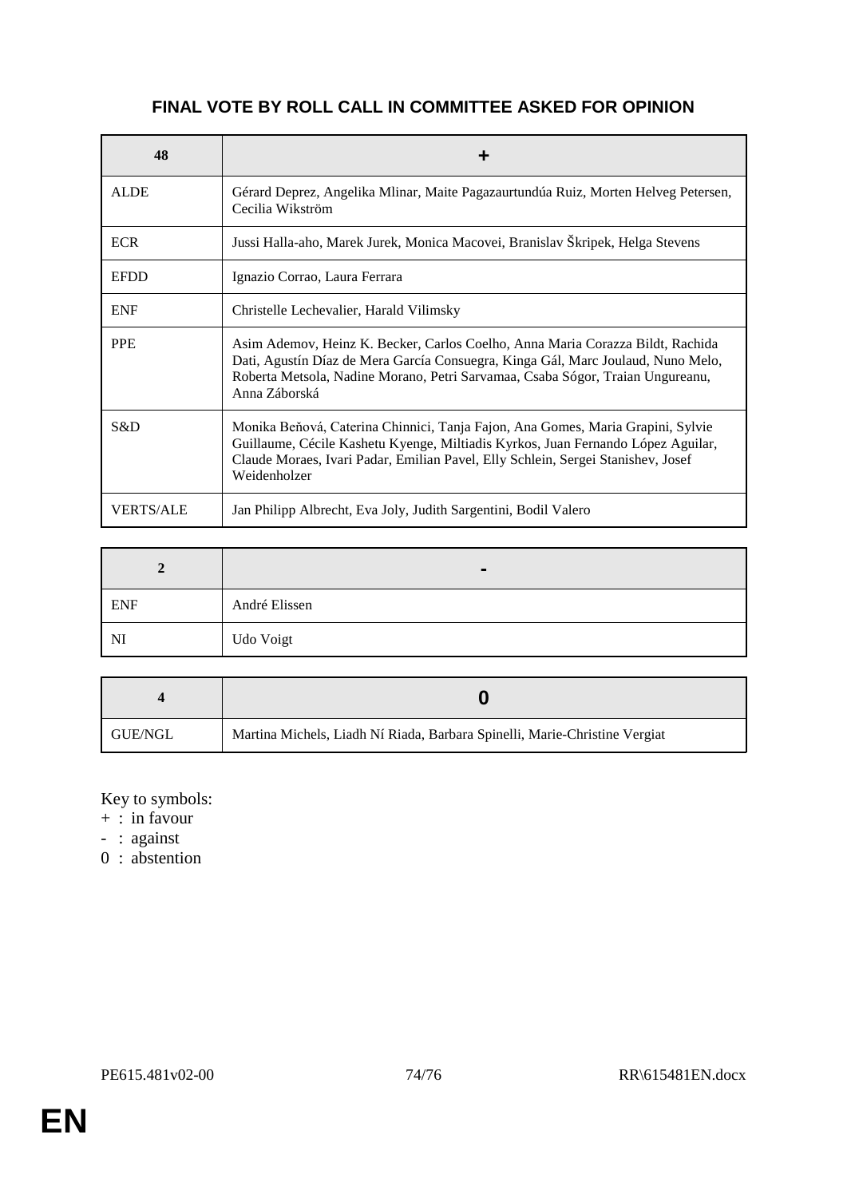## FINAL VOTE BY ROLL CALL IN COMMITTEE ASKED FOR OPINION

| 48 | + |
|---|---|
| ALDE | Gérard Deprez, Angelika Mlinar, Maite Pagazaurtundúa Ruiz, Morten Helveg Petersen, Cecilia Wikström |
| ECR | Jussi Halla-aho, Marek Jurek, Monica Macovei, Branislav Škripek, Helga Stevens |
| EFDD | Ignazio Corrao, Laura Ferrara |
| ENF | Christelle Lechevalier, Harald Vilimsky |
| PPE | Asim Ademov, Heinz K. Becker, Carlos Coelho, Anna Maria Corazza Bildt, Rachida Dati, Agustín Díaz de Mera García Consuegra, Kinga Gál, Marc Joulaud, Nuno Melo, Roberta Metsola, Nadine Morano, Petri Sarvamaa, Csaba Sógor, Traian Ungureanu, Anna Záborská |
| S&D | Monika Beňová, Caterina Chinnici, Tanja Fajon, Ana Gomes, Maria Grapini, Sylvie Guillaume, Cécile Kashetu Kyenge, Miltiadis Kyrkos, Juan Fernando López Aguilar, Claude Moraes, Ivari Padar, Emilian Pavel, Elly Schlein, Sergei Stanishev, Josef Weidenholzer |
| VERTS/ALE | Jan Philipp Albrecht, Eva Joly, Judith Sargentini, Bodil Valero |

| 2 | - |
|---|---|
| ENF | André Elissen |
| NI | Udo Voigt |

| 4 | 0 |
|---|---|
| GUE/NGL | Martina Michels, Liadh Ní Riada, Barbara Spinelli, Marie-Christine Vergiat |

Key to symbols:
+ : in favour
- : against
0 : abstention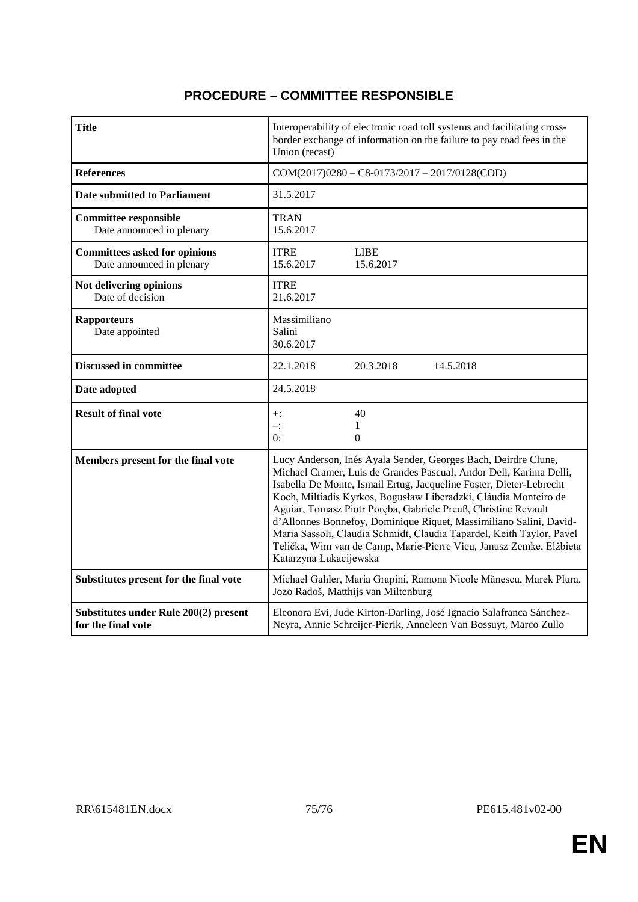# PROCEDURE – COMMITTEE RESPONSIBLE

| | |
|---|---|
| **Title** | Interoperability of electronic road toll systems and facilitating cross-border exchange of information on the failure to pay road fees in the Union (recast) |
| **References** | COM(2017)0280 – C8-0173/2017 – 2017/0128(COD) |
| **Date submitted to Parliament** | 31.5.2017 |
| **Committee responsible**<br>Date announced in plenary | TRAN<br>15.6.2017 |
| **Committees asked for opinions**<br>Date announced in plenary | ITRE LIBE<br>15.6.2017 15.6.2017 |
| **Not delivering opinions**<br>Date of decision | ITRE<br>21.6.2017 |
| **Rapporteurs**<br>Date appointed | Massimiliano Salini<br>30.6.2017 |
| **Discussed in committee** | 22.1.2018 20.3.2018 14.5.2018 |
| **Date adopted** | 24.5.2018 |
| **Result of final vote** | +: 40<br>–: 1<br>0: 0 |
| **Members present for the final vote** | Lucy Anderson, Inés Ayala Sender, Georges Bach, Deirdre Clune, Michael Cramer, Luis de Grandes Pascual, Andor Deli, Karima Delli, Isabella De Monte, Ismail Ertug, Jacqueline Foster, Dieter-Lebrecht Koch, Miltiadis Kyrkos, Bogusław Liberadzki, Cláudia Monteiro de Aguiar, Tomasz Piotr Poręba, Gabriele Preuß, Christine Revault d'Allonnes Bonnefoy, Dominique Riquet, Massimiliano Salini, David-Maria Sassoli, Claudia Schmidt, Claudia Țapardel, Keith Taylor, Pavel Telička, Wim van de Camp, Marie-Pierre Vieu, Janusz Zemke, Elżbieta Katarzyna Łukacijewska |
| **Substitutes present for the final vote** | Michael Gahler, Maria Grapini, Ramona Nicole Mănescu, Marek Plura, Jozo Radoš, Matthijs van Miltenburg |
| **Substitutes under Rule 200(2) present for the final vote** | Eleonora Evi, Jude Kirton-Darling, José Ignacio Salafranca Sánchez-Neyra, Annie Schreijer-Pierik, Anneleen Van Bossuyt, Marco Zullo |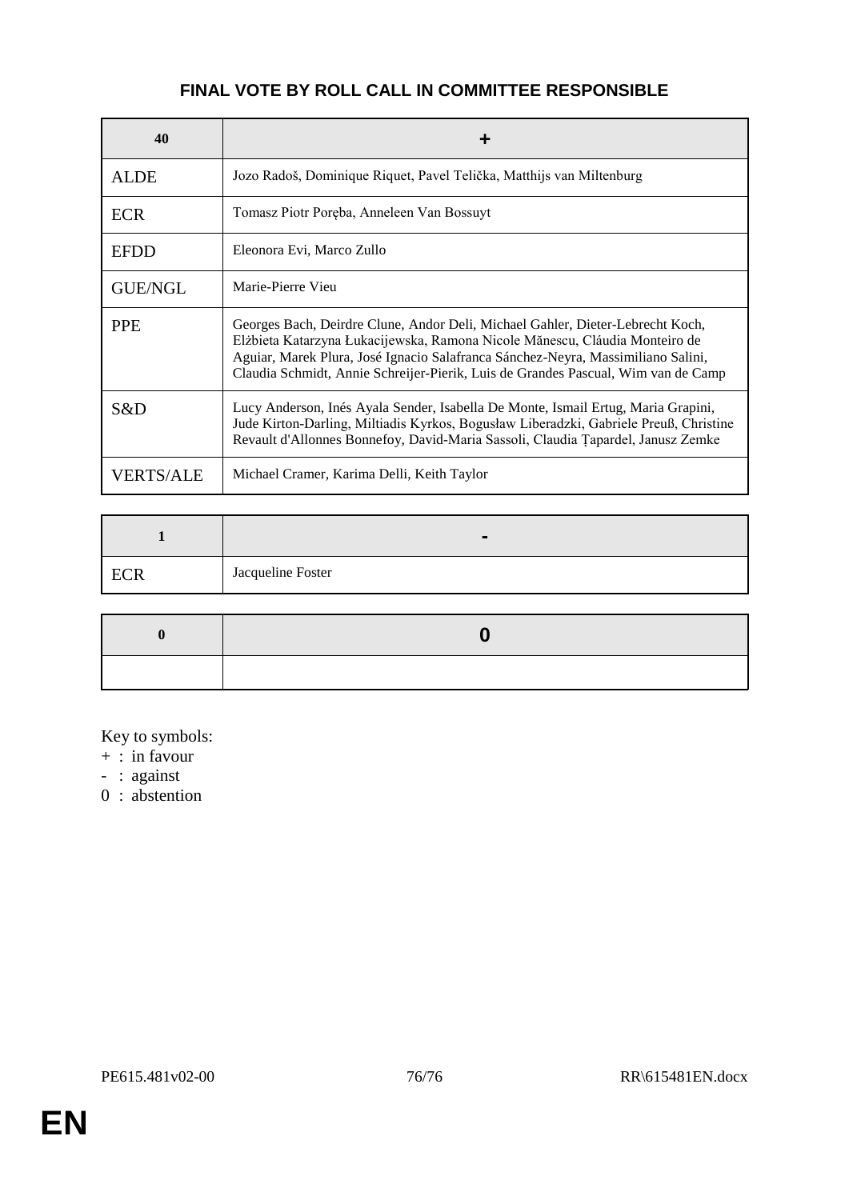## FINAL VOTE BY ROLL CALL IN COMMITTEE RESPONSIBLE

| 40 | + |
|---|---|
| ALDE | Jozo Radoš, Dominique Riquet, Pavel Telička, Matthijs van Miltenburg |
| ECR | Tomasz Piotr Poręba, Anneleen Van Bossuyt |
| EFDD | Eleonora Evi, Marco Zullo |
| GUE/NGL | Marie-Pierre Vieu |
| PPE | Georges Bach, Deirdre Clune, Andor Deli, Michael Gahler, Dieter-Lebrecht Koch, Elżbieta Katarzyna Łukacijewska, Ramona Nicole Mănescu, Cláudia Monteiro de Aguiar, Marek Plura, José Ignacio Salafranca Sánchez-Neyra, Massimiliano Salini, Claudia Schmidt, Annie Schreijer-Pierik, Luis de Grandes Pascual, Wim van de Camp |
| S&D | Lucy Anderson, Inés Ayala Sender, Isabella De Monte, Ismail Ertug, Maria Grapini, Jude Kirton-Darling, Miltiadis Kyrkos, Bogusław Liberadzki, Gabriele Preuß, Christine Revault d'Allonnes Bonnefoy, David-Maria Sassoli, Claudia Țapardel, Janusz Zemke |
| VERTS/ALE | Michael Cramer, Karima Delli, Keith Taylor |

| 1 | - |
|---|---|
| ECR | Jacqueline Foster |

| 0 | 0 |
|---|---|
| | |

Key to symbols:
+ : in favour
- : against
0 : abstention